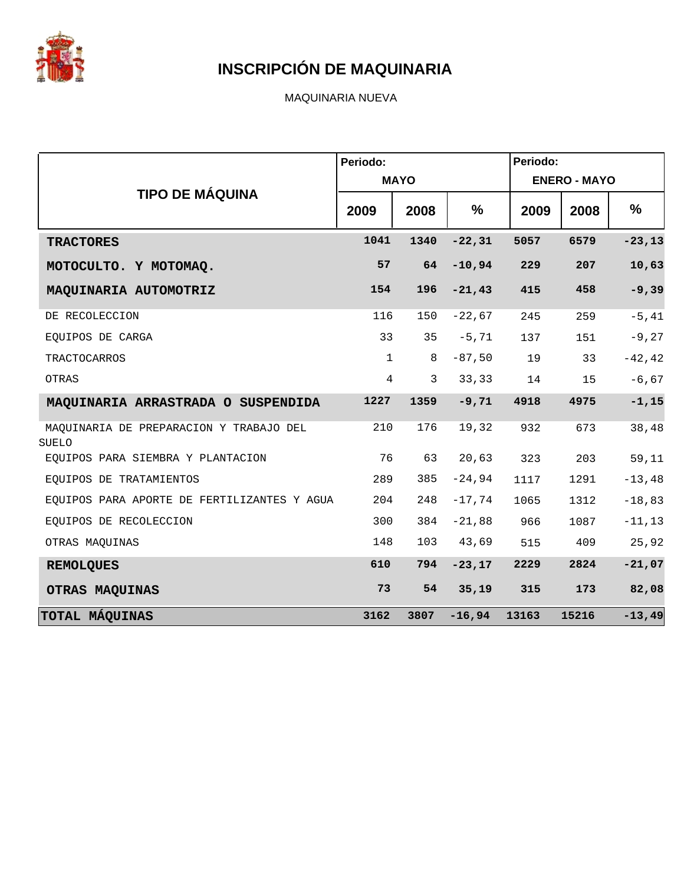# INSCRIPCIÓN DE MAQUINARIA

MAQUINARIA NUEVA

| TIPO DE MÁQUINA | Periodo: MAYO | | | Periodo: ENERO - MAYO | | |
|---|---|---|---|---|---|---|
| | 2009 | 2008 | % | 2009 | 2008 | % |
| **TRACTORES** | **1041** | **1340** | **-22,31** | **5057** | **6579** | **-23,13** |
| **MOTOCULTO. Y MOTOMAQ.** | **57** | **64** | **-10,94** | **229** | **207** | **10,63** |
| **MAQUINARIA AUTOMOTRIZ** | **154** | **196** | **-21,43** | **415** | **458** | **-9,39** |
| DE RECOLECCION | 116 | 150 | -22,67 | 245 | 259 | -5,41 |
| EQUIPOS DE CARGA | 33 | 35 | -5,71 | 137 | 151 | -9,27 |
| TRACTOCARROS | 1 | 8 | -87,50 | 19 | 33 | -42,42 |
| OTRAS | 4 | 3 | 33,33 | 14 | 15 | -6,67 |
| **MAQUINARIA ARRASTRADA O SUSPENDIDA** | **1227** | **1359** | **-9,71** | **4918** | **4975** | **-1,15** |
| MAQUINARIA DE PREPARACION Y TRABAJO DEL SUELO | 210 | 176 | 19,32 | 932 | 673 | 38,48 |
| EQUIPOS PARA SIEMBRA Y PLANTACION | 76 | 63 | 20,63 | 323 | 203 | 59,11 |
| EQUIPOS DE TRATAMIENTOS | 289 | 385 | -24,94 | 1117 | 1291 | -13,48 |
| EQUIPOS PARA APORTE DE FERTILIZANTES Y AGUA | 204 | 248 | -17,74 | 1065 | 1312 | -18,83 |
| EQUIPOS DE RECOLECCION | 300 | 384 | -21,88 | 966 | 1087 | -11,13 |
| OTRAS MAQUINAS | 148 | 103 | 43,69 | 515 | 409 | 25,92 |
| **REMOLQUES** | **610** | **794** | **-23,17** | **2229** | **2824** | **-21,07** |
| **OTRAS MAQUINAS** | **73** | **54** | **35,19** | **315** | **173** | **82,08** |
| **TOTAL MÁQUINAS** | **3162** | **3807** | **-16,94** | **13163** | **15216** | **-13,49** |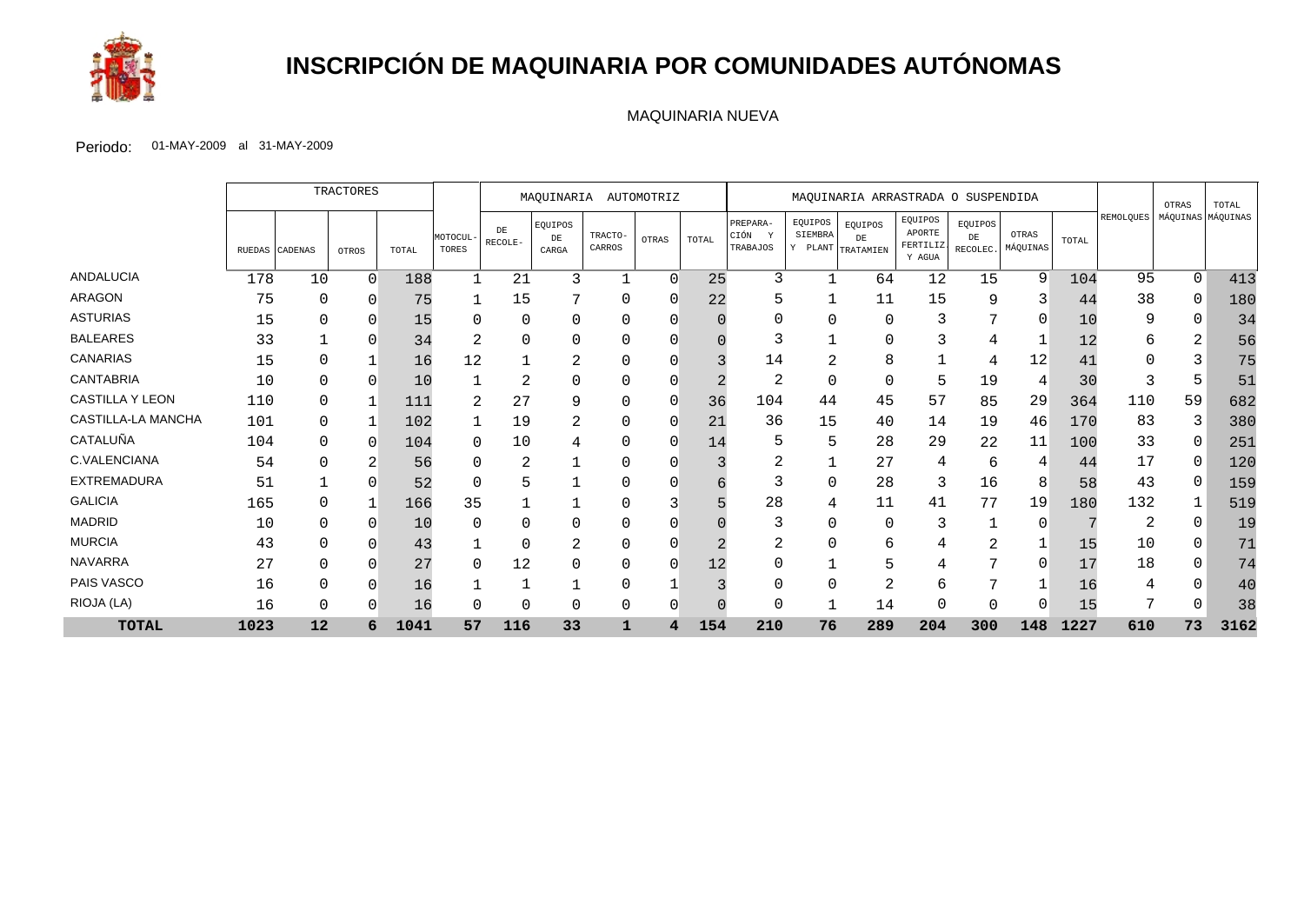# INSCRIPCIÓN DE MAQUINARIA POR COMUNIDADES AUTÓNOMAS

MAQUINARIA NUEVA

Periodo: 01-MAY-2009 al 31-MAY-2009

| | TRACTORES | | | | | MAQUINARIA AUTOMOTRIZ | | | | | MAQUINARIA ARRASTRADA O SUSPENDIDA | | | | | | | | | |
|---|---|---|---|---|---|---|---|---|---|---|---|---|---|---|---|---|---|---|---|---|
| | RUEDAS | CADENAS | OTROS | TOTAL | MOTOCULTORES | DE RECOLE- | EQUIPOS DE CARGA | TRACTOCARROS | OTRAS | TOTAL | PREPARACIÓN Y TRABAJOS | EQUIPOS SIEMBRA Y PLANT | EQUIPOS DE TRATAMIEN | EQUIPOS APORTE FERTILIZ Y AGUA | EQUIPOS DE RECOLEC. | OTRAS MÁQUINAS | TOTAL | REMOLQUES | OTRAS MÁQUINAS | TOTAL MÁQUINAS |
| ANDALUCIA | 178 | 10 | 0 | 188 | 1 | 21 | 3 | 1 | 0 | 25 | 3 | 1 | 64 | 12 | 15 | 9 | 104 | 95 | 0 | 413 |
| ARAGON | 75 | 0 | 0 | 75 | 1 | 15 | 7 | 0 | 0 | 22 | 5 | 1 | 11 | 15 | 9 | 3 | 44 | 38 | 0 | 180 |
| ASTURIAS | 15 | 0 | 0 | 15 | 0 | 0 | 0 | 0 | 0 | 0 | 0 | 0 | 0 | 3 | 7 | 0 | 10 | 9 | 0 | 34 |
| BALEARES | 33 | 1 | 0 | 34 | 2 | 0 | 0 | 0 | 0 | 0 | 3 | 1 | 0 | 3 | 4 | 1 | 12 | 6 | 2 | 56 |
| CANARIAS | 15 | 0 | 1 | 16 | 12 | 1 | 2 | 0 | 0 | 3 | 14 | 2 | 8 | 1 | 4 | 12 | 41 | 0 | 3 | 75 |
| CANTABRIA | 10 | 0 | 0 | 10 | 1 | 2 | 0 | 0 | 0 | 2 | 2 | 0 | 0 | 5 | 19 | 4 | 30 | 3 | 5 | 51 |
| CASTILLA Y LEON | 110 | 0 | 1 | 111 | 2 | 27 | 9 | 0 | 0 | 36 | 104 | 44 | 45 | 57 | 85 | 29 | 364 | 110 | 59 | 682 |
| CASTILLA-LA MANCHA | 101 | 0 | 1 | 102 | 1 | 19 | 2 | 0 | 0 | 21 | 36 | 15 | 40 | 14 | 19 | 46 | 170 | 83 | 3 | 380 |
| CATALUÑA | 104 | 0 | 0 | 104 | 0 | 10 | 4 | 0 | 0 | 14 | 5 | 5 | 28 | 29 | 22 | 11 | 100 | 33 | 0 | 251 |
| C.VALENCIANA | 54 | 0 | 2 | 56 | 0 | 2 | 1 | 0 | 0 | 3 | 2 | 1 | 27 | 4 | 6 | 4 | 44 | 17 | 0 | 120 |
| EXTREMADURA | 51 | 1 | 0 | 52 | 0 | 5 | 1 | 0 | 0 | 6 | 3 | 0 | 28 | 3 | 16 | 8 | 58 | 43 | 0 | 159 |
| GALICIA | 165 | 0 | 1 | 166 | 35 | 1 | 1 | 0 | 3 | 5 | 28 | 4 | 11 | 41 | 77 | 19 | 180 | 132 | 1 | 519 |
| MADRID | 10 | 0 | 0 | 10 | 0 | 0 | 0 | 0 | 0 | 0 | 3 | 0 | 0 | 3 | 1 | 0 | 7 | 2 | 0 | 19 |
| MURCIA | 43 | 0 | 0 | 43 | 1 | 0 | 2 | 0 | 0 | 2 | 2 | 0 | 6 | 4 | 2 | 1 | 15 | 10 | 0 | 71 |
| NAVARRA | 27 | 0 | 0 | 27 | 0 | 12 | 0 | 0 | 0 | 12 | 0 | 1 | 5 | 4 | 7 | 0 | 17 | 18 | 0 | 74 |
| PAIS VASCO | 16 | 0 | 0 | 16 | 1 | 1 | 1 | 0 | 1 | 3 | 0 | 0 | 2 | 6 | 7 | 1 | 16 | 4 | 0 | 40 |
| RIOJA (LA) | 16 | 0 | 0 | 16 | 0 | 0 | 0 | 0 | 0 | 0 | 0 | 1 | 14 | 0 | 0 | 0 | 15 | 7 | 0 | 38 |
| **TOTAL** | **1023** | **12** | **6** | **1041** | **57** | **116** | **33** | **1** | **4** | **154** | **210** | **76** | **289** | **204** | **300** | **148** | **1227** | **610** | **73** | **3162** |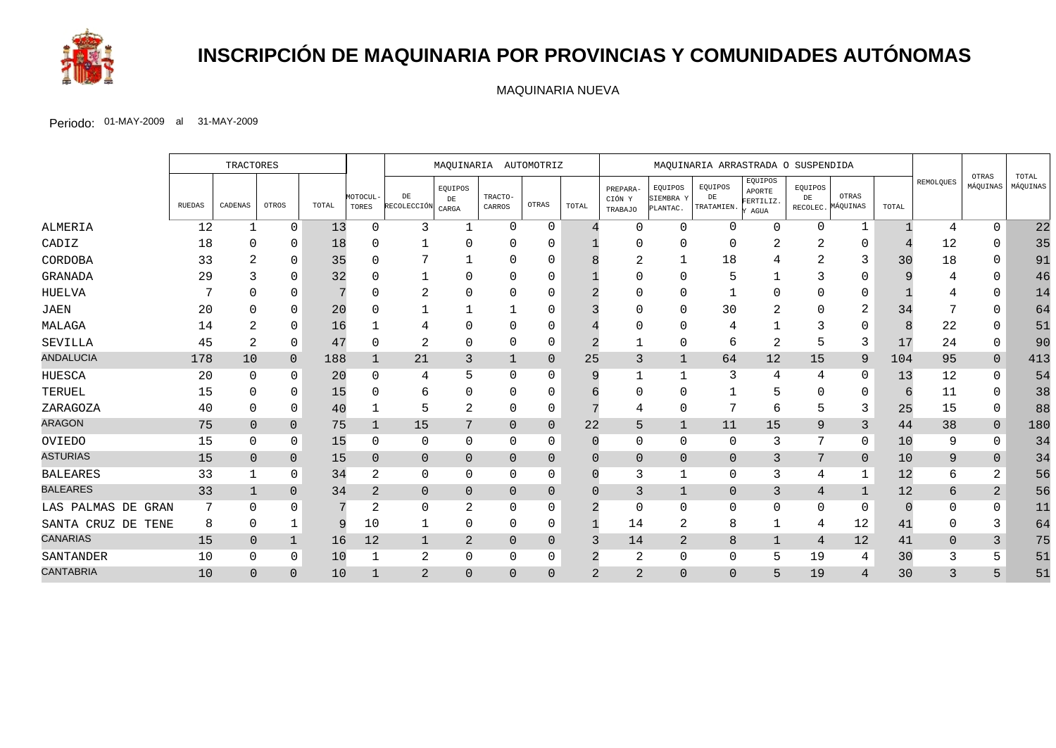# INSCRIPCIÓN DE MAQUINARIA POR PROVINCIAS Y COMUNIDADES AUTÓNOMAS

MAQUINARIA NUEVA

Periodo: 01-MAY-2009 al 31-MAY-2009

| | TRACTORES | | | | | MAQUINARIA AUTOMOTRIZ | | | | | MAQUINARIA ARRASTRADA O SUSPENDIDA | | | | | | | | | |
|---|---|---|---|---|---|---|---|---|---|---|---|---|---|---|---|---|---|---|---|---|
| | RUEDAS | CADENAS | OTROS | TOTAL | MOTOCUL-TORES | DE RECOLECCIÓN | EQUIPOS DE CARGA | TRACTO-CARROS | OTRAS | TOTAL | PREPARA-CIÓN Y TRABAJO | EQUIPOS SIEMBRA Y PLANTAC. | EQUIPOS DE TRATAMIEN. | EQUIPOS APORTE FERTILIZ. Y AGUA | EQUIPOS DE RECOLEC. | OTRAS MÁQUINAS | TOTAL | REMOLQUES | OTRAS MÁQUINAS | TOTAL MÁQUINAS |
| ALMERIA | 12 | 1 | 0 | 13 | 0 | 3 | 1 | 0 | 0 | 4 | 0 | 0 | 0 | 0 | 0 | 1 | 1 | 4 | 0 | 22 |
| CADIZ | 18 | 0 | 0 | 18 | 0 | 1 | 0 | 0 | 0 | 1 | 0 | 0 | 0 | 2 | 2 | 0 | 4 | 12 | 0 | 35 |
| CORDOBA | 33 | 2 | 0 | 35 | 0 | 7 | 1 | 0 | 0 | 8 | 2 | 1 | 18 | 4 | 2 | 3 | 30 | 18 | 0 | 91 |
| GRANADA | 29 | 3 | 0 | 32 | 0 | 1 | 0 | 0 | 0 | 1 | 0 | 0 | 5 | 1 | 3 | 0 | 9 | 4 | 0 | 46 |
| HUELVA | 7 | 0 | 0 | 7 | 0 | 2 | 0 | 0 | 0 | 2 | 0 | 0 | 1 | 0 | 0 | 0 | 1 | 4 | 0 | 14 |
| JAEN | 20 | 0 | 0 | 20 | 0 | 1 | 1 | 1 | 0 | 3 | 0 | 0 | 30 | 2 | 0 | 2 | 34 | 7 | 0 | 64 |
| MALAGA | 14 | 2 | 0 | 16 | 1 | 4 | 0 | 0 | 0 | 4 | 0 | 0 | 4 | 1 | 3 | 0 | 8 | 22 | 0 | 51 |
| SEVILLA | 45 | 2 | 0 | 47 | 0 | 2 | 0 | 0 | 0 | 2 | 1 | 0 | 6 | 2 | 5 | 3 | 17 | 24 | 0 | 90 |
| ANDALUCIA | 178 | 10 | 0 | 188 | 1 | 21 | 3 | 1 | 0 | 25 | 3 | 1 | 64 | 12 | 15 | 9 | 104 | 95 | 0 | 413 |
| HUESCA | 20 | 0 | 0 | 20 | 0 | 4 | 5 | 0 | 0 | 9 | 1 | 1 | 3 | 4 | 4 | 0 | 13 | 12 | 0 | 54 |
| TERUEL | 15 | 0 | 0 | 15 | 0 | 6 | 0 | 0 | 0 | 6 | 0 | 0 | 1 | 5 | 0 | 0 | 6 | 11 | 0 | 38 |
| ZARAGOZA | 40 | 0 | 0 | 40 | 1 | 5 | 2 | 0 | 0 | 7 | 4 | 0 | 7 | 6 | 5 | 3 | 25 | 15 | 0 | 88 |
| ARAGON | 75 | 0 | 0 | 75 | 1 | 15 | 7 | 0 | 0 | 22 | 5 | 1 | 11 | 15 | 9 | 3 | 44 | 38 | 0 | 180 |
| OVIEDO | 15 | 0 | 0 | 15 | 0 | 0 | 0 | 0 | 0 | 0 | 0 | 0 | 0 | 3 | 7 | 0 | 10 | 9 | 0 | 34 |
| ASTURIAS | 15 | 0 | 0 | 15 | 0 | 0 | 0 | 0 | 0 | 0 | 0 | 0 | 0 | 3 | 7 | 0 | 10 | 9 | 0 | 34 |
| BALEARES | 33 | 1 | 0 | 34 | 2 | 0 | 0 | 0 | 0 | 0 | 3 | 1 | 0 | 3 | 4 | 1 | 12 | 6 | 2 | 56 |
| BALEARES | 33 | 1 | 0 | 34 | 2 | 0 | 0 | 0 | 0 | 0 | 3 | 1 | 0 | 3 | 4 | 1 | 12 | 6 | 2 | 56 |
| LAS PALMAS DE GRAN | 7 | 0 | 0 | 7 | 2 | 0 | 2 | 0 | 0 | 2 | 0 | 0 | 0 | 0 | 0 | 0 | 0 | 0 | 0 | 11 |
| SANTA CRUZ DE TENE | 8 | 0 | 1 | 9 | 10 | 1 | 0 | 0 | 0 | 1 | 14 | 2 | 8 | 1 | 4 | 12 | 41 | 0 | 3 | 64 |
| CANARIAS | 15 | 0 | 1 | 16 | 12 | 1 | 2 | 0 | 0 | 3 | 14 | 2 | 8 | 1 | 4 | 12 | 41 | 0 | 3 | 75 |
| SANTANDER | 10 | 0 | 0 | 10 | 1 | 2 | 0 | 0 | 0 | 2 | 2 | 0 | 0 | 5 | 19 | 4 | 30 | 3 | 5 | 51 |
| CANTABRIA | 10 | 0 | 0 | 10 | 1 | 2 | 0 | 0 | 0 | 2 | 2 | 0 | 0 | 5 | 19 | 4 | 30 | 3 | 5 | 51 |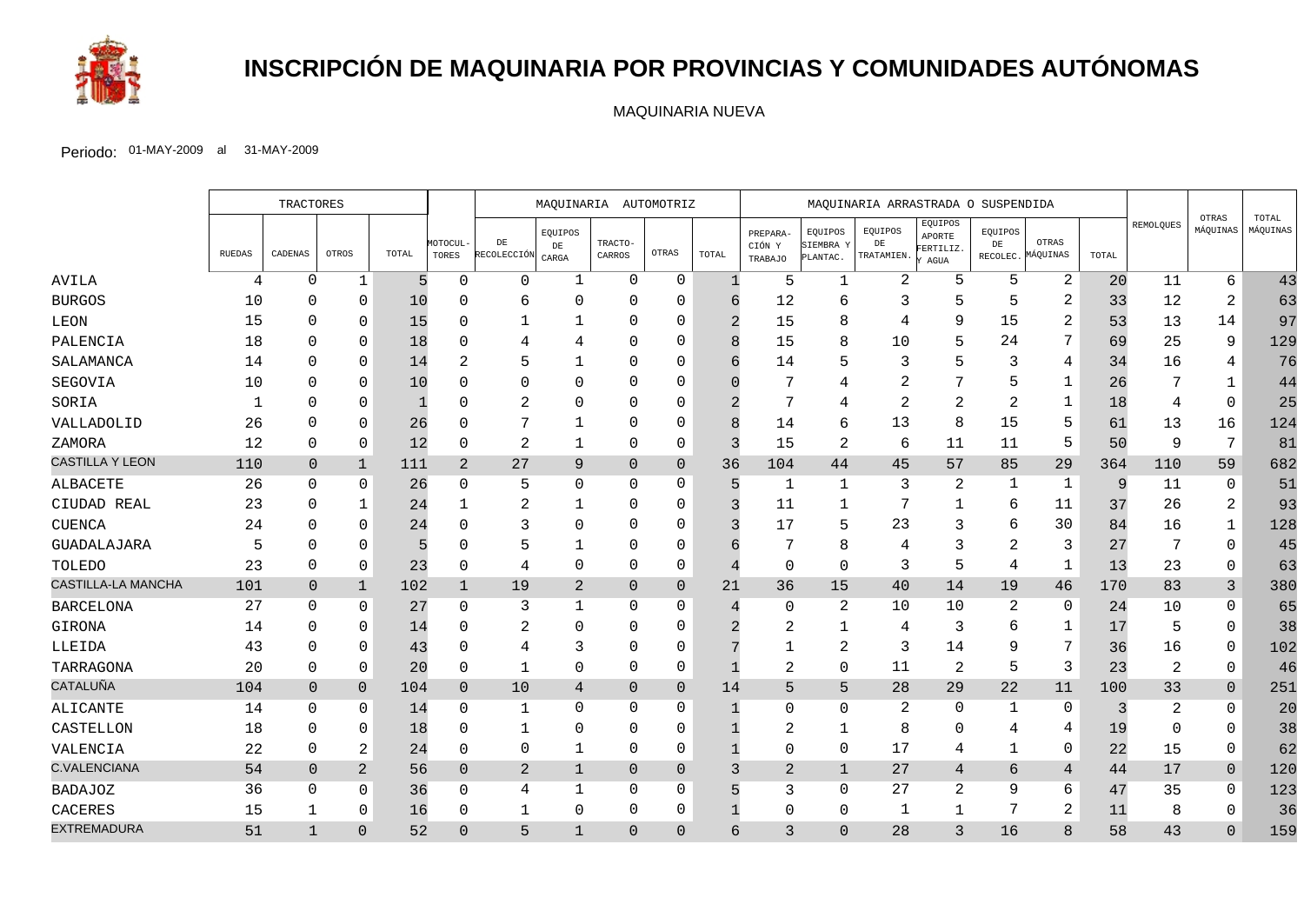# INSCRIPCIÓN DE MAQUINARIA POR PROVINCIAS Y COMUNIDADES AUTÓNOMAS

MAQUINARIA NUEVA

Periodo: 01-MAY-2009 al 31-MAY-2009

| | TRACTORES | | | | | MAQUINARIA AUTOMOTRIZ | | | | | MAQUINARIA ARRASTRADA O SUSPENDIDA | | | | | | | | | |
|---|---|---|---|---|---|---|---|---|---|---|---|---|---|---|---|---|---|---|---|---|
| | RUEDAS | CADENAS | OTROS | TOTAL | MOTOCULTORES | DE RECOLECCIÓN | EQUIPOS DE CARGA | TRACTOCARROS | OTRAS | TOTAL | PREPARACIÓN Y TRABAJO | EQUIPOS SIEMBRA Y PLANTAC. | EQUIPOS DE TRATAMIEN. | EQUIPOS APORTE FERTILIZ. Y AGUA | EQUIPOS DE RECOLEC. | OTRAS MÁQUINAS | TOTAL | REMOLQUES | OTRAS MÁQUINAS | TOTAL MÁQUINAS |
| AVILA | 4 | 0 | 1 | 5 | 0 | 0 | 1 | 0 | 0 | 1 | 5 | 1 | 2 | 5 | 5 | 2 | 20 | 11 | 6 | 43 |
| BURGOS | 10 | 0 | 0 | 10 | 0 | 6 | 0 | 0 | 0 | 6 | 12 | 6 | 3 | 5 | 5 | 2 | 33 | 12 | 2 | 63 |
| LEON | 15 | 0 | 0 | 15 | 0 | 1 | 1 | 0 | 0 | 2 | 15 | 8 | 4 | 9 | 15 | 2 | 53 | 13 | 14 | 97 |
| PALENCIA | 18 | 0 | 0 | 18 | 0 | 4 | 4 | 0 | 0 | 8 | 15 | 8 | 10 | 5 | 24 | 7 | 69 | 25 | 9 | 129 |
| SALAMANCA | 14 | 0 | 0 | 14 | 2 | 5 | 1 | 0 | 0 | 6 | 14 | 5 | 3 | 5 | 3 | 4 | 34 | 16 | 4 | 76 |
| SEGOVIA | 10 | 0 | 0 | 10 | 0 | 0 | 0 | 0 | 0 | 0 | 7 | 4 | 2 | 7 | 5 | 1 | 26 | 7 | 1 | 44 |
| SORIA | 1 | 0 | 0 | 1 | 0 | 2 | 0 | 0 | 0 | 2 | 7 | 4 | 2 | 2 | 2 | 1 | 18 | 4 | 0 | 25 |
| VALLADOLID | 26 | 0 | 0 | 26 | 0 | 7 | 1 | 0 | 0 | 8 | 14 | 6 | 13 | 8 | 15 | 5 | 61 | 13 | 16 | 124 |
| ZAMORA | 12 | 0 | 0 | 12 | 0 | 2 | 1 | 0 | 0 | 3 | 15 | 2 | 6 | 11 | 11 | 5 | 50 | 9 | 7 | 81 |
| CASTILLA Y LEON | 110 | 0 | 1 | 111 | 2 | 27 | 9 | 0 | 0 | 36 | 104 | 44 | 45 | 57 | 85 | 29 | 364 | 110 | 59 | 682 |
| ALBACETE | 26 | 0 | 0 | 26 | 0 | 5 | 0 | 0 | 0 | 5 | 1 | 1 | 3 | 2 | 1 | 1 | 9 | 11 | 0 | 51 |
| CIUDAD REAL | 23 | 0 | 1 | 24 | 1 | 2 | 1 | 0 | 0 | 3 | 11 | 1 | 7 | 1 | 6 | 11 | 37 | 26 | 2 | 93 |
| CUENCA | 24 | 0 | 0 | 24 | 0 | 3 | 0 | 0 | 0 | 3 | 17 | 5 | 23 | 3 | 6 | 30 | 84 | 16 | 1 | 128 |
| GUADALAJARA | 5 | 0 | 0 | 5 | 0 | 5 | 1 | 0 | 0 | 6 | 7 | 8 | 4 | 3 | 2 | 3 | 27 | 7 | 0 | 45 |
| TOLEDO | 23 | 0 | 0 | 23 | 0 | 4 | 0 | 0 | 0 | 4 | 0 | 0 | 3 | 5 | 4 | 1 | 13 | 23 | 0 | 63 |
| CASTILLA-LA MANCHA | 101 | 0 | 1 | 102 | 1 | 19 | 2 | 0 | 0 | 21 | 36 | 15 | 40 | 14 | 19 | 46 | 170 | 83 | 3 | 380 |
| BARCELONA | 27 | 0 | 0 | 27 | 0 | 3 | 1 | 0 | 0 | 4 | 0 | 2 | 10 | 10 | 2 | 0 | 24 | 10 | 0 | 65 |
| GIRONA | 14 | 0 | 0 | 14 | 0 | 2 | 0 | 0 | 0 | 2 | 2 | 1 | 4 | 3 | 6 | 1 | 17 | 5 | 0 | 38 |
| LLEIDA | 43 | 0 | 0 | 43 | 0 | 4 | 3 | 0 | 0 | 7 | 1 | 2 | 3 | 14 | 9 | 7 | 36 | 16 | 0 | 102 |
| TARRAGONA | 20 | 0 | 0 | 20 | 0 | 1 | 0 | 0 | 0 | 1 | 2 | 0 | 11 | 2 | 5 | 3 | 23 | 2 | 0 | 46 |
| CATALUÑA | 104 | 0 | 0 | 104 | 0 | 10 | 4 | 0 | 0 | 14 | 5 | 5 | 28 | 29 | 22 | 11 | 100 | 33 | 0 | 251 |
| ALICANTE | 14 | 0 | 0 | 14 | 0 | 1 | 0 | 0 | 0 | 1 | 0 | 0 | 2 | 0 | 1 | 0 | 3 | 2 | 0 | 20 |
| CASTELLON | 18 | 0 | 0 | 18 | 0 | 1 | 0 | 0 | 0 | 1 | 2 | 1 | 8 | 0 | 4 | 4 | 19 | 0 | 0 | 38 |
| VALENCIA | 22 | 0 | 2 | 24 | 0 | 0 | 1 | 0 | 0 | 1 | 0 | 0 | 17 | 4 | 1 | 0 | 22 | 15 | 0 | 62 |
| C.VALENCIANA | 54 | 0 | 2 | 56 | 0 | 2 | 1 | 0 | 0 | 3 | 2 | 1 | 27 | 4 | 6 | 4 | 44 | 17 | 0 | 120 |
| BADAJOZ | 36 | 0 | 0 | 36 | 0 | 4 | 1 | 0 | 0 | 5 | 3 | 0 | 27 | 2 | 9 | 6 | 47 | 35 | 0 | 123 |
| CACERES | 15 | 1 | 0 | 16 | 0 | 1 | 0 | 0 | 0 | 1 | 0 | 0 | 1 | 1 | 7 | 2 | 11 | 8 | 0 | 36 |
| EXTREMADURA | 51 | 1 | 0 | 52 | 0 | 5 | 1 | 0 | 0 | 6 | 3 | 0 | 28 | 3 | 16 | 8 | 58 | 43 | 0 | 159 |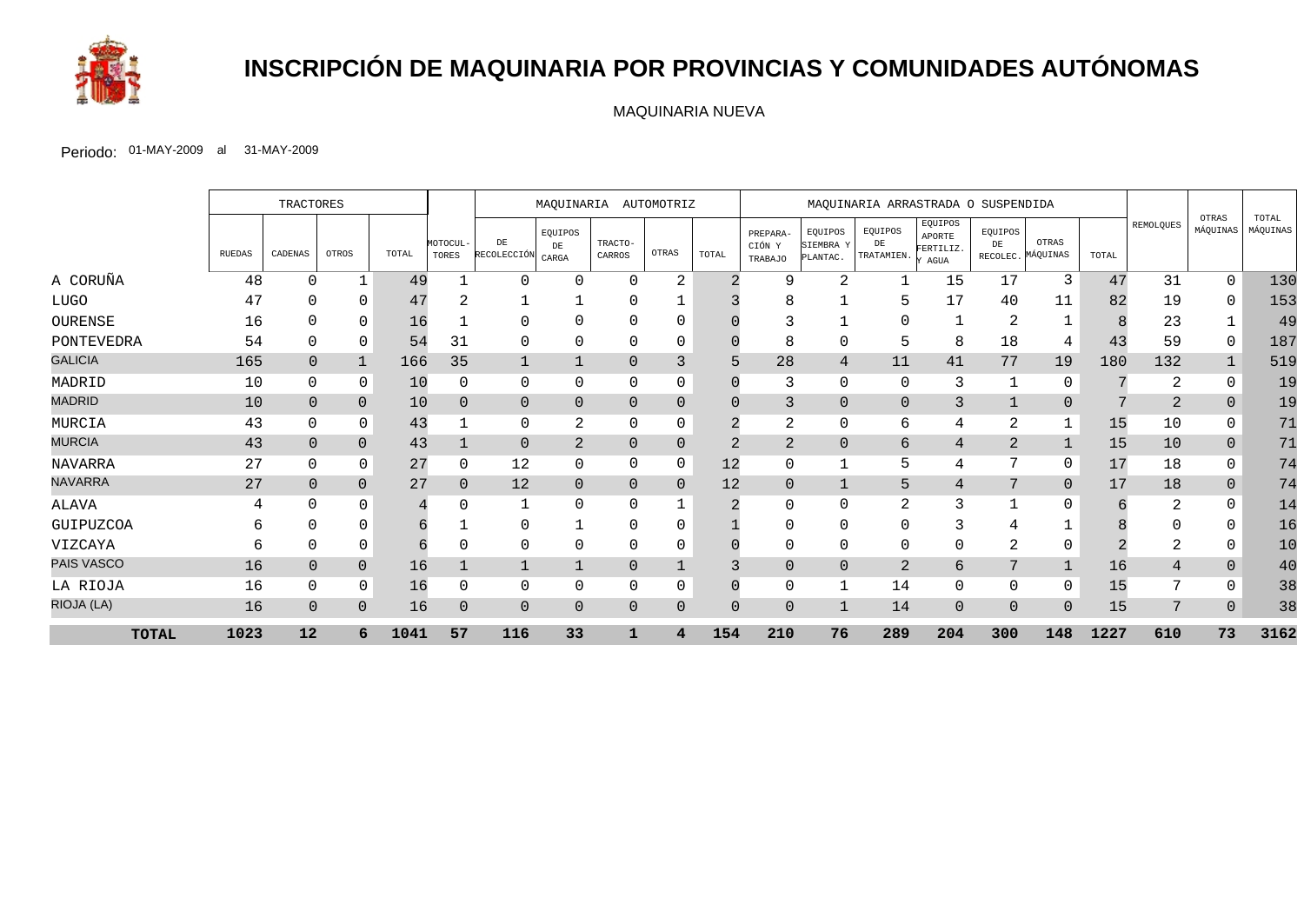# INSCRIPCIÓN DE MAQUINARIA POR PROVINCIAS Y COMUNIDADES AUTÓNOMAS

MAQUINARIA NUEVA

Periodo: 01-MAY-2009 al 31-MAY-2009

| | TRACTORES | | | | | MAQUINARIA AUTOMOTRIZ | | | | | MAQUINARIA ARRASTRADA O SUSPENDIDA | | | | | | | | | |
|---|---|---|---|---|---|---|---|---|---|---|---|---|---|---|---|---|---|---|---|---|
| | RUEDAS | CADENAS | OTROS | TOTAL | MOTOCUL-TORES | DE RECOLECCIÓN | EQUIPOS DE CARGA | TRACTO-CARROS | OTRAS | TOTAL | PREPARA-CIÓN Y TRABAJO | EQUIPOS SIEMBRA Y PLANTAC. | EQUIPOS DE TRATAMIEN. | EQUIPOS APORTE FERTILIZ. Y AGUA | EQUIPOS DE RECOLEC. | OTRAS MÁQUINAS | TOTAL | REMOLQUES | OTRAS MÁQUINAS | TOTAL MÁQUINAS |
| A CORUÑA | 48 | 0 | 1 | 49 | 1 | 0 | 0 | 0 | 2 | 2 | 9 | 2 | 1 | 15 | 17 | 3 | 47 | 31 | 0 | 130 |
| LUGO | 47 | 0 | 0 | 47 | 2 | 1 | 1 | 0 | 1 | 3 | 8 | 1 | 5 | 17 | 40 | 11 | 82 | 19 | 0 | 153 |
| OURENSE | 16 | 0 | 0 | 16 | 1 | 0 | 0 | 0 | 0 | 0 | 3 | 1 | 0 | 1 | 2 | 1 | 8 | 23 | 1 | 49 |
| PONTEVEDRA | 54 | 0 | 0 | 54 | 31 | 0 | 0 | 0 | 0 | 0 | 8 | 0 | 5 | 8 | 18 | 4 | 43 | 59 | 0 | 187 |
| GALICIA | 165 | 0 | 1 | 166 | 35 | 1 | 1 | 0 | 3 | 5 | 28 | 4 | 11 | 41 | 77 | 19 | 180 | 132 | 1 | 519 |
| MADRID | 10 | 0 | 0 | 10 | 0 | 0 | 0 | 0 | 0 | 0 | 3 | 0 | 0 | 3 | 1 | 0 | 7 | 2 | 0 | 19 |
| MADRID | 10 | 0 | 0 | 10 | 0 | 0 | 0 | 0 | 0 | 0 | 3 | 0 | 0 | 3 | 1 | 0 | 7 | 2 | 0 | 19 |
| MURCIA | 43 | 0 | 0 | 43 | 1 | 0 | 2 | 0 | 0 | 2 | 2 | 0 | 6 | 4 | 2 | 1 | 15 | 10 | 0 | 71 |
| MURCIA | 43 | 0 | 0 | 43 | 1 | 0 | 2 | 0 | 0 | 2 | 2 | 0 | 6 | 4 | 2 | 1 | 15 | 10 | 0 | 71 |
| NAVARRA | 27 | 0 | 0 | 27 | 0 | 12 | 0 | 0 | 0 | 12 | 0 | 1 | 5 | 4 | 7 | 0 | 17 | 18 | 0 | 74 |
| NAVARRA | 27 | 0 | 0 | 27 | 0 | 12 | 0 | 0 | 0 | 12 | 0 | 1 | 5 | 4 | 7 | 0 | 17 | 18 | 0 | 74 |
| ALAVA | 4 | 0 | 0 | 4 | 0 | 1 | 0 | 0 | 1 | 2 | 0 | 0 | 2 | 3 | 1 | 0 | 6 | 2 | 0 | 14 |
| GUIPUZCOA | 6 | 0 | 0 | 6 | 1 | 0 | 1 | 0 | 0 | 1 | 0 | 0 | 0 | 3 | 4 | 1 | 8 | 0 | 0 | 16 |
| VIZCAYA | 6 | 0 | 0 | 6 | 0 | 0 | 0 | 0 | 0 | 0 | 0 | 0 | 0 | 0 | 2 | 0 | 2 | 2 | 0 | 10 |
| PAIS VASCO | 16 | 0 | 0 | 16 | 1 | 1 | 1 | 0 | 1 | 3 | 0 | 0 | 2 | 6 | 7 | 1 | 16 | 4 | 0 | 40 |
| LA RIOJA | 16 | 0 | 0 | 16 | 0 | 0 | 0 | 0 | 0 | 0 | 0 | 1 | 14 | 0 | 0 | 0 | 15 | 7 | 0 | 38 |
| RIOJA (LA) | 16 | 0 | 0 | 16 | 0 | 0 | 0 | 0 | 0 | 0 | 0 | 1 | 14 | 0 | 0 | 0 | 15 | 7 | 0 | 38 |
| **TOTAL** | **1023** | **12** | **6** | **1041** | **57** | **116** | **33** | **1** | **4** | **154** | **210** | **76** | **289** | **204** | **300** | **148** | **1227** | **610** | **73** | **3162** |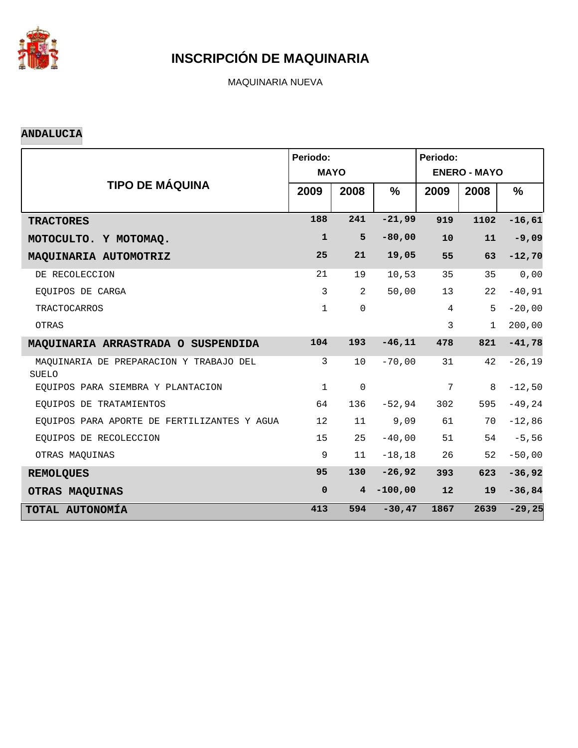# INSCRIPCIÓN DE MAQUINARIA

MAQUINARIA NUEVA

**ANDALUCIA**

| TIPO DE MÁQUINA | Periodo: MAYO | | | Periodo: ENERO - MAYO | | |
|---|---|---|---|---|---|---|
| | 2009 | 2008 | % | 2009 | 2008 | % |
| **TRACTORES** | **188** | **241** | **-21,99** | **919** | **1102** | **-16,61** |
| **MOTOCULTO. Y MOTOMAQ.** | **1** | **5** | **-80,00** | **10** | **11** | **-9,09** |
| **MAQUINARIA AUTOMOTRIZ** | **25** | **21** | **19,05** | **55** | **63** | **-12,70** |
| DE RECOLECCION | 21 | 19 | 10,53 | 35 | 35 | 0,00 |
| EQUIPOS DE CARGA | 3 | 2 | 50,00 | 13 | 22 | -40,91 |
| TRACTOCARROS | 1 | 0 | | 4 | 5 | -20,00 |
| OTRAS | | | | 3 | 1 | 200,00 |
| **MAQUINARIA ARRASTRADA O SUSPENDIDA** | **104** | **193** | **-46,11** | **478** | **821** | **-41,78** |
| MAQUINARIA DE PREPARACION Y TRABAJO DEL SUELO | 3 | 10 | -70,00 | 31 | 42 | -26,19 |
| EQUIPOS PARA SIEMBRA Y PLANTACION | 1 | 0 | | 7 | 8 | -12,50 |
| EQUIPOS DE TRATAMIENTOS | 64 | 136 | -52,94 | 302 | 595 | -49,24 |
| EQUIPOS PARA APORTE DE FERTILIZANTES Y AGUA | 12 | 11 | 9,09 | 61 | 70 | -12,86 |
| EQUIPOS DE RECOLECCION | 15 | 25 | -40,00 | 51 | 54 | -5,56 |
| OTRAS MAQUINAS | 9 | 11 | -18,18 | 26 | 52 | -50,00 |
| **REMOLQUES** | **95** | **130** | **-26,92** | **393** | **623** | **-36,92** |
| **OTRAS MAQUINAS** | **0** | **4** | **-100,00** | **12** | **19** | **-36,84** |
| **TOTAL AUTONOMÍA** | **413** | **594** | **-30,47** | **1867** | **2639** | **-29,25** |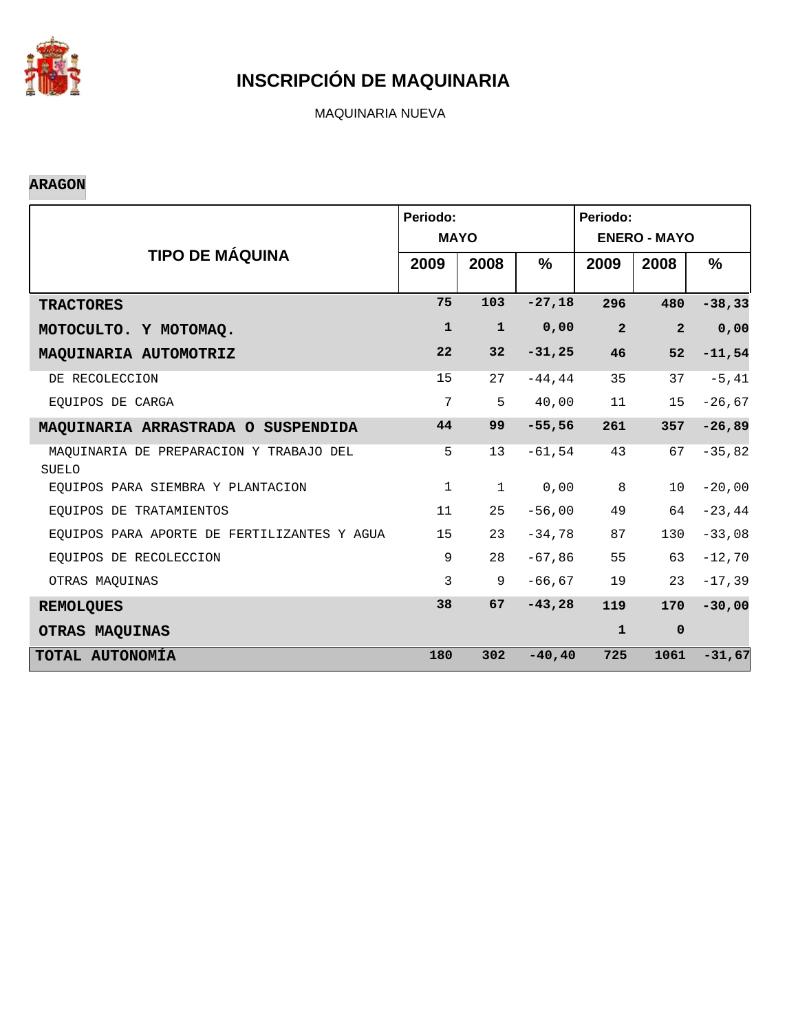# INSCRIPCIÓN DE MAQUINARIA

MAQUINARIA NUEVA

**ARAGON**

| TIPO DE MÁQUINA | Periodo: MAYO | | | Periodo: ENERO - MAYO | | |
|---|---|---|---|---|---|---|
| | 2009 | 2008 | % | 2009 | 2008 | % |
| **TRACTORES** | **75** | **103** | **-27,18** | **296** | **480** | **-38,33** |
| **MOTOCULTO. Y MOTOMAQ.** | **1** | **1** | **0,00** | **2** | **2** | **0,00** |
| **MAQUINARIA AUTOMOTRIZ** | **22** | **32** | **-31,25** | **46** | **52** | **-11,54** |
| DE RECOLECCION | 15 | 27 | -44,44 | 35 | 37 | -5,41 |
| EQUIPOS DE CARGA | 7 | 5 | 40,00 | 11 | 15 | -26,67 |
| **MAQUINARIA ARRASTRADA O SUSPENDIDA** | **44** | **99** | **-55,56** | **261** | **357** | **-26,89** |
| MAQUINARIA DE PREPARACION Y TRABAJO DEL SUELO | 5 | 13 | -61,54 | 43 | 67 | -35,82 |
| EQUIPOS PARA SIEMBRA Y PLANTACION | 1 | 1 | 0,00 | 8 | 10 | -20,00 |
| EQUIPOS DE TRATAMIENTOS | 11 | 25 | -56,00 | 49 | 64 | -23,44 |
| EQUIPOS PARA APORTE DE FERTILIZANTES Y AGUA | 15 | 23 | -34,78 | 87 | 130 | -33,08 |
| EQUIPOS DE RECOLECCION | 9 | 28 | -67,86 | 55 | 63 | -12,70 |
| OTRAS MAQUINAS | 3 | 9 | -66,67 | 19 | 23 | -17,39 |
| **REMOLQUES** | **38** | **67** | **-43,28** | **119** | **170** | **-30,00** |
| **OTRAS MAQUINAS** | | | | **1** | **0** | |
| **TOTAL AUTONOMÍA** | **180** | **302** | **-40,40** | **725** | **1061** | **-31,67** |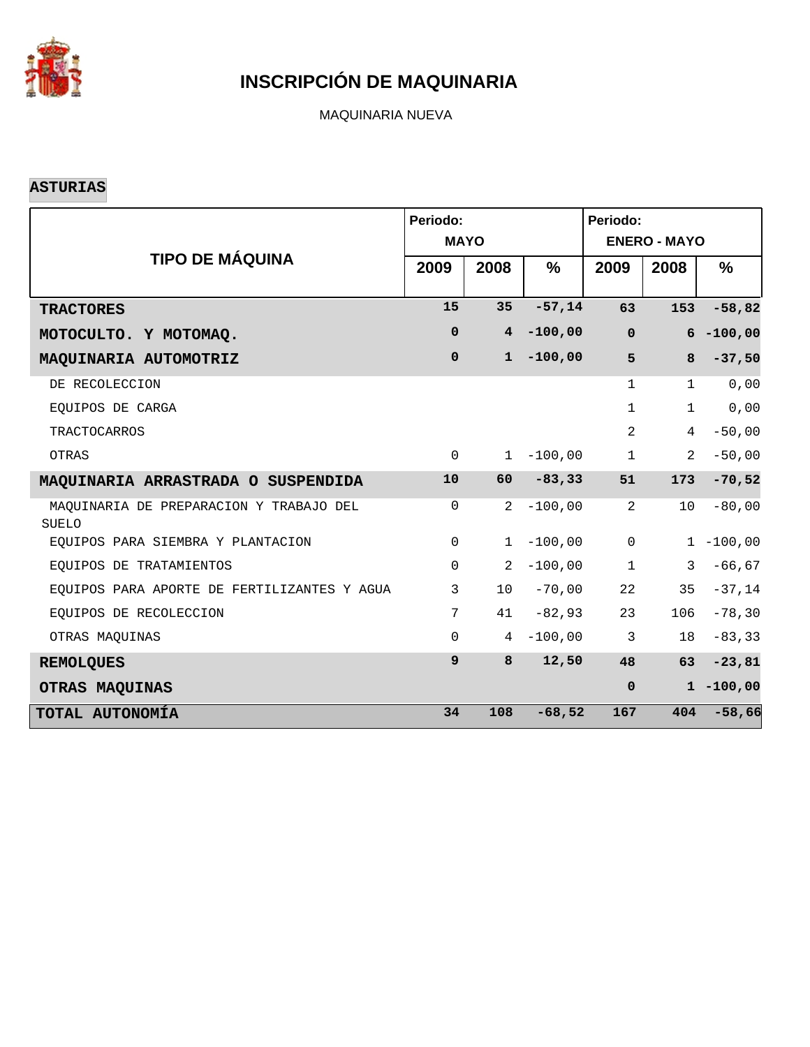# INSCRIPCIÓN DE MAQUINARIA

MAQUINARIA NUEVA

**ASTURIAS**

| TIPO DE MÁQUINA | Periodo: MAYO | | | Periodo: ENERO - MAYO | | |
|---|---|---|---|---|---|---|
| | 2009 | 2008 | % | 2009 | 2008 | % |
| **TRACTORES** | **15** | **35** | **-57,14** | **63** | **153** | **-58,82** |
| **MOTOCULTO. Y MOTOMAQ.** | **0** | **4** | **-100,00** | **0** | **6** | **-100,00** |
| **MAQUINARIA AUTOMOTRIZ** | **0** | **1** | **-100,00** | **5** | **8** | **-37,50** |
| DE RECOLECCION | | | | 1 | 1 | 0,00 |
| EQUIPOS DE CARGA | | | | 1 | 1 | 0,00 |
| TRACTOCARROS | | | | 2 | 4 | -50,00 |
| OTRAS | 0 | 1 | -100,00 | 1 | 2 | -50,00 |
| **MAQUINARIA ARRASTRADA O SUSPENDIDA** | **10** | **60** | **-83,33** | **51** | **173** | **-70,52** |
| MAQUINARIA DE PREPARACION Y TRABAJO DEL SUELO | 0 | 2 | -100,00 | 2 | 10 | -80,00 |
| EQUIPOS PARA SIEMBRA Y PLANTACION | 0 | 1 | -100,00 | 0 | 1 | -100,00 |
| EQUIPOS DE TRATAMIENTOS | 0 | 2 | -100,00 | 1 | 3 | -66,67 |
| EQUIPOS PARA APORTE DE FERTILIZANTES Y AGUA | 3 | 10 | -70,00 | 22 | 35 | -37,14 |
| EQUIPOS DE RECOLECCION | 7 | 41 | -82,93 | 23 | 106 | -78,30 |
| OTRAS MAQUINAS | 0 | 4 | -100,00 | 3 | 18 | -83,33 |
| **REMOLQUES** | **9** | **8** | **12,50** | **48** | **63** | **-23,81** |
| **OTRAS MAQUINAS** | | | | **0** | **1** | **-100,00** |
| **TOTAL AUTONOMÍA** | **34** | **108** | **-68,52** | **167** | **404** | **-58,66** |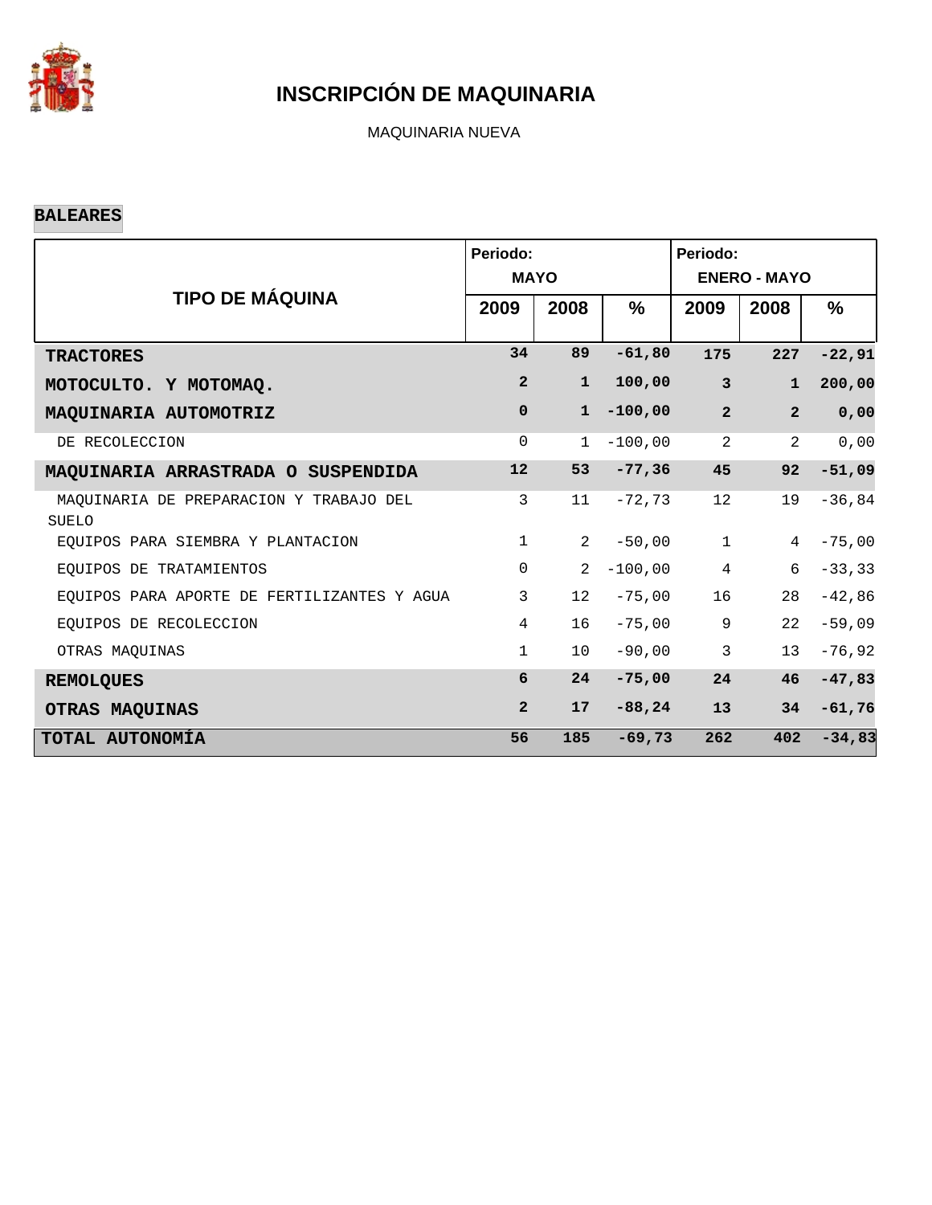# INSCRIPCIÓN DE MAQUINARIA

MAQUINARIA NUEVA

**BALEARES**

| TIPO DE MÁQUINA | Periodo: MAYO | | | Periodo: ENERO - MAYO | | |
|---|---|---|---|---|---|---|
| | 2009 | 2008 | % | 2009 | 2008 | % |
| **TRACTORES** | **34** | **89** | **-61,80** | **175** | **227** | **-22,91** |
| **MOTOCULTO. Y MOTOMAQ.** | **2** | **1** | **100,00** | **3** | **1** | **200,00** |
| **MAQUINARIA AUTOMOTRIZ** | **0** | **1** | **-100,00** | **2** | **2** | **0,00** |
| DE RECOLECCION | 0 | 1 | -100,00 | 2 | 2 | 0,00 |
| **MAQUINARIA ARRASTRADA O SUSPENDIDA** | **12** | **53** | **-77,36** | **45** | **92** | **-51,09** |
| MAQUINARIA DE PREPARACION Y TRABAJO DEL SUELO | 3 | 11 | -72,73 | 12 | 19 | -36,84 |
| EQUIPOS PARA SIEMBRA Y PLANTACION | 1 | 2 | -50,00 | 1 | 4 | -75,00 |
| EQUIPOS DE TRATAMIENTOS | 0 | 2 | -100,00 | 4 | 6 | -33,33 |
| EQUIPOS PARA APORTE DE FERTILIZANTES Y AGUA | 3 | 12 | -75,00 | 16 | 28 | -42,86 |
| EQUIPOS DE RECOLECCION | 4 | 16 | -75,00 | 9 | 22 | -59,09 |
| OTRAS MAQUINAS | 1 | 10 | -90,00 | 3 | 13 | -76,92 |
| **REMOLQUES** | **6** | **24** | **-75,00** | **24** | **46** | **-47,83** |
| **OTRAS MAQUINAS** | **2** | **17** | **-88,24** | **13** | **34** | **-61,76** |
| **TOTAL AUTONOMÍA** | **56** | **185** | **-69,73** | **262** | **402** | **-34,83** |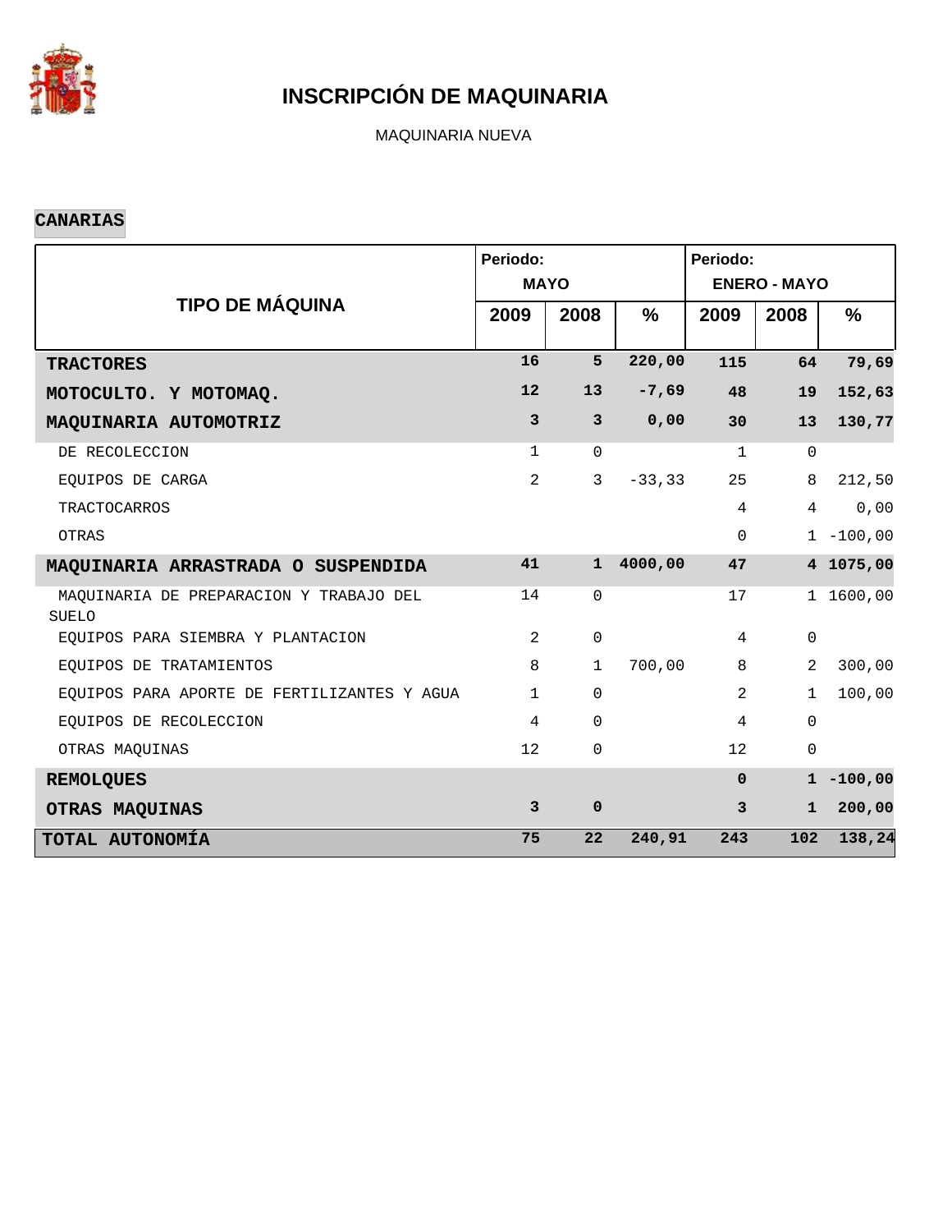# INSCRIPCIÓN DE MAQUINARIA

MAQUINARIA NUEVA

**CANARIAS**

| TIPO DE MÁQUINA | Periodo: MAYO | | | Periodo: ENERO - MAYO | | |
|---|---|---|---|---|---|---|
| | 2009 | 2008 | % | 2009 | 2008 | % |
| **TRACTORES** | **16** | **5** | **220,00** | **115** | **64** | **79,69** |
| **MOTOCULTO. Y MOTOMAQ.** | **12** | **13** | **-7,69** | **48** | **19** | **152,63** |
| **MAQUINARIA AUTOMOTRIZ** | **3** | **3** | **0,00** | **30** | **13** | **130,77** |
| DE RECOLECCION | 1 | 0 | | 1 | 0 | |
| EQUIPOS DE CARGA | 2 | 3 | -33,33 | 25 | 8 | 212,50 |
| TRACTOCARROS | | | | 4 | 4 | 0,00 |
| OTRAS | | | | 0 | 1 | -100,00 |
| **MAQUINARIA ARRASTRADA O SUSPENDIDA** | **41** | **1** | **4000,00** | **47** | **4** | **1075,00** |
| MAQUINARIA DE PREPARACION Y TRABAJO DEL SUELO | 14 | 0 | | 17 | 1 | 1600,00 |
| EQUIPOS PARA SIEMBRA Y PLANTACION | 2 | 0 | | 4 | 0 | |
| EQUIPOS DE TRATAMIENTOS | 8 | 1 | 700,00 | 8 | 2 | 300,00 |
| EQUIPOS PARA APORTE DE FERTILIZANTES Y AGUA | 1 | 0 | | 2 | 1 | 100,00 |
| EQUIPOS DE RECOLECCION | 4 | 0 | | 4 | 0 | |
| OTRAS MAQUINAS | 12 | 0 | | 12 | 0 | |
| **REMOLQUES** | | | | **0** | **1** | **-100,00** |
| **OTRAS MAQUINAS** | **3** | **0** | | **3** | **1** | **200,00** |
| **TOTAL AUTONOMÍA** | **75** | **22** | **240,91** | **243** | **102** | **138,24** |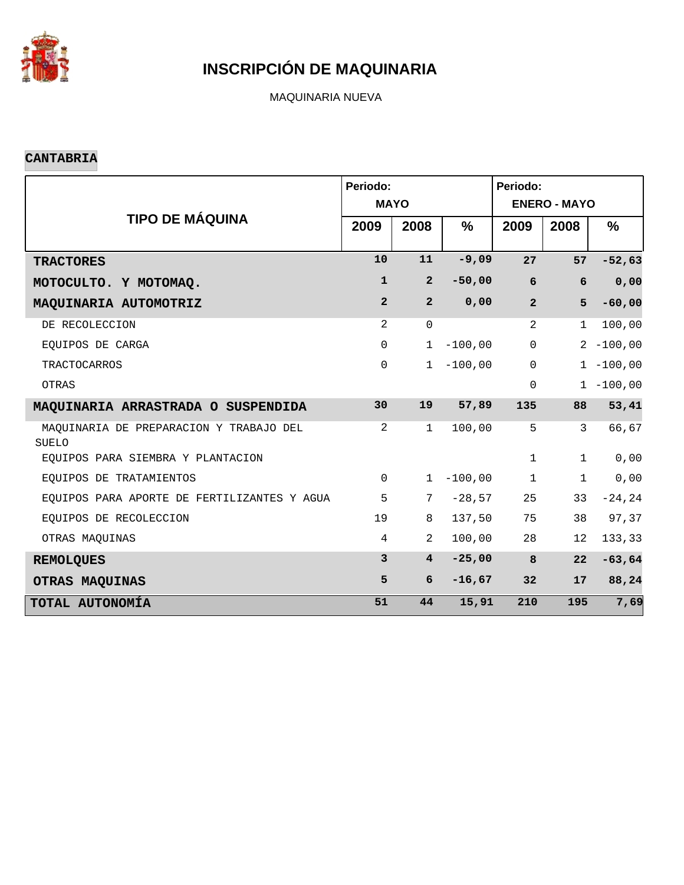# INSCRIPCIÓN DE MAQUINARIA

MAQUINARIA NUEVA

**CANTABRIA**

| TIPO DE MÁQUINA | Periodo: MAYO | | | Periodo: ENERO - MAYO | | |
|---|---|---|---|---|---|---|
| | 2009 | 2008 | % | 2009 | 2008 | % |
| **TRACTORES** | **10** | **11** | **-9,09** | **27** | **57** | **-52,63** |
| **MOTOCULTO. Y MOTOMAQ.** | **1** | **2** | **-50,00** | **6** | **6** | **0,00** |
| **MAQUINARIA AUTOMOTRIZ** | **2** | **2** | **0,00** | **2** | **5** | **-60,00** |
| DE RECOLECCION | 2 | 0 | | 2 | 1 | 100,00 |
| EQUIPOS DE CARGA | 0 | 1 | -100,00 | 0 | 2 | -100,00 |
| TRACTOCARROS | 0 | 1 | -100,00 | 0 | 1 | -100,00 |
| OTRAS | | | | 0 | 1 | -100,00 |
| **MAQUINARIA ARRASTRADA O SUSPENDIDA** | **30** | **19** | **57,89** | **135** | **88** | **53,41** |
| MAQUINARIA DE PREPARACION Y TRABAJO DEL SUELO | 2 | 1 | 100,00 | 5 | 3 | 66,67 |
| EQUIPOS PARA SIEMBRA Y PLANTACION | | | | 1 | 1 | 0,00 |
| EQUIPOS DE TRATAMIENTOS | 0 | 1 | -100,00 | 1 | 1 | 0,00 |
| EQUIPOS PARA APORTE DE FERTILIZANTES Y AGUA | 5 | 7 | -28,57 | 25 | 33 | -24,24 |
| EQUIPOS DE RECOLECCION | 19 | 8 | 137,50 | 75 | 38 | 97,37 |
| OTRAS MAQUINAS | 4 | 2 | 100,00 | 28 | 12 | 133,33 |
| **REMOLQUES** | **3** | **4** | **-25,00** | **8** | **22** | **-63,64** |
| **OTRAS MAQUINAS** | **5** | **6** | **-16,67** | **32** | **17** | **88,24** |
| **TOTAL AUTONOMÍA** | **51** | **44** | **15,91** | **210** | **195** | **7,69** |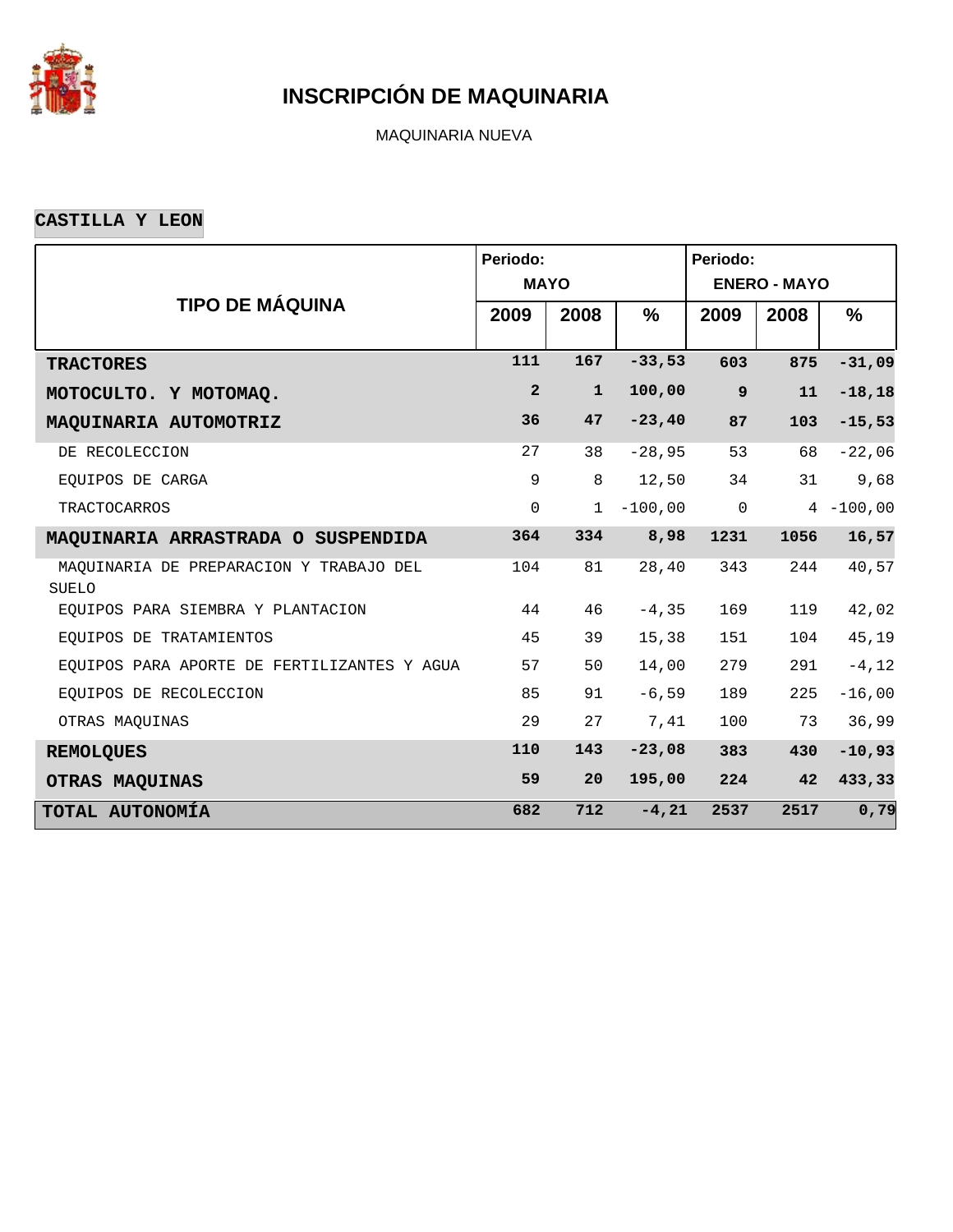# INSCRIPCIÓN DE MAQUINARIA

MAQUINARIA NUEVA

## CASTILLA Y LEON

| TIPO DE MÁQUINA | Periodo: MAYO | | | Periodo: ENERO - MAYO | | |
|---|---|---|---|---|---|---|
| | 2009 | 2008 | % | 2009 | 2008 | % |
| **TRACTORES** | **111** | **167** | **-33,53** | **603** | **875** | **-31,09** |
| **MOTOCULTO. Y MOTOMAQ.** | **2** | **1** | **100,00** | **9** | **11** | **-18,18** |
| **MAQUINARIA AUTOMOTRIZ** | **36** | **47** | **-23,40** | **87** | **103** | **-15,53** |
| DE RECOLECCION | 27 | 38 | -28,95 | 53 | 68 | -22,06 |
| EQUIPOS DE CARGA | 9 | 8 | 12,50 | 34 | 31 | 9,68 |
| TRACTOCARROS | 0 | 1 | -100,00 | 0 | 4 | -100,00 |
| **MAQUINARIA ARRASTRADA O SUSPENDIDA** | **364** | **334** | **8,98** | **1231** | **1056** | **16,57** |
| MAQUINARIA DE PREPARACION Y TRABAJO DEL SUELO | 104 | 81 | 28,40 | 343 | 244 | 40,57 |
| EQUIPOS PARA SIEMBRA Y PLANTACION | 44 | 46 | -4,35 | 169 | 119 | 42,02 |
| EQUIPOS DE TRATAMIENTOS | 45 | 39 | 15,38 | 151 | 104 | 45,19 |
| EQUIPOS PARA APORTE DE FERTILIZANTES Y AGUA | 57 | 50 | 14,00 | 279 | 291 | -4,12 |
| EQUIPOS DE RECOLECCION | 85 | 91 | -6,59 | 189 | 225 | -16,00 |
| OTRAS MAQUINAS | 29 | 27 | 7,41 | 100 | 73 | 36,99 |
| **REMOLQUES** | **110** | **143** | **-23,08** | **383** | **430** | **-10,93** |
| **OTRAS MAQUINAS** | **59** | **20** | **195,00** | **224** | **42** | **433,33** |
| **TOTAL AUTONOMÍA** | **682** | **712** | **-4,21** | **2537** | **2517** | **0,79** |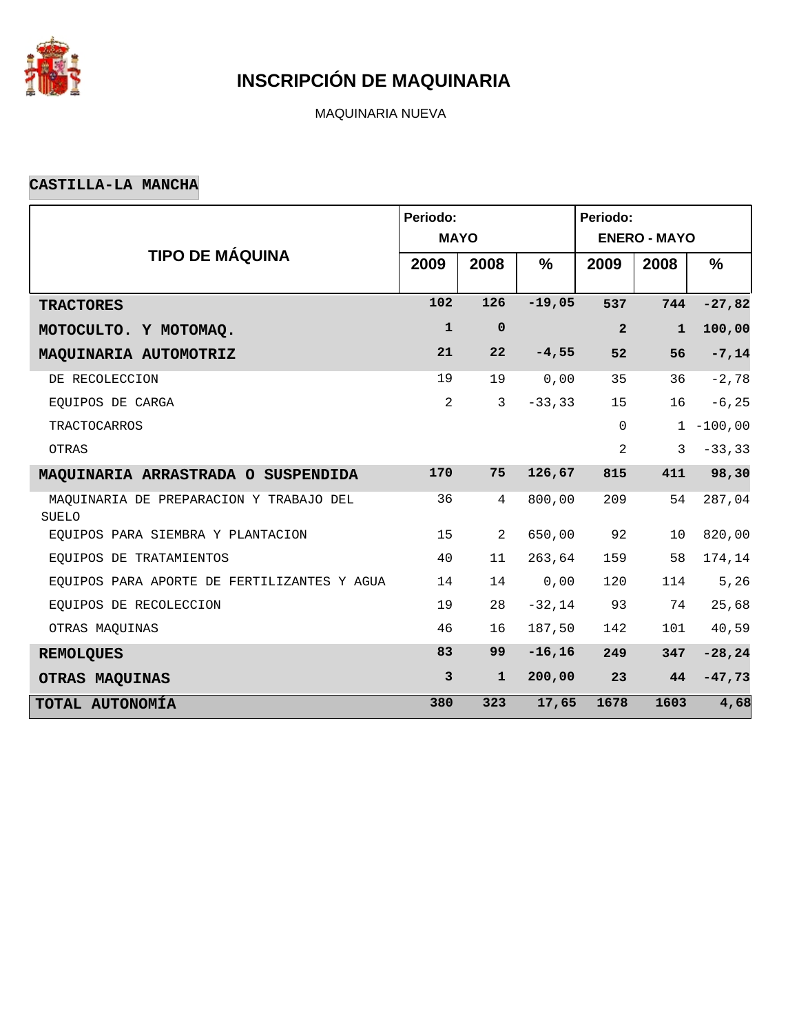# INSCRIPCIÓN DE MAQUINARIA

MAQUINARIA NUEVA

## CASTILLA-LA MANCHA

| TIPO DE MÁQUINA | Periodo: MAYO | | | Periodo: ENERO - MAYO | | |
|---|---|---|---|---|---|---|
| | 2009 | 2008 | % | 2009 | 2008 | % |
| **TRACTORES** | **102** | **126** | **-19,05** | **537** | **744** | **-27,82** |
| **MOTOCULTO. Y MOTOMAQ.** | **1** | **0** | | **2** | **1** | **100,00** |
| **MAQUINARIA AUTOMOTRIZ** | **21** | **22** | **-4,55** | **52** | **56** | **-7,14** |
| DE RECOLECCION | 19 | 19 | 0,00 | 35 | 36 | -2,78 |
| EQUIPOS DE CARGA | 2 | 3 | -33,33 | 15 | 16 | -6,25 |
| TRACTOCARROS | | | | 0 | 1 | -100,00 |
| OTRAS | | | | 2 | 3 | -33,33 |
| **MAQUINARIA ARRASTRADA O SUSPENDIDA** | **170** | **75** | **126,67** | **815** | **411** | **98,30** |
| MAQUINARIA DE PREPARACION Y TRABAJO DEL SUELO | 36 | 4 | 800,00 | 209 | 54 | 287,04 |
| EQUIPOS PARA SIEMBRA Y PLANTACION | 15 | 2 | 650,00 | 92 | 10 | 820,00 |
| EQUIPOS DE TRATAMIENTOS | 40 | 11 | 263,64 | 159 | 58 | 174,14 |
| EQUIPOS PARA APORTE DE FERTILIZANTES Y AGUA | 14 | 14 | 0,00 | 120 | 114 | 5,26 |
| EQUIPOS DE RECOLECCION | 19 | 28 | -32,14 | 93 | 74 | 25,68 |
| OTRAS MAQUINAS | 46 | 16 | 187,50 | 142 | 101 | 40,59 |
| **REMOLQUES** | **83** | **99** | **-16,16** | **249** | **347** | **-28,24** |
| **OTRAS MAQUINAS** | **3** | **1** | **200,00** | **23** | **44** | **-47,73** |
| **TOTAL AUTONOMÍA** | **380** | **323** | **17,65** | **1678** | **1603** | **4,68** |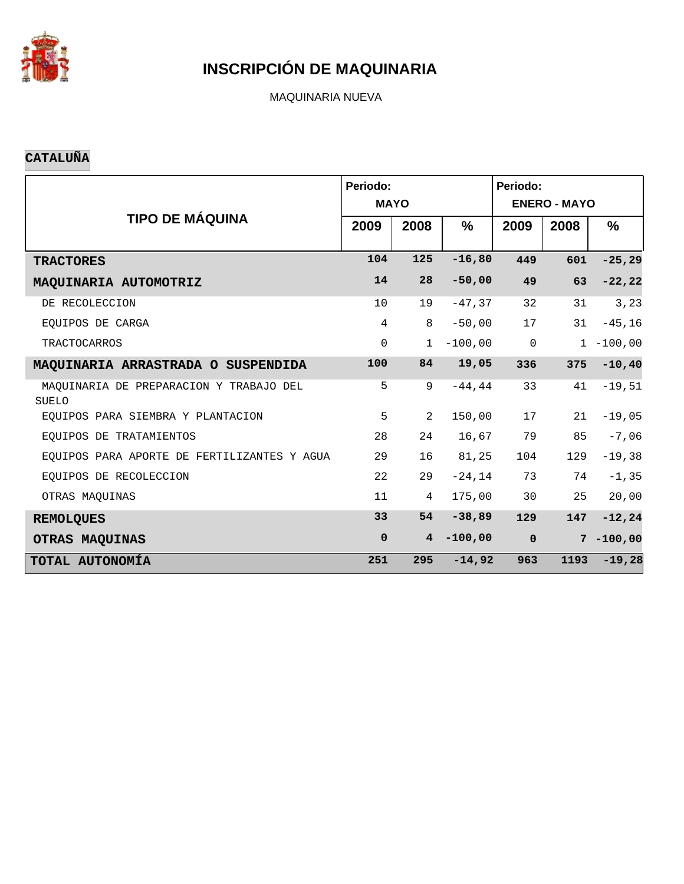# INSCRIPCIÓN DE MAQUINARIA

MAQUINARIA NUEVA

## CATALUÑA

| TIPO DE MÁQUINA | Periodo: MAYO | | | Periodo: ENERO - MAYO | | |
|---|---|---|---|---|---|---|
| | 2009 | 2008 | % | 2009 | 2008 | % |
| **TRACTORES** | **104** | **125** | **-16,80** | **449** | **601** | **-25,29** |
| **MAQUINARIA AUTOMOTRIZ** | **14** | **28** | **-50,00** | **49** | **63** | **-22,22** |
| DE RECOLECCION | 10 | 19 | -47,37 | 32 | 31 | 3,23 |
| EQUIPOS DE CARGA | 4 | 8 | -50,00 | 17 | 31 | -45,16 |
| TRACTOCARROS | 0 | 1 | -100,00 | 0 | 1 | -100,00 |
| **MAQUINARIA ARRASTRADA O SUSPENDIDA** | **100** | **84** | **19,05** | **336** | **375** | **-10,40** |
| MAQUINARIA DE PREPARACION Y TRABAJO DEL SUELO | 5 | 9 | -44,44 | 33 | 41 | -19,51 |
| EQUIPOS PARA SIEMBRA Y PLANTACION | 5 | 2 | 150,00 | 17 | 21 | -19,05 |
| EQUIPOS DE TRATAMIENTOS | 28 | 24 | 16,67 | 79 | 85 | -7,06 |
| EQUIPOS PARA APORTE DE FERTILIZANTES Y AGUA | 29 | 16 | 81,25 | 104 | 129 | -19,38 |
| EQUIPOS DE RECOLECCION | 22 | 29 | -24,14 | 73 | 74 | -1,35 |
| OTRAS MAQUINAS | 11 | 4 | 175,00 | 30 | 25 | 20,00 |
| **REMOLQUES** | **33** | **54** | **-38,89** | **129** | **147** | **-12,24** |
| **OTRAS MAQUINAS** | **0** | **4** | **-100,00** | **0** | **7** | **-100,00** |
| **TOTAL AUTONOMÍA** | **251** | **295** | **-14,92** | **963** | **1193** | **-19,28** |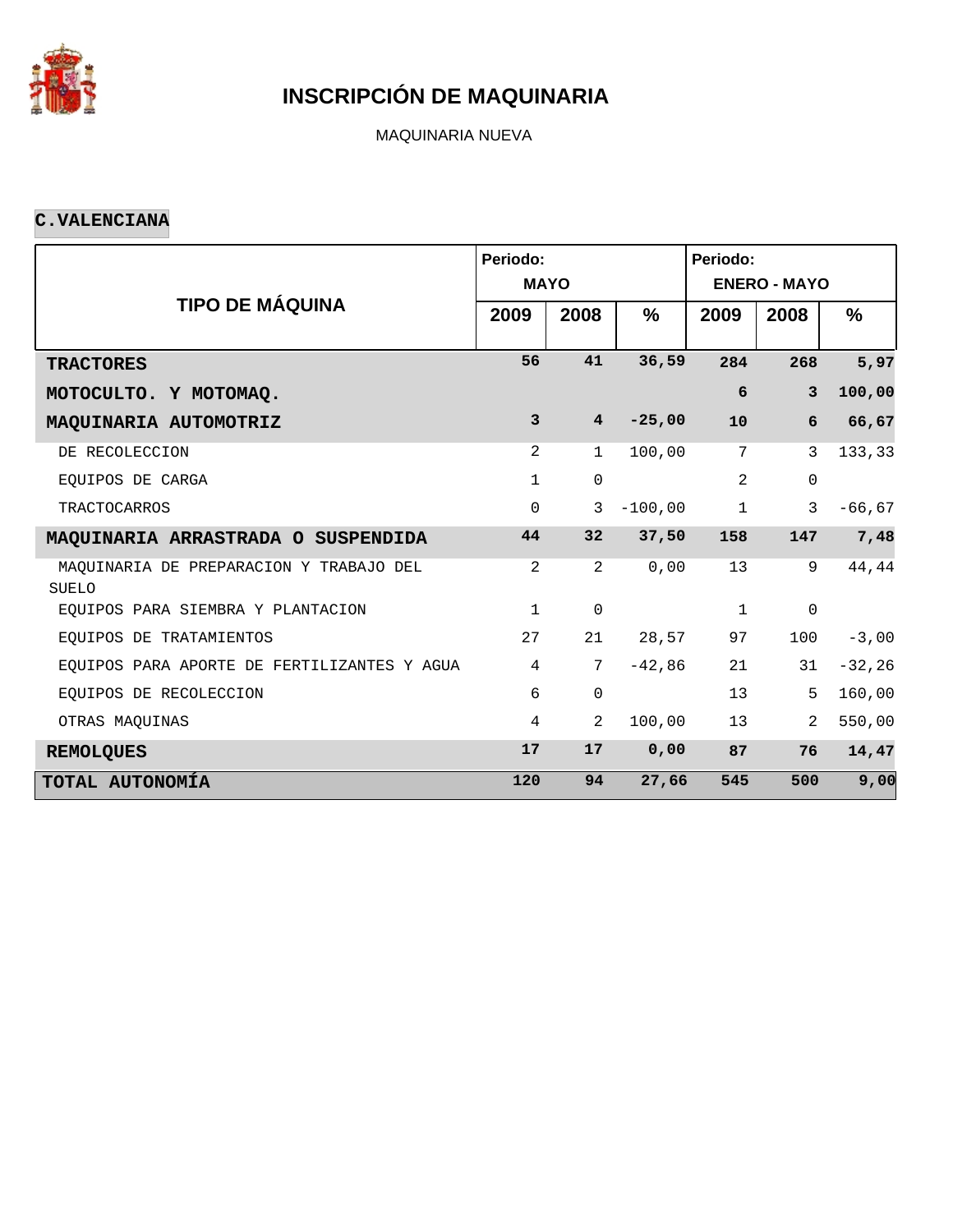# INSCRIPCIÓN DE MAQUINARIA

MAQUINARIA NUEVA

**C.VALENCIANA**

| TIPO DE MÁQUINA | Periodo: MAYO | | | Periodo: ENERO - MAYO | | |
|---|---|---|---|---|---|---|
| | 2009 | 2008 | % | 2009 | 2008 | % |
| **TRACTORES** | **56** | **41** | **36,59** | **284** | **268** | **5,97** |
| **MOTOCULTO. Y MOTOMAQ.** | | | | **6** | **3** | **100,00** |
| **MAQUINARIA AUTOMOTRIZ** | **3** | **4** | **-25,00** | **10** | **6** | **66,67** |
| DE RECOLECCION | 2 | 1 | 100,00 | 7 | 3 | 133,33 |
| EQUIPOS DE CARGA | 1 | 0 | | 2 | 0 | |
| TRACTOCARROS | 0 | 3 | -100,00 | 1 | 3 | -66,67 |
| **MAQUINARIA ARRASTRADA O SUSPENDIDA** | **44** | **32** | **37,50** | **158** | **147** | **7,48** |
| MAQUINARIA DE PREPARACION Y TRABAJO DEL SUELO | 2 | 2 | 0,00 | 13 | 9 | 44,44 |
| EQUIPOS PARA SIEMBRA Y PLANTACION | 1 | 0 | | 1 | 0 | |
| EQUIPOS DE TRATAMIENTOS | 27 | 21 | 28,57 | 97 | 100 | -3,00 |
| EQUIPOS PARA APORTE DE FERTILIZANTES Y AGUA | 4 | 7 | -42,86 | 21 | 31 | -32,26 |
| EQUIPOS DE RECOLECCION | 6 | 0 | | 13 | 5 | 160,00 |
| OTRAS MAQUINAS | 4 | 2 | 100,00 | 13 | 2 | 550,00 |
| **REMOLQUES** | **17** | **17** | **0,00** | **87** | **76** | **14,47** |
| **TOTAL AUTONOMÍA** | **120** | **94** | **27,66** | **545** | **500** | **9,00** |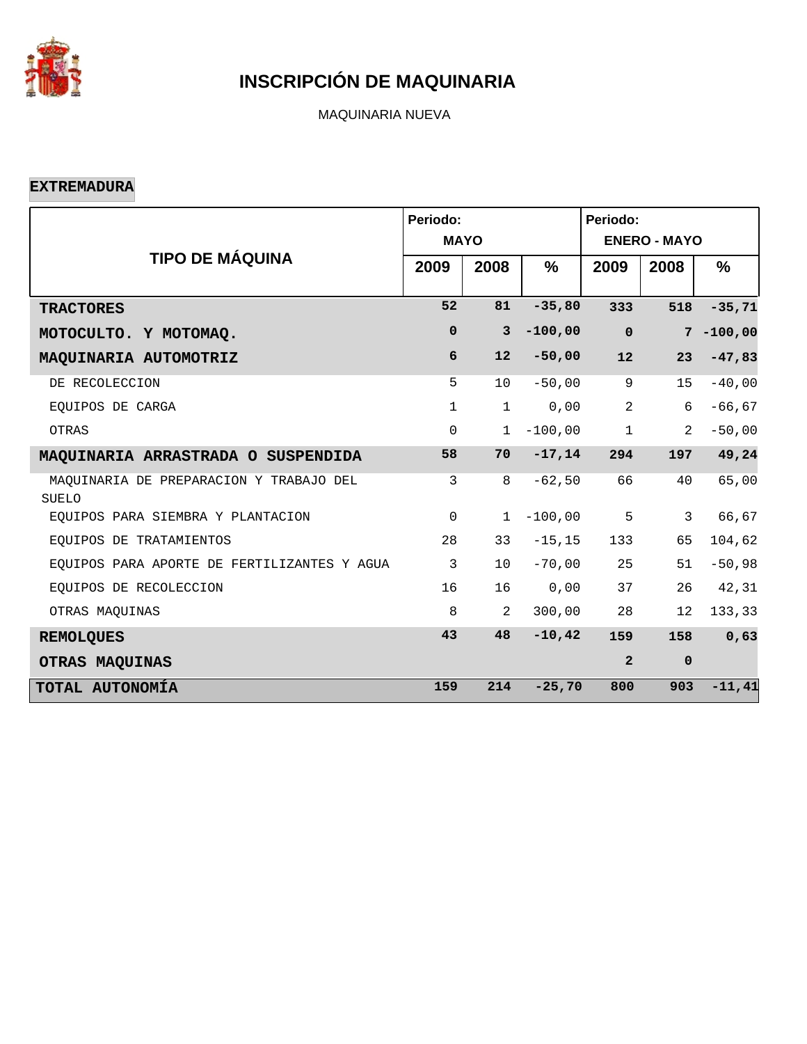# INSCRIPCIÓN DE MAQUINARIA

MAQUINARIA NUEVA

**EXTREMADURA**

| TIPO DE MÁQUINA | Periodo: MAYO | | | Periodo: ENERO - MAYO | | |
|---|---|---|---|---|---|---|
| | 2009 | 2008 | % | 2009 | 2008 | % |
| **TRACTORES** | **52** | **81** | **-35,80** | **333** | **518** | **-35,71** |
| **MOTOCULTO. Y MOTOMAQ.** | **0** | **3** | **-100,00** | **0** | **7** | **-100,00** |
| **MAQUINARIA AUTOMOTRIZ** | **6** | **12** | **-50,00** | **12** | **23** | **-47,83** |
| DE RECOLECCION | 5 | 10 | -50,00 | 9 | 15 | -40,00 |
| EQUIPOS DE CARGA | 1 | 1 | 0,00 | 2 | 6 | -66,67 |
| OTRAS | 0 | 1 | -100,00 | 1 | 2 | -50,00 |
| **MAQUINARIA ARRASTRADA O SUSPENDIDA** | **58** | **70** | **-17,14** | **294** | **197** | **49,24** |
| MAQUINARIA DE PREPARACION Y TRABAJO DEL SUELO | 3 | 8 | -62,50 | 66 | 40 | 65,00 |
| EQUIPOS PARA SIEMBRA Y PLANTACION | 0 | 1 | -100,00 | 5 | 3 | 66,67 |
| EQUIPOS DE TRATAMIENTOS | 28 | 33 | -15,15 | 133 | 65 | 104,62 |
| EQUIPOS PARA APORTE DE FERTILIZANTES Y AGUA | 3 | 10 | -70,00 | 25 | 51 | -50,98 |
| EQUIPOS DE RECOLECCION | 16 | 16 | 0,00 | 37 | 26 | 42,31 |
| OTRAS MAQUINAS | 8 | 2 | 300,00 | 28 | 12 | 133,33 |
| **REMOLQUES** | **43** | **48** | **-10,42** | **159** | **158** | **0,63** |
| **OTRAS MAQUINAS** | | | | **2** | **0** | |
| **TOTAL AUTONOMÍA** | **159** | **214** | **-25,70** | **800** | **903** | **-11,41** |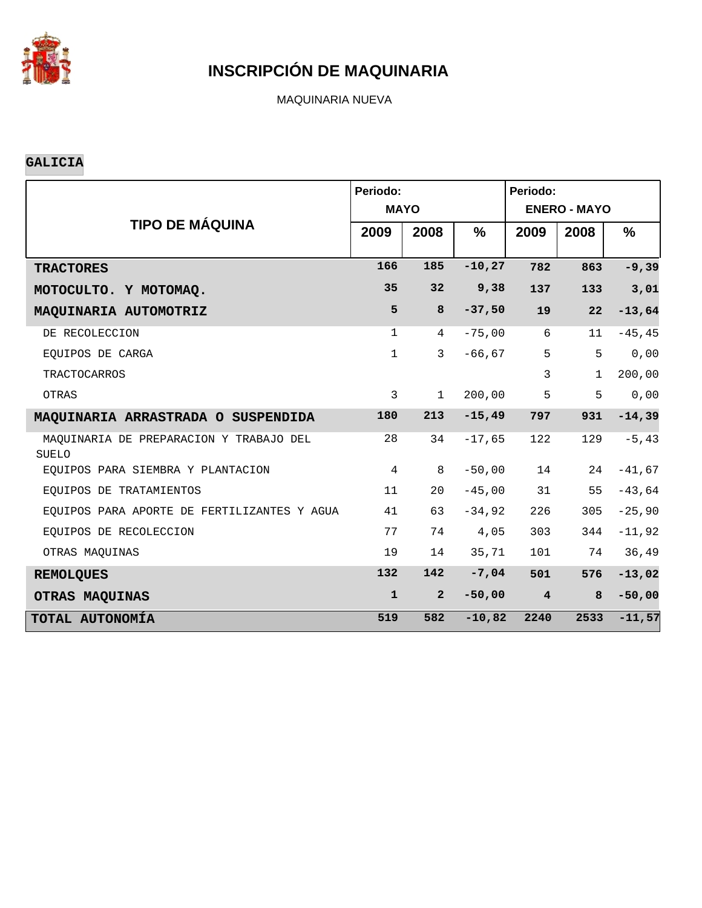# INSCRIPCIÓN DE MAQUINARIA

MAQUINARIA NUEVA

**GALICIA**

| TIPO DE MÁQUINA | Periodo: MAYO | | | Periodo: ENERO - MAYO | | |
|---|---|---|---|---|---|---|
| | 2009 | 2008 | % | 2009 | 2008 | % |
| **TRACTORES** | **166** | **185** | **-10,27** | **782** | **863** | **-9,39** |
| **MOTOCULTO. Y MOTOMAQ.** | **35** | **32** | **9,38** | **137** | **133** | **3,01** |
| **MAQUINARIA AUTOMOTRIZ** | **5** | **8** | **-37,50** | **19** | **22** | **-13,64** |
| DE RECOLECCION | 1 | 4 | -75,00 | 6 | 11 | -45,45 |
| EQUIPOS DE CARGA | 1 | 3 | -66,67 | 5 | 5 | 0,00 |
| TRACTOCARROS | | | | 3 | 1 | 200,00 |
| OTRAS | 3 | 1 | 200,00 | 5 | 5 | 0,00 |
| **MAQUINARIA ARRASTRADA O SUSPENDIDA** | **180** | **213** | **-15,49** | **797** | **931** | **-14,39** |
| MAQUINARIA DE PREPARACION Y TRABAJO DEL SUELO | 28 | 34 | -17,65 | 122 | 129 | -5,43 |
| EQUIPOS PARA SIEMBRA Y PLANTACION | 4 | 8 | -50,00 | 14 | 24 | -41,67 |
| EQUIPOS DE TRATAMIENTOS | 11 | 20 | -45,00 | 31 | 55 | -43,64 |
| EQUIPOS PARA APORTE DE FERTILIZANTES Y AGUA | 41 | 63 | -34,92 | 226 | 305 | -25,90 |
| EQUIPOS DE RECOLECCION | 77 | 74 | 4,05 | 303 | 344 | -11,92 |
| OTRAS MAQUINAS | 19 | 14 | 35,71 | 101 | 74 | 36,49 |
| **REMOLQUES** | **132** | **142** | **-7,04** | **501** | **576** | **-13,02** |
| **OTRAS MAQUINAS** | **1** | **2** | **-50,00** | **4** | **8** | **-50,00** |
| **TOTAL AUTONOMÍA** | **519** | **582** | **-10,82** | **2240** | **2533** | **-11,57** |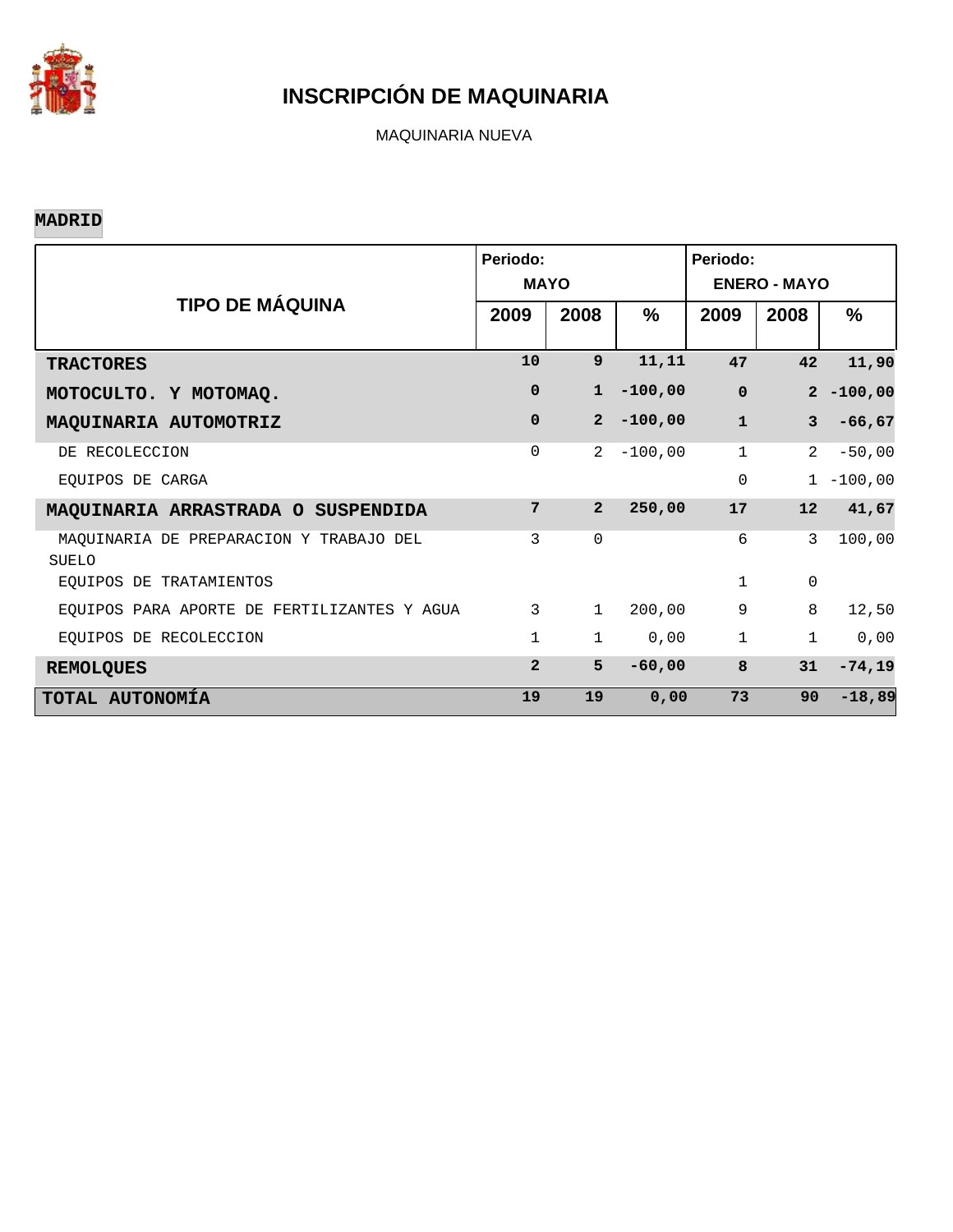# INSCRIPCIÓN DE MAQUINARIA

MAQUINARIA NUEVA

**MADRID**

| TIPO DE MÁQUINA | Periodo: MAYO | | | Periodo: ENERO - MAYO | | |
|---|---|---|---|---|---|---|
| | 2009 | 2008 | % | 2009 | 2008 | % |
| **TRACTORES** | **10** | **9** | **11,11** | **47** | **42** | **11,90** |
| **MOTOCULTO. Y MOTOMAQ.** | **0** | **1** | **-100,00** | **0** | **2** | **-100,00** |
| **MAQUINARIA AUTOMOTRIZ** | **0** | **2** | **-100,00** | **1** | **3** | **-66,67** |
| DE RECOLECCION | 0 | 2 | -100,00 | 1 | 2 | -50,00 |
| EQUIPOS DE CARGA | | | | 0 | 1 | -100,00 |
| **MAQUINARIA ARRASTRADA O SUSPENDIDA** | **7** | **2** | **250,00** | **17** | **12** | **41,67** |
| MAQUINARIA DE PREPARACION Y TRABAJO DEL SUELO | 3 | 0 | | 6 | 3 | 100,00 |
| EQUIPOS DE TRATAMIENTOS | | | | 1 | 0 | |
| EQUIPOS PARA APORTE DE FERTILIZANTES Y AGUA | 3 | 1 | 200,00 | 9 | 8 | 12,50 |
| EQUIPOS DE RECOLECCION | 1 | 1 | 0,00 | 1 | 1 | 0,00 |
| **REMOLQUES** | **2** | **5** | **-60,00** | **8** | **31** | **-74,19** |
| **TOTAL AUTONOMÍA** | **19** | **19** | **0,00** | **73** | **90** | **-18,89** |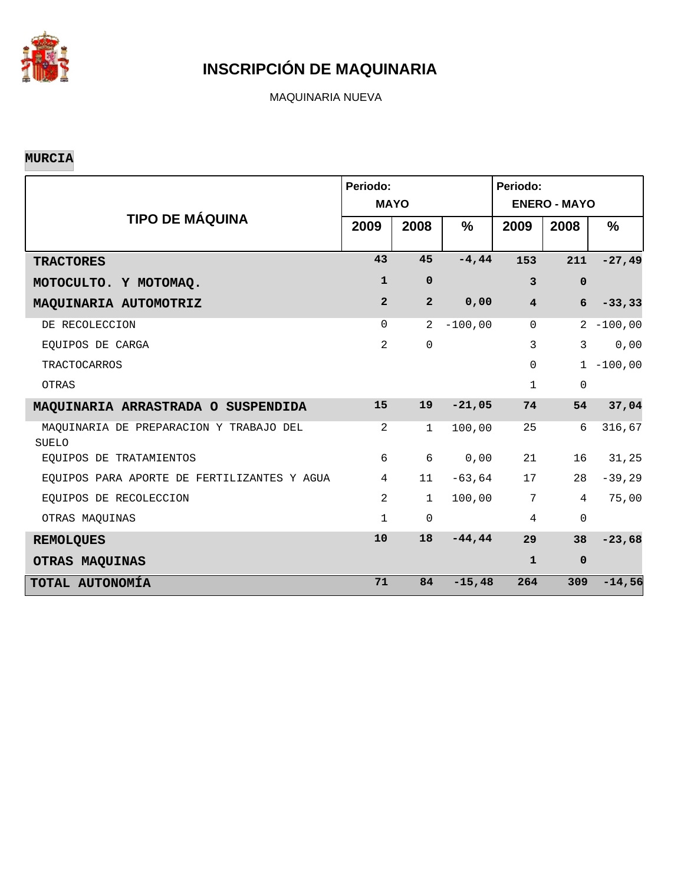# INSCRIPCIÓN DE MAQUINARIA

MAQUINARIA NUEVA

**MURCIA**

| TIPO DE MÁQUINA | Periodo: MAYO | | | Periodo: ENERO - MAYO | | |
|---|---|---|---|---|---|---|
| | 2009 | 2008 | % | 2009 | 2008 | % |
| **TRACTORES** | **43** | **45** | **-4,44** | **153** | **211** | **-27,49** |
| **MOTOCULTO. Y MOTOMAQ.** | **1** | **0** | | **3** | **0** | |
| **MAQUINARIA AUTOMOTRIZ** | **2** | **2** | **0,00** | **4** | **6** | **-33,33** |
| DE RECOLECCION | 0 | 2 | -100,00 | 0 | 2 | -100,00 |
| EQUIPOS DE CARGA | 2 | 0 | | 3 | 3 | 0,00 |
| TRACTOCARROS | | | | 0 | 1 | -100,00 |
| OTRAS | | | | 1 | 0 | |
| **MAQUINARIA ARRASTRADA O SUSPENDIDA** | **15** | **19** | **-21,05** | **74** | **54** | **37,04** |
| MAQUINARIA DE PREPARACION Y TRABAJO DEL SUELO | 2 | 1 | 100,00 | 25 | 6 | 316,67 |
| EQUIPOS DE TRATAMIENTOS | 6 | 6 | 0,00 | 21 | 16 | 31,25 |
| EQUIPOS PARA APORTE DE FERTILIZANTES Y AGUA | 4 | 11 | -63,64 | 17 | 28 | -39,29 |
| EQUIPOS DE RECOLECCION | 2 | 1 | 100,00 | 7 | 4 | 75,00 |
| OTRAS MAQUINAS | 1 | 0 | | 4 | 0 | |
| **REMOLQUES** | **10** | **18** | **-44,44** | **29** | **38** | **-23,68** |
| **OTRAS MAQUINAS** | | | | **1** | **0** | |
| **TOTAL AUTONOMÍA** | **71** | **84** | **-15,48** | **264** | **309** | **-14,56** |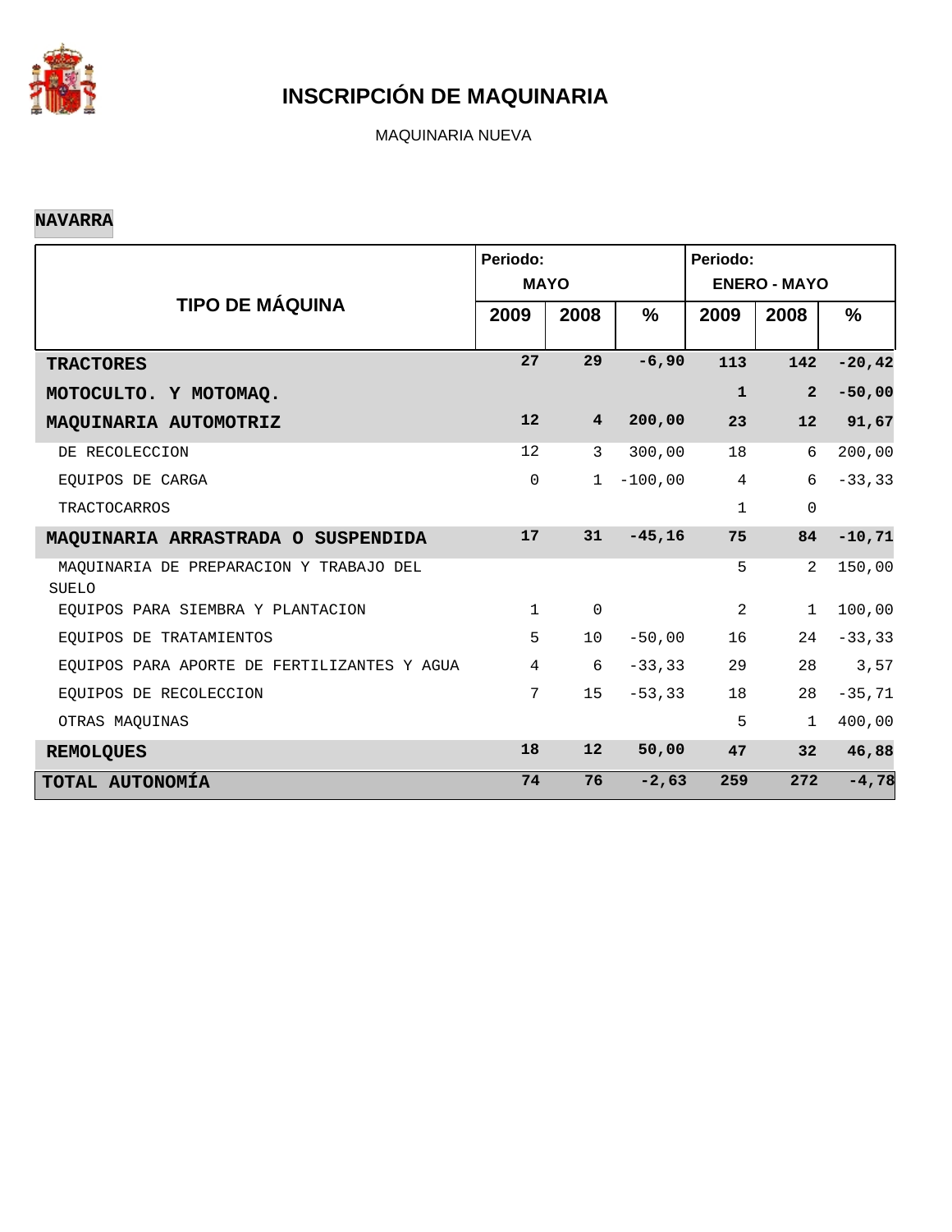# INSCRIPCIÓN DE MAQUINARIA

MAQUINARIA NUEVA

**NAVARRA**

| TIPO DE MÁQUINA | Periodo: MAYO | | | Periodo: ENERO - MAYO | | |
|---|---|---|---|---|---|---|
| | 2009 | 2008 | % | 2009 | 2008 | % |
| **TRACTORES** | **27** | **29** | **-6,90** | **113** | **142** | **-20,42** |
| **MOTOCULTO. Y MOTOMAQ.** | | | | **1** | **2** | **-50,00** |
| **MAQUINARIA AUTOMOTRIZ** | **12** | **4** | **200,00** | **23** | **12** | **91,67** |
| DE RECOLECCION | 12 | 3 | 300,00 | 18 | 6 | 200,00 |
| EQUIPOS DE CARGA | 0 | 1 | -100,00 | 4 | 6 | -33,33 |
| TRACTOCARROS | | | | 1 | 0 | |
| **MAQUINARIA ARRASTRADA O SUSPENDIDA** | **17** | **31** | **-45,16** | **75** | **84** | **-10,71** |
| MAQUINARIA DE PREPARACION Y TRABAJO DEL SUELO | | | | 5 | 2 | 150,00 |
| EQUIPOS PARA SIEMBRA Y PLANTACION | 1 | 0 | | 2 | 1 | 100,00 |
| EQUIPOS DE TRATAMIENTOS | 5 | 10 | -50,00 | 16 | 24 | -33,33 |
| EQUIPOS PARA APORTE DE FERTILIZANTES Y AGUA | 4 | 6 | -33,33 | 29 | 28 | 3,57 |
| EQUIPOS DE RECOLECCION | 7 | 15 | -53,33 | 18 | 28 | -35,71 |
| OTRAS MAQUINAS | | | | 5 | 1 | 400,00 |
| **REMOLQUES** | **18** | **12** | **50,00** | **47** | **32** | **46,88** |
| **TOTAL AUTONOMÍA** | **74** | **76** | **-2,63** | **259** | **272** | **-4,78** |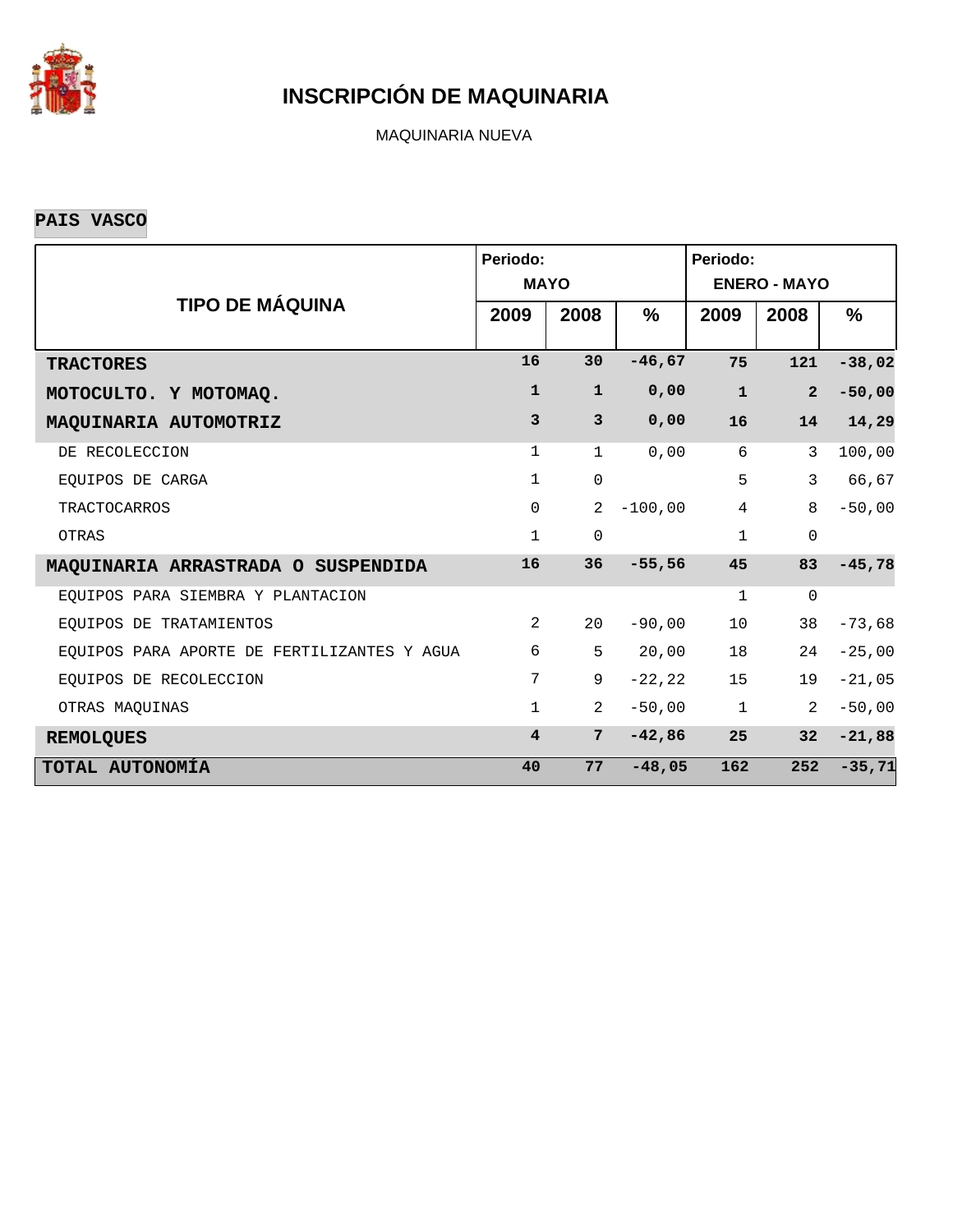# INSCRIPCIÓN DE MAQUINARIA

MAQUINARIA NUEVA

**PAIS VASCO**

| TIPO DE MÁQUINA | Periodo: MAYO | | | Periodo: ENERO - MAYO | | |
|---|---|---|---|---|---|---|
| | 2009 | 2008 | % | 2009 | 2008 | % |
| **TRACTORES** | **16** | **30** | **-46,67** | **75** | **121** | **-38,02** |
| **MOTOCULTO. Y MOTOMAQ.** | **1** | **1** | **0,00** | **1** | **2** | **-50,00** |
| **MAQUINARIA AUTOMOTRIZ** | **3** | **3** | **0,00** | **16** | **14** | **14,29** |
| DE RECOLECCION | 1 | 1 | 0,00 | 6 | 3 | 100,00 |
| EQUIPOS DE CARGA | 1 | 0 | | 5 | 3 | 66,67 |
| TRACTOCARROS | 0 | 2 | -100,00 | 4 | 8 | -50,00 |
| OTRAS | 1 | 0 | | 1 | 0 | |
| **MAQUINARIA ARRASTRADA O SUSPENDIDA** | **16** | **36** | **-55,56** | **45** | **83** | **-45,78** |
| EQUIPOS PARA SIEMBRA Y PLANTACION | | | | 1 | 0 | |
| EQUIPOS DE TRATAMIENTOS | 2 | 20 | -90,00 | 10 | 38 | -73,68 |
| EQUIPOS PARA APORTE DE FERTILIZANTES Y AGUA | 6 | 5 | 20,00 | 18 | 24 | -25,00 |
| EQUIPOS DE RECOLECCION | 7 | 9 | -22,22 | 15 | 19 | -21,05 |
| OTRAS MAQUINAS | 1 | 2 | -50,00 | 1 | 2 | -50,00 |
| **REMOLQUES** | **4** | **7** | **-42,86** | **25** | **32** | **-21,88** |
| **TOTAL AUTONOMÍA** | **40** | **77** | **-48,05** | **162** | **252** | **-35,71** |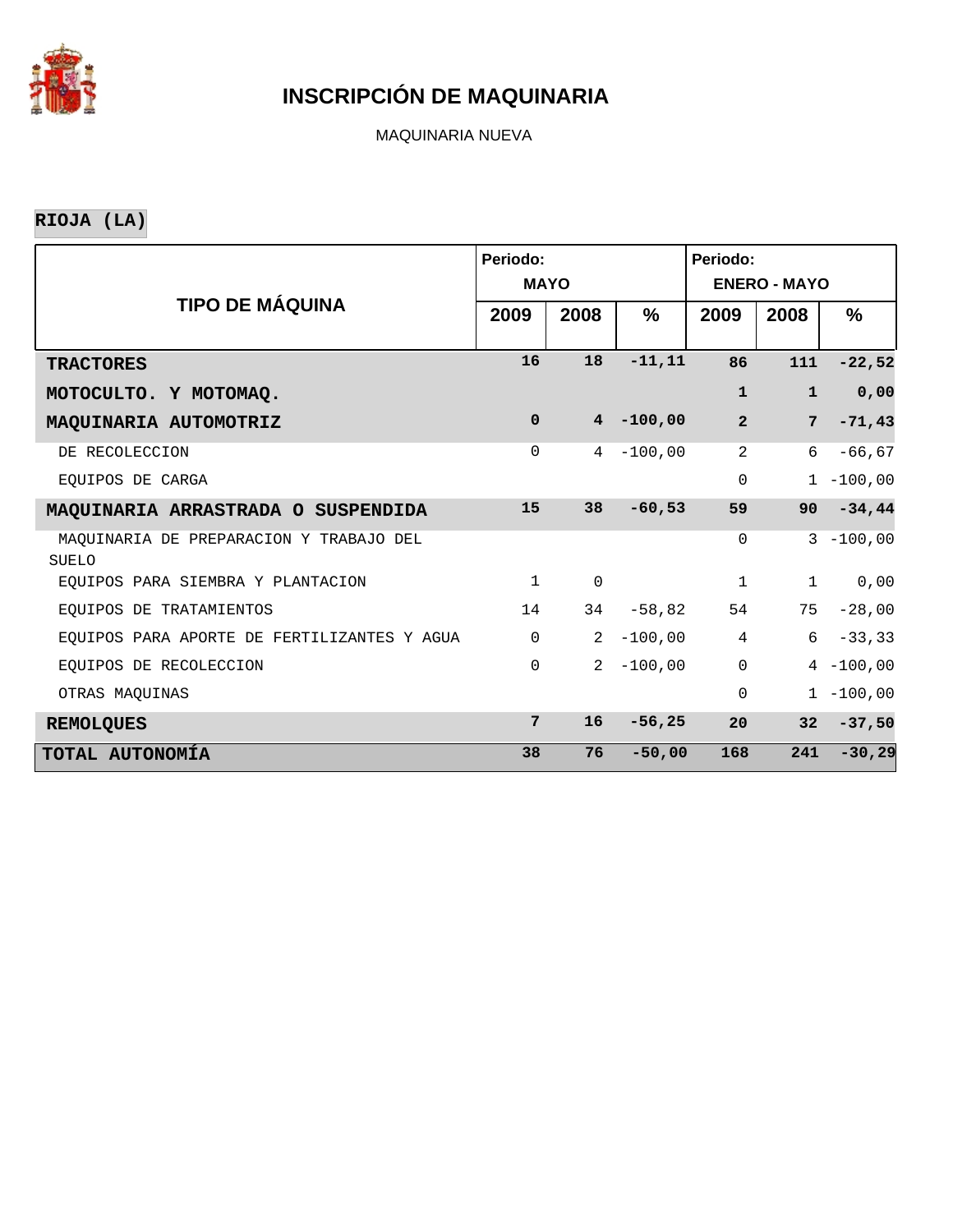# INSCRIPCIÓN DE MAQUINARIA

MAQUINARIA NUEVA

**RIOJA (LA)**

| TIPO DE MÁQUINA | Periodo: MAYO | | | Periodo: ENERO - MAYO | | |
|---|---|---|---|---|---|---|
| | 2009 | 2008 | % | 2009 | 2008 | % |
| **TRACTORES** | **16** | **18** | **-11,11** | **86** | **111** | **-22,52** |
| **MOTOCULTO. Y MOTOMAQ.** | | | | **1** | **1** | **0,00** |
| **MAQUINARIA AUTOMOTRIZ** | **0** | **4** | **-100,00** | **2** | **7** | **-71,43** |
| DE RECOLECCION | 0 | 4 | -100,00 | 2 | 6 | -66,67 |
| EQUIPOS DE CARGA | | | | 0 | 1 | -100,00 |
| **MAQUINARIA ARRASTRADA O SUSPENDIDA** | **15** | **38** | **-60,53** | **59** | **90** | **-34,44** |
| MAQUINARIA DE PREPARACION Y TRABAJO DEL SUELO | | | | 0 | 3 | -100,00 |
| EQUIPOS PARA SIEMBRA Y PLANTACION | 1 | 0 | | 1 | 1 | 0,00 |
| EQUIPOS DE TRATAMIENTOS | 14 | 34 | -58,82 | 54 | 75 | -28,00 |
| EQUIPOS PARA APORTE DE FERTILIZANTES Y AGUA | 0 | 2 | -100,00 | 4 | 6 | -33,33 |
| EQUIPOS DE RECOLECCION | 0 | 2 | -100,00 | 0 | 4 | -100,00 |
| OTRAS MAQUINAS | | | | 0 | 1 | -100,00 |
| **REMOLQUES** | **7** | **16** | **-56,25** | **20** | **32** | **-37,50** |
| **TOTAL AUTONOMÍA** | **38** | **76** | **-50,00** | **168** | **241** | **-30,29** |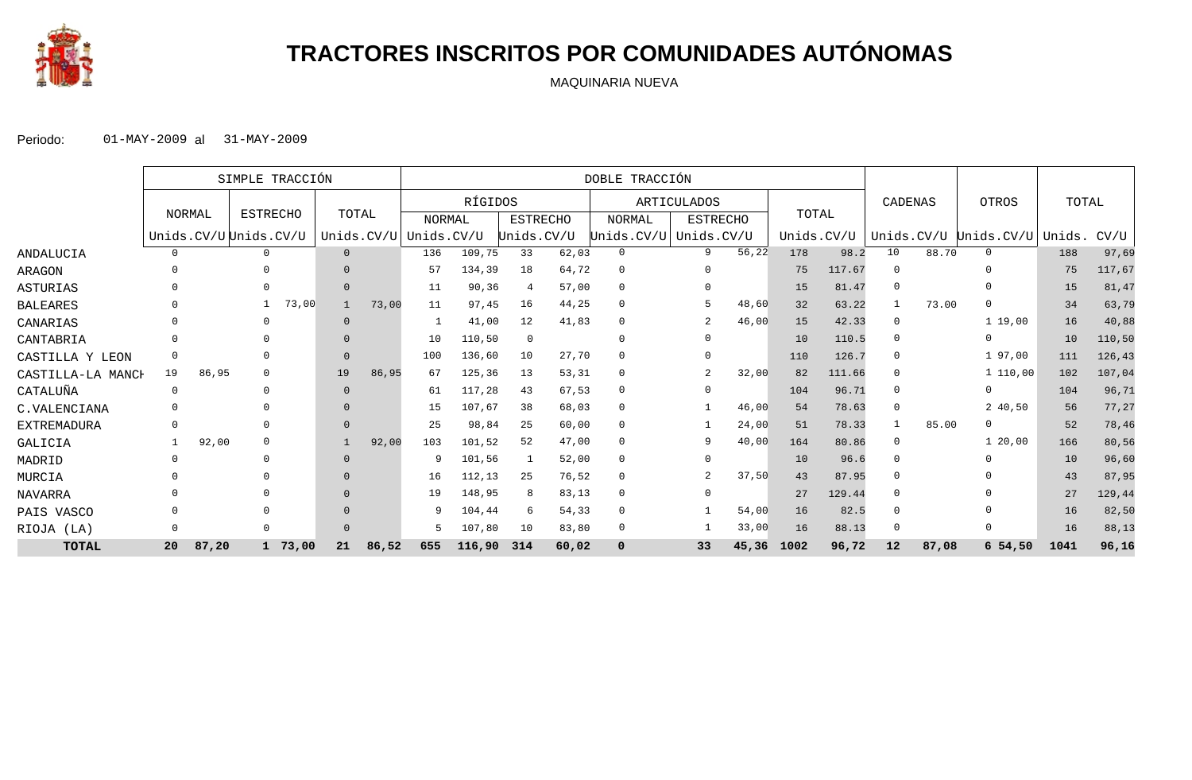# TRACTORES INSCRITOS POR COMUNIDADES AUTÓNOMAS

MAQUINARIA NUEVA

Periodo: 01-MAY-2009 al 31-MAY-2009

| | SIMPLE TRACCIÓN | | | | | | DOBLE TRACCIÓN | | | | | | | | | | | | | | | | | |
|---|---|---|---|---|---|---|---|---|---|---|---|---|---|---|---|---|---|---|---|---|---|---|---|---|
| | NORMAL | | ESTRECHO | | TOTAL | | RÍGIDOS | | | | ARTICULADOS | | | | TOTAL | | CADENAS | | OTROS | | TOTAL | |
| | | | | | | | NORMAL | | ESTRECHO | | NORMAL | | ESTRECHO | | | | | | | | | |
| | Unids. | CV/U | Unids. | CV/U | Unids. | CV/U | Unids. | CV/U | Unids. | CV/U | Unids. | CV/U | Unids. | CV/U | Unids. | CV/U | Unids. | CV/U | Unids. | CV/U | Unids. | CV/U |
| ANDALUCIA | 0 | | 0 | | 0 | | 136 | 109,75 | 33 | 62,03 | 0 | | 9 | 56,22 | 178 | 98.2 | 10 | 88.70 | 0 | | 188 | 97,69 |
| ARAGON | 0 | | 0 | | 0 | | 57 | 134,39 | 18 | 64,72 | 0 | | 0 | | 75 | 117.67 | 0 | | 0 | | 75 | 117,67 |
| ASTURIAS | 0 | | 0 | | 0 | | 11 | 90,36 | 4 | 57,00 | 0 | | 0 | | 15 | 81.47 | 0 | | 0 | | 15 | 81,47 |
| BALEARES | 0 | | 1 | 73,00 | 1 | 73,00 | 11 | 97,45 | 16 | 44,25 | 0 | | 5 | 48,60 | 32 | 63.22 | 1 | 73.00 | 0 | | 34 | 63,79 |
| CANARIAS | 0 | | 0 | | 0 | | 1 | 41,00 | 12 | 41,83 | 0 | | 2 | 46,00 | 15 | 42.33 | 0 | | 1 | 19,00 | 16 | 40,88 |
| CANTABRIA | 0 | | 0 | | 0 | | 10 | 110,50 | 0 | | 0 | | 0 | | 10 | 110.5 | 0 | | 0 | | 10 | 110,50 |
| CASTILLA Y LEON | 0 | | 0 | | 0 | | 100 | 136,60 | 10 | 27,70 | 0 | | 0 | | 110 | 126.7 | 0 | | 1 | 97,00 | 111 | 126,43 |
| CASTILLA-LA MANCH | 19 | 86,95 | 0 | | 19 | 86,95 | 67 | 125,36 | 13 | 53,31 | 0 | | 2 | 32,00 | 82 | 111.66 | 0 | | 1 | 110,00 | 102 | 107,04 |
| CATALUÑA | 0 | | 0 | | 0 | | 61 | 117,28 | 43 | 67,53 | 0 | | 0 | | 104 | 96.71 | 0 | | 0 | | 104 | 96,71 |
| C.VALENCIANA | 0 | | 0 | | 0 | | 15 | 107,67 | 38 | 68,03 | 0 | | 1 | 46,00 | 54 | 78.63 | 0 | | 2 | 40,50 | 56 | 77,27 |
| EXTREMADURA | 0 | | 0 | | 0 | | 25 | 98,84 | 25 | 60,00 | 0 | | 1 | 24,00 | 51 | 78.33 | 1 | 85.00 | 0 | | 52 | 78,46 |
| GALICIA | 1 | 92,00 | 0 | | 1 | 92,00 | 103 | 101,52 | 52 | 47,00 | 0 | | 9 | 40,00 | 164 | 80.86 | 0 | | 1 | 20,00 | 166 | 80,56 |
| MADRID | 0 | | 0 | | 0 | | 9 | 101,56 | 1 | 52,00 | 0 | | 0 | | 10 | 96.6 | 0 | | 0 | | 10 | 96,60 |
| MURCIA | 0 | | 0 | | 0 | | 16 | 112,13 | 25 | 76,52 | 0 | | 2 | 37,50 | 43 | 87.95 | 0 | | 0 | | 43 | 87,95 |
| NAVARRA | 0 | | 0 | | 0 | | 19 | 148,95 | 8 | 83,13 | 0 | | 0 | | 27 | 129.44 | 0 | | 0 | | 27 | 129,44 |
| PAIS VASCO | 0 | | 0 | | 0 | | 9 | 104,44 | 6 | 54,33 | 0 | | 1 | 54,00 | 16 | 82.5 | 0 | | 0 | | 16 | 82,50 |
| RIOJA (LA) | 0 | | 0 | | 0 | | 5 | 107,80 | 10 | 83,80 | 0 | | 1 | 33,00 | 16 | 88.13 | 0 | | 0 | | 16 | 88,13 |
| **TOTAL** | **20** | **87,20** | **1** | **73,00** | **21** | **86,52** | **655** | **116,90** | **314** | **60,02** | **0** | | **33** | **45,36** | **1002** | **96,72** | **12** | **87,08** | **6** | **54,50** | **1041** | **96,16** |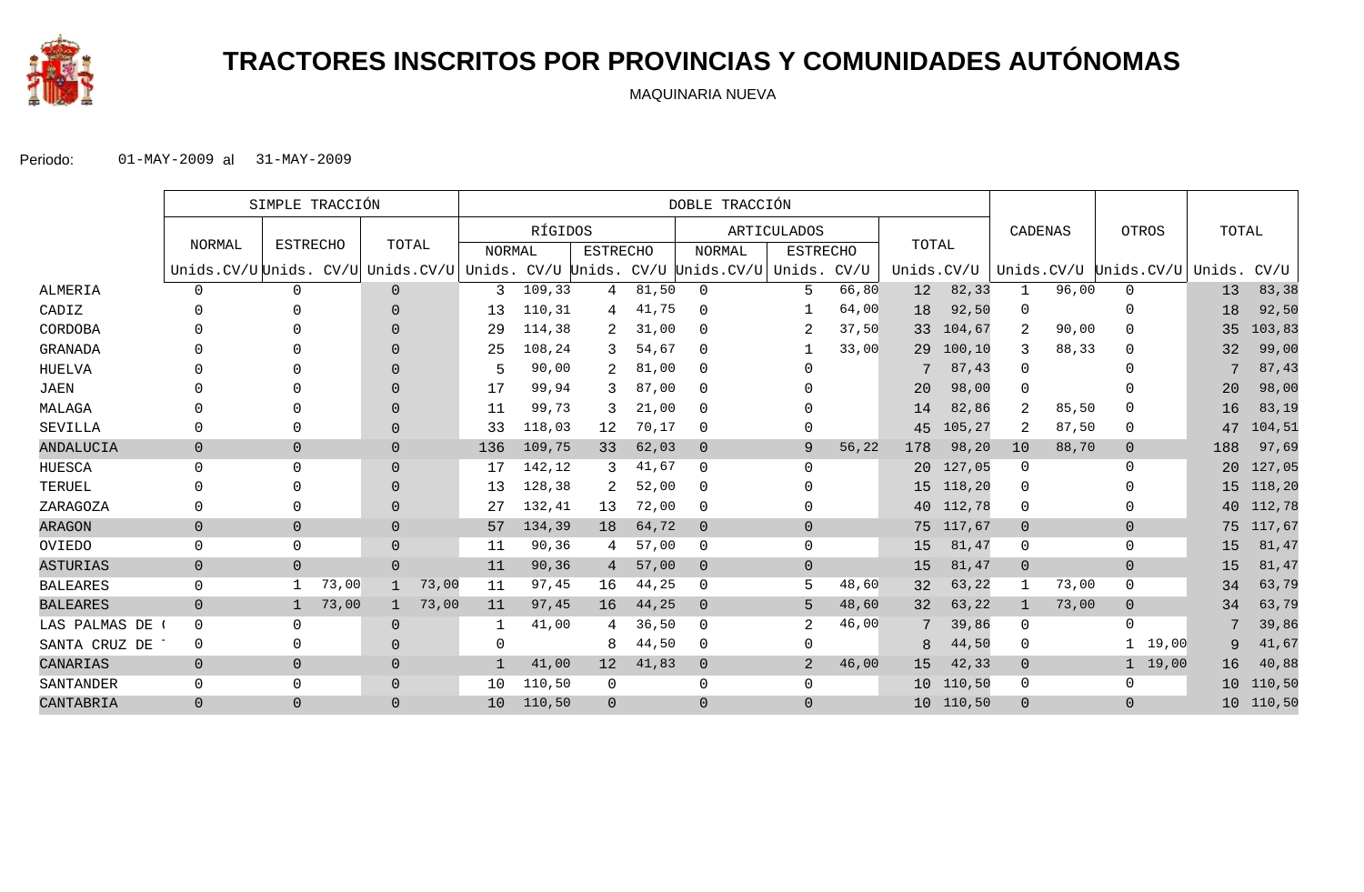# TRACTORES INSCRITOS POR PROVINCIAS Y COMUNIDADES AUTÓNOMAS

MAQUINARIA NUEVA

Periodo: 01-MAY-2009 al 31-MAY-2009

| | SIMPLE TRACCIÓN | | | | | | DOBLE TRACCIÓN | | | | | | | | | | | | | | | | | |
|---|---|---|---|---|---|---|---|---|---|---|---|---|---|---|---|---|---|---|---|---|---|---|---|---|
| | NORMAL | | ESTRECHO | | TOTAL | | RÍGIDOS | | | | ARTICULADOS | | | | TOTAL | | CADENAS | | OTROS | | TOTAL | |
| | | | | | | | NORMAL | | ESTRECHO | | NORMAL | | ESTRECHO | | | | | | | | | |
| | Unids. | CV/U | Unids. | CV/U | Unids. | CV/U | Unids. | CV/U | Unids. | CV/U | Unids. | CV/U | Unids. | CV/U | Unids. | CV/U | Unids. | CV/U | Unids. | CV/U | Unids. | CV/U |
| ALMERIA | 0 | | 0 | | 0 | | 3 | 109,33 | 4 | 81,50 | 0 | | 5 | 66,80 | 12 | 82,33 | 1 | 96,00 | 0 | | 13 | 83,38 |
| CADIZ | 0 | | 0 | | 0 | | 13 | 110,31 | 4 | 41,75 | 0 | | 1 | 64,00 | 18 | 92,50 | 0 | | 0 | | 18 | 92,50 |
| CORDOBA | 0 | | 0 | | 0 | | 29 | 114,38 | 2 | 31,00 | 0 | | 2 | 37,50 | 33 | 104,67 | 2 | 90,00 | 0 | | 35 | 103,83 |
| GRANADA | 0 | | 0 | | 0 | | 25 | 108,24 | 3 | 54,67 | 0 | | 1 | 33,00 | 29 | 100,10 | 3 | 88,33 | 0 | | 32 | 99,00 |
| HUELVA | 0 | | 0 | | 0 | | 5 | 90,00 | 2 | 81,00 | 0 | | 0 | | 7 | 87,43 | 0 | | 0 | | 7 | 87,43 |
| JAEN | 0 | | 0 | | 0 | | 17 | 99,94 | 3 | 87,00 | 0 | | 0 | | 20 | 98,00 | 0 | | 0 | | 20 | 98,00 |
| MALAGA | 0 | | 0 | | 0 | | 11 | 99,73 | 3 | 21,00 | 0 | | 0 | | 14 | 82,86 | 2 | 85,50 | 0 | | 16 | 83,19 |
| SEVILLA | 0 | | 0 | | 0 | | 33 | 118,03 | 12 | 70,17 | 0 | | 0 | | 45 | 105,27 | 2 | 87,50 | 0 | | 47 | 104,51 |
| ANDALUCIA | 0 | | 0 | | 0 | | 136 | 109,75 | 33 | 62,03 | 0 | | 9 | 56,22 | 178 | 98,20 | 10 | 88,70 | 0 | | 188 | 97,69 |
| HUESCA | 0 | | 0 | | 0 | | 17 | 142,12 | 3 | 41,67 | 0 | | 0 | | 20 | 127,05 | 0 | | 0 | | 20 | 127,05 |
| TERUEL | 0 | | 0 | | 0 | | 13 | 128,38 | 2 | 52,00 | 0 | | 0 | | 15 | 118,20 | 0 | | 0 | | 15 | 118,20 |
| ZARAGOZA | 0 | | 0 | | 0 | | 27 | 132,41 | 13 | 72,00 | 0 | | 0 | | 40 | 112,78 | 0 | | 0 | | 40 | 112,78 |
| ARAGON | 0 | | 0 | | 0 | | 57 | 134,39 | 18 | 64,72 | 0 | | 0 | | 75 | 117,67 | 0 | | 0 | | 75 | 117,67 |
| OVIEDO | 0 | | 0 | | 0 | | 11 | 90,36 | 4 | 57,00 | 0 | | 0 | | 15 | 81,47 | 0 | | 0 | | 15 | 81,47 |
| ASTURIAS | 0 | | 0 | | 0 | | 11 | 90,36 | 4 | 57,00 | 0 | | 0 | | 15 | 81,47 | 0 | | 0 | | 15 | 81,47 |
| BALEARES | 0 | | 1 | 73,00 | 1 | 73,00 | 11 | 97,45 | 16 | 44,25 | 0 | | 5 | 48,60 | 32 | 63,22 | 1 | 73,00 | 0 | | 34 | 63,79 |
| BALEARES | 0 | | 1 | 73,00 | 1 | 73,00 | 11 | 97,45 | 16 | 44,25 | 0 | | 5 | 48,60 | 32 | 63,22 | 1 | 73,00 | 0 | | 34 | 63,79 |
| LAS PALMAS DE ( | 0 | | 0 | | 0 | | 1 | 41,00 | 4 | 36,50 | 0 | | 2 | 46,00 | 7 | 39,86 | 0 | | 0 | | 7 | 39,86 |
| SANTA CRUZ DE | 0 | | 0 | | 0 | | 0 | | 8 | 44,50 | 0 | | 0 | | 8 | 44,50 | 0 | | 1 | 19,00 | 9 | 41,67 |
| CANARIAS | 0 | | 0 | | 0 | | 1 | 41,00 | 12 | 41,83 | 0 | | 2 | 46,00 | 15 | 42,33 | 0 | | 1 | 19,00 | 16 | 40,88 |
| SANTANDER | 0 | | 0 | | 0 | | 10 | 110,50 | 0 | | 0 | | 0 | | 10 | 110,50 | 0 | | 0 | | 10 | 110,50 |
| CANTABRIA | 0 | | 0 | | 0 | | 10 | 110,50 | 0 | | 0 | | 0 | | 10 | 110,50 | 0 | | 0 | | 10 | 110,50 |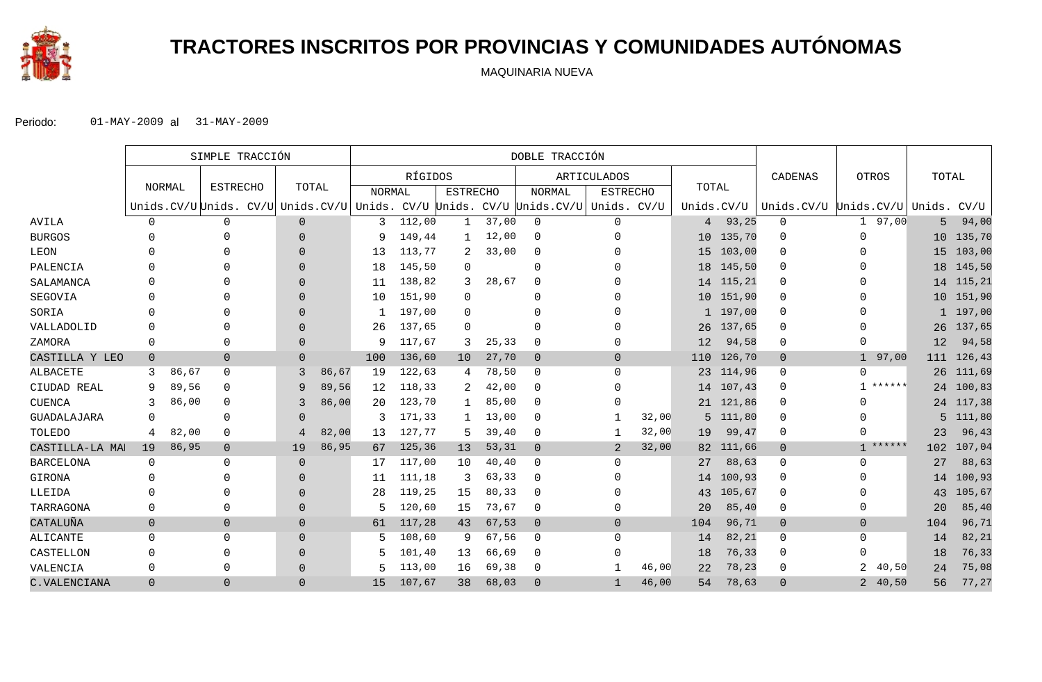# TRACTORES INSCRITOS POR PROVINCIAS Y COMUNIDADES AUTÓNOMAS

MAQUINARIA NUEVA

Periodo: 01-MAY-2009 al 31-MAY-2009

| | SIMPLE TRACCIÓN | | | | | | DOBLE TRACCIÓN | | | | | | | | | | | | | | | | | |
|---|---|---|---|---|---|---|---|---|---|---|---|---|---|---|---|---|---|---|---|---|---|---|---|---|
| | NORMAL | | ESTRECHO | | TOTAL | | RÍGIDOS | | | | ARTICULADOS | | | | TOTAL | | CADENAS | | OTROS | | TOTAL | |
| | | | | | | | NORMAL | | ESTRECHO | | NORMAL | | ESTRECHO | | | | | | | | | |
| | Unids. | CV/U | Unids. | CV/U | Unids. | CV/U | Unids. | CV/U | Unids. | CV/U | Unids. | CV/U | Unids. | CV/U | Unids. | CV/U | Unids. | CV/U | Unids. | CV/U | Unids. | CV/U |
| AVILA | 0 | | 0 | | 0 | | 3 | 112,00 | 1 | 37,00 | 0 | | 0 | | 4 | 93,25 | 0 | | 1 | 97,00 | 5 | 94,00 |
| BURGOS | 0 | | 0 | | 0 | | 9 | 149,44 | 1 | 12,00 | 0 | | 0 | | 10 | 135,70 | 0 | | 0 | | 10 | 135,70 |
| LEON | 0 | | 0 | | 0 | | 13 | 113,77 | 2 | 33,00 | 0 | | 0 | | 15 | 103,00 | 0 | | 0 | | 15 | 103,00 |
| PALENCIA | 0 | | 0 | | 0 | | 18 | 145,50 | 0 | | 0 | | 0 | | 18 | 145,50 | 0 | | 0 | | 18 | 145,50 |
| SALAMANCA | 0 | | 0 | | 0 | | 11 | 138,82 | 3 | 28,67 | 0 | | 0 | | 14 | 115,21 | 0 | | 0 | | 14 | 115,21 |
| SEGOVIA | 0 | | 0 | | 0 | | 10 | 151,90 | 0 | | 0 | | 0 | | 10 | 151,90 | 0 | | 0 | | 10 | 151,90 |
| SORIA | 0 | | 0 | | 0 | | 1 | 197,00 | 0 | | 0 | | 0 | | 1 | 197,00 | 0 | | 0 | | 1 | 197,00 |
| VALLADOLID | 0 | | 0 | | 0 | | 26 | 137,65 | 0 | | 0 | | 0 | | 26 | 137,65 | 0 | | 0 | | 26 | 137,65 |
| ZAMORA | 0 | | 0 | | 0 | | 9 | 117,67 | 3 | 25,33 | 0 | | 0 | | 12 | 94,58 | 0 | | 0 | | 12 | 94,58 |
| CASTILLA Y LEO | 0 | | 0 | | 0 | | 100 | 136,60 | 10 | 27,70 | 0 | | 0 | | 110 | 126,70 | 0 | | 1 | 97,00 | 111 | 126,43 |
| ALBACETE | 3 | 86,67 | 0 | | 3 | 86,67 | 19 | 122,63 | 4 | 78,50 | 0 | | 0 | | 23 | 114,96 | 0 | | 0 | | 26 | 111,69 |
| CIUDAD REAL | 9 | 89,56 | 0 | | 9 | 89,56 | 12 | 118,33 | 2 | 42,00 | 0 | | 0 | | 14 | 107,43 | 0 | | 1 | ****** | 24 | 100,83 |
| CUENCA | 3 | 86,00 | 0 | | 3 | 86,00 | 20 | 123,70 | 1 | 85,00 | 0 | | 0 | | 21 | 121,86 | 0 | | 0 | | 24 | 117,38 |
| GUADALAJARA | 0 | | 0 | | 0 | | 3 | 171,33 | 1 | 13,00 | 0 | | 1 | 32,00 | 5 | 111,80 | 0 | | 0 | | 5 | 111,80 |
| TOLEDO | 4 | 82,00 | 0 | | 4 | 82,00 | 13 | 127,77 | 5 | 39,40 | 0 | | 1 | 32,00 | 19 | 99,47 | 0 | | 0 | | 23 | 96,43 |
| CASTILLA-LA MA | 19 | 86,95 | 0 | | 19 | 86,95 | 67 | 125,36 | 13 | 53,31 | 0 | | 2 | 32,00 | 82 | 111,66 | 0 | | 1 | ****** | 102 | 107,04 |
| BARCELONA | 0 | | 0 | | 0 | | 17 | 117,00 | 10 | 40,40 | 0 | | 0 | | 27 | 88,63 | 0 | | 0 | | 27 | 88,63 |
| GIRONA | 0 | | 0 | | 0 | | 11 | 111,18 | 3 | 63,33 | 0 | | 0 | | 14 | 100,93 | 0 | | 0 | | 14 | 100,93 |
| LLEIDA | 0 | | 0 | | 0 | | 28 | 119,25 | 15 | 80,33 | 0 | | 0 | | 43 | 105,67 | 0 | | 0 | | 43 | 105,67 |
| TARRAGONA | 0 | | 0 | | 0 | | 5 | 120,60 | 15 | 73,67 | 0 | | 0 | | 20 | 85,40 | 0 | | 0 | | 20 | 85,40 |
| CATALUÑA | 0 | | 0 | | 0 | | 61 | 117,28 | 43 | 67,53 | 0 | | 0 | | 104 | 96,71 | 0 | | 0 | | 104 | 96,71 |
| ALICANTE | 0 | | 0 | | 0 | | 5 | 108,60 | 9 | 67,56 | 0 | | 0 | | 14 | 82,21 | 0 | | 0 | | 14 | 82,21 |
| CASTELLON | 0 | | 0 | | 0 | | 5 | 101,40 | 13 | 66,69 | 0 | | 0 | | 18 | 76,33 | 0 | | 0 | | 18 | 76,33 |
| VALENCIA | 0 | | 0 | | 0 | | 5 | 113,00 | 16 | 69,38 | 0 | | 1 | 46,00 | 22 | 78,23 | 0 | | 2 | 40,50 | 24 | 75,08 |
| C.VALENCIANA | 0 | | 0 | | 0 | | 15 | 107,67 | 38 | 68,03 | 0 | | 1 | 46,00 | 54 | 78,63 | 0 | | 2 | 40,50 | 56 | 77,27 |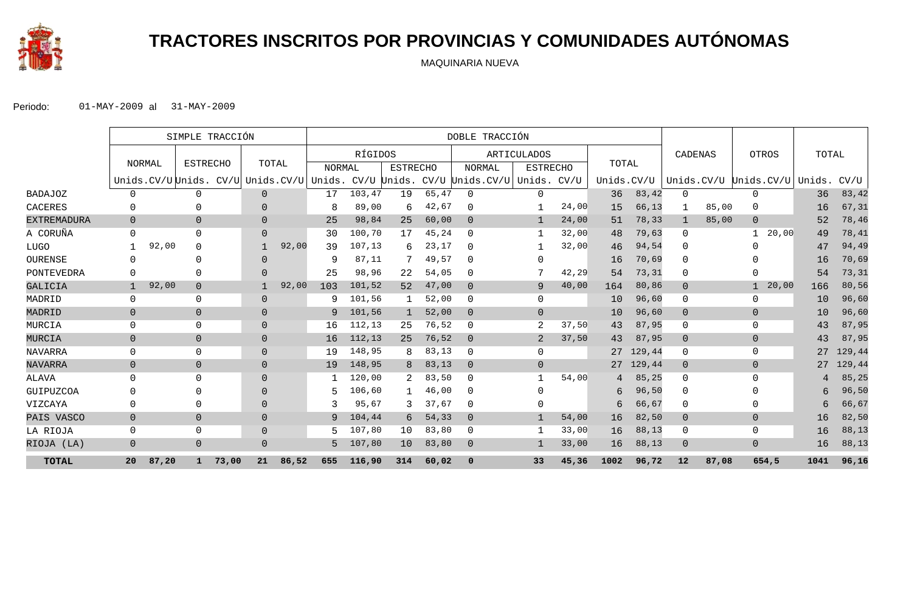# TRACTORES INSCRITOS POR PROVINCIAS Y COMUNIDADES AUTÓNOMAS

MAQUINARIA NUEVA

Periodo: 01-MAY-2009 al 31-MAY-2009

| | SIMPLE TRACCIÓN | | | | | | DOBLE TRACCIÓN | | | | | | | | | | | | | | | |
|---|---|---|---|---|---|---|---|---|---|---|---|---|---|---|---|---|---|---|---|---|---|---|
| | NORMAL | | ESTRECHO | | TOTAL | | RÍGIDOS | | | | ARTICULADOS | | | | TOTAL | | CADENAS | | OTROS | | TOTAL | |
| | | | | | | | NORMAL | | ESTRECHO | | NORMAL | | ESTRECHO | | | | | | | | | |
| | Unids. | CV/U | Unids. | CV/U | Unids. | CV/U | Unids. | CV/U | Unids. | CV/U | Unids. | CV/U | Unids. | CV/U | Unids. | CV/U | Unids. | CV/U | Unids. | CV/U | Unids. | CV/U |
| BADAJOZ | 0 | | 0 | | 0 | | 17 | 103,47 | 19 | 65,47 | 0 | | 0 | | 36 | 83,42 | 0 | | 0 | | 36 | 83,42 |
| CACERES | 0 | | 0 | | 0 | | 8 | 89,00 | 6 | 42,67 | 0 | | 1 | 24,00 | 15 | 66,13 | 1 | 85,00 | 0 | | 16 | 67,31 |
| EXTREMADURA | 0 | | 0 | | 0 | | 25 | 98,84 | 25 | 60,00 | 0 | | 1 | 24,00 | 51 | 78,33 | 1 | 85,00 | 0 | | 52 | 78,46 |
| A CORUÑA | 0 | | 0 | | 0 | | 30 | 100,70 | 17 | 45,24 | 0 | | 1 | 32,00 | 48 | 79,63 | 0 | | 1 | 20,00 | 49 | 78,41 |
| LUGO | 1 | 92,00 | 0 | | 1 | 92,00 | 39 | 107,13 | 6 | 23,17 | 0 | | 1 | 32,00 | 46 | 94,54 | 0 | | 0 | | 47 | 94,49 |
| OURENSE | 0 | | 0 | | 0 | | 9 | 87,11 | 7 | 49,57 | 0 | | 0 | | 16 | 70,69 | 0 | | 0 | | 16 | 70,69 |
| PONTEVEDRA | 0 | | 0 | | 0 | | 25 | 98,96 | 22 | 54,05 | 0 | | 7 | 42,29 | 54 | 73,31 | 0 | | 0 | | 54 | 73,31 |
| GALICIA | 1 | 92,00 | 0 | | 1 | 92,00 | 103 | 101,52 | 52 | 47,00 | 0 | | 9 | 40,00 | 164 | 80,86 | 0 | | 1 | 20,00 | 166 | 80,56 |
| MADRID | 0 | | 0 | | 0 | | 9 | 101,56 | 1 | 52,00 | 0 | | 0 | | 10 | 96,60 | 0 | | 0 | | 10 | 96,60 |
| MADRID | 0 | | 0 | | 0 | | 9 | 101,56 | 1 | 52,00 | 0 | | 0 | | 10 | 96,60 | 0 | | 0 | | 10 | 96,60 |
| MURCIA | 0 | | 0 | | 0 | | 16 | 112,13 | 25 | 76,52 | 0 | | 2 | 37,50 | 43 | 87,95 | 0 | | 0 | | 43 | 87,95 |
| MURCIA | 0 | | 0 | | 0 | | 16 | 112,13 | 25 | 76,52 | 0 | | 2 | 37,50 | 43 | 87,95 | 0 | | 0 | | 43 | 87,95 |
| NAVARRA | 0 | | 0 | | 0 | | 19 | 148,95 | 8 | 83,13 | 0 | | 0 | | 27 | 129,44 | 0 | | 0 | | 27 | 129,44 |
| NAVARRA | 0 | | 0 | | 0 | | 19 | 148,95 | 8 | 83,13 | 0 | | 0 | | 27 | 129,44 | 0 | | 0 | | 27 | 129,44 |
| ALAVA | 0 | | 0 | | 0 | | 1 | 120,00 | 2 | 83,50 | 0 | | 1 | 54,00 | 4 | 85,25 | 0 | | 0 | | 4 | 85,25 |
| GUIPUZCOA | 0 | | 0 | | 0 | | 5 | 106,60 | 1 | 46,00 | 0 | | 0 | | 6 | 96,50 | 0 | | 0 | | 6 | 96,50 |
| VIZCAYA | 0 | | 0 | | 0 | | 3 | 95,67 | 3 | 37,67 | 0 | | 0 | | 6 | 66,67 | 0 | | 0 | | 6 | 66,67 |
| PAIS VASCO | 0 | | 0 | | 0 | | 9 | 104,44 | 6 | 54,33 | 0 | | 1 | 54,00 | 16 | 82,50 | 0 | | 0 | | 16 | 82,50 |
| LA RIOJA | 0 | | 0 | | 0 | | 5 | 107,80 | 10 | 83,80 | 0 | | 1 | 33,00 | 16 | 88,13 | 0 | | 0 | | 16 | 88,13 |
| RIOJA (LA) | 0 | | 0 | | 0 | | 5 | 107,80 | 10 | 83,80 | 0 | | 1 | 33,00 | 16 | 88,13 | 0 | | 0 | | 16 | 88,13 |
| **TOTAL** | **20** | **87,20** | **1** | **73,00** | **21** | **86,52** | **655** | **116,90** | **314** | **60,02** | **0** | | **33** | **45,36** | **1002** | **96,72** | **12** | **87,08** | **654,5** | | **1041** | **96,16** |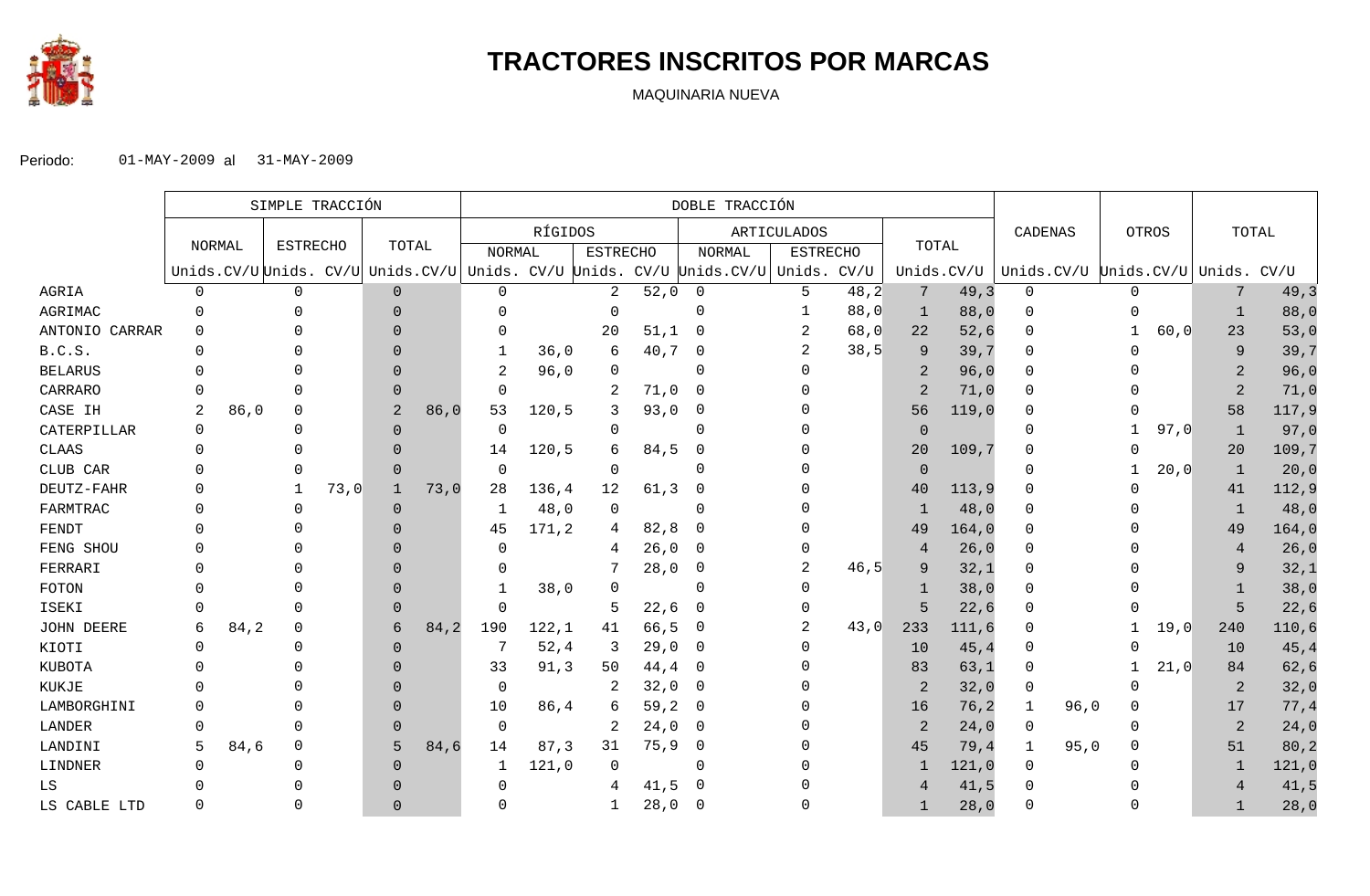# TRACTORES INSCRITOS POR MARCAS

MAQUINARIA NUEVA

Periodo: 01-MAY-2009 al 31-MAY-2009

| | SIMPLE TRACCIÓN | | | | | | DOBLE TRACCIÓN | | | | | | | | | | | | | | | |
|---|---|---|---|---|---|---|---|---|---|---|---|---|---|---|---|---|---|---|---|---|---|---|
| | NORMAL | | ESTRECHO | | TOTAL | | RÍGIDOS | | | | ARTICULADOS | | | | TOTAL | | CADENAS | | OTROS | | TOTAL | |
| | | | | | | | NORMAL | | ESTRECHO | | NORMAL | | ESTRECHO | | | | | | | | | |
| | Unids. | CV/U | Unids. | CV/U | Unids. | CV/U | Unids. | CV/U | Unids. | CV/U | Unids. | CV/U | Unids. | CV/U | Unids. | CV/U | Unids. | CV/U | Unids. | CV/U | Unids. | CV/U |
| AGRIA | 0 | | 0 | | 0 | | 0 | | 2 | 52,0 | 0 | | 5 | 48,2 | 7 | 49,3 | 0 | | 0 | | 7 | 49,3 |
| AGRIMAC | 0 | | 0 | | 0 | | 0 | | 0 | | 0 | | 1 | 88,0 | 1 | 88,0 | 0 | | 0 | | 1 | 88,0 |
| ANTONIO CARRAR | 0 | | 0 | | 0 | | 0 | | 20 | 51,1 | 0 | | 2 | 68,0 | 22 | 52,6 | 0 | | 1 | 60,0 | 23 | 53,0 |
| B.C.S. | 0 | | 0 | | 0 | | 1 | 36,0 | 6 | 40,7 | 0 | | 2 | 38,5 | 9 | 39,7 | 0 | | 0 | | 9 | 39,7 |
| BELARUS | 0 | | 0 | | 0 | | 2 | 96,0 | 0 | | 0 | | 0 | | 2 | 96,0 | 0 | | 0 | | 2 | 96,0 |
| CARRARO | 0 | | 0 | | 0 | | 0 | | 2 | 71,0 | 0 | | 0 | | 2 | 71,0 | 0 | | 0 | | 2 | 71,0 |
| CASE IH | 2 | 86,0 | 0 | | 2 | 86,0 | 53 | 120,5 | 3 | 93,0 | 0 | | 0 | | 56 | 119,0 | 0 | | 0 | | 58 | 117,9 |
| CATERPILLAR | 0 | | 0 | | 0 | | 0 | | 0 | | 0 | | 0 | | 0 | | 0 | | 1 | 97,0 | 1 | 97,0 |
| CLAAS | 0 | | 0 | | 0 | | 14 | 120,5 | 6 | 84,5 | 0 | | 0 | | 20 | 109,7 | 0 | | 0 | | 20 | 109,7 |
| CLUB CAR | 0 | | 0 | | 0 | | 0 | | 0 | | 0 | | 0 | | 0 | | 0 | | 1 | 20,0 | 1 | 20,0 |
| DEUTZ-FAHR | 0 | | 1 | 73,0 | 1 | 73,0 | 28 | 136,4 | 12 | 61,3 | 0 | | 0 | | 40 | 113,9 | 0 | | 0 | | 41 | 112,9 |
| FARMTRAC | 0 | | 0 | | 0 | | 1 | 48,0 | 0 | | 0 | | 0 | | 1 | 48,0 | 0 | | 0 | | 1 | 48,0 |
| FENDT | 0 | | 0 | | 0 | | 45 | 171,2 | 4 | 82,8 | 0 | | 0 | | 49 | 164,0 | 0 | | 0 | | 49 | 164,0 |
| FENG SHOU | 0 | | 0 | | 0 | | 0 | | 4 | 26,0 | 0 | | 0 | | 4 | 26,0 | 0 | | 0 | | 4 | 26,0 |
| FERRARI | 0 | | 0 | | 0 | | 0 | | 7 | 28,0 | 0 | | 2 | 46,5 | 9 | 32,1 | 0 | | 0 | | 9 | 32,1 |
| FOTON | 0 | | 0 | | 0 | | 1 | 38,0 | 0 | | 0 | | 0 | | 1 | 38,0 | 0 | | 0 | | 1 | 38,0 |
| ISEKI | 0 | | 0 | | 0 | | 0 | | 5 | 22,6 | 0 | | 0 | | 5 | 22,6 | 0 | | 0 | | 5 | 22,6 |
| JOHN DEERE | 6 | 84,2 | 0 | | 6 | 84,2 | 190 | 122,1 | 41 | 66,5 | 0 | | 2 | 43,0 | 233 | 111,6 | 0 | | 1 | 19,0 | 240 | 110,6 |
| KIOTI | 0 | | 0 | | 0 | | 7 | 52,4 | 3 | 29,0 | 0 | | 0 | | 10 | 45,4 | 0 | | 0 | | 10 | 45,4 |
| KUBOTA | 0 | | 0 | | 0 | | 33 | 91,3 | 50 | 44,4 | 0 | | 0 | | 83 | 63,1 | 0 | | 1 | 21,0 | 84 | 62,6 |
| KUKJE | 0 | | 0 | | 0 | | 0 | | 2 | 32,0 | 0 | | 0 | | 2 | 32,0 | 0 | | 0 | | 2 | 32,0 |
| LAMBORGHINI | 0 | | 0 | | 0 | | 10 | 86,4 | 6 | 59,2 | 0 | | 0 | | 16 | 76,2 | 1 | 96,0 | 0 | | 17 | 77,4 |
| LANDER | 0 | | 0 | | 0 | | 0 | | 2 | 24,0 | 0 | | 0 | | 2 | 24,0 | 0 | | 0 | | 2 | 24,0 |
| LANDINI | 5 | 84,6 | 0 | | 5 | 84,6 | 14 | 87,3 | 31 | 75,9 | 0 | | 0 | | 45 | 79,4 | 1 | 95,0 | 0 | | 51 | 80,2 |
| LINDNER | 0 | | 0 | | 0 | | 1 | 121,0 | 0 | | 0 | | 0 | | 1 | 121,0 | 0 | | 0 | | 1 | 121,0 |
| LS | 0 | | 0 | | 0 | | 0 | | 4 | 41,5 | 0 | | 0 | | 4 | 41,5 | 0 | | 0 | | 4 | 41,5 |
| LS CABLE LTD | 0 | | 0 | | 0 | | 0 | | 1 | 28,0 | 0 | | 0 | | 1 | 28,0 | 0 | | 0 | | 1 | 28,0 |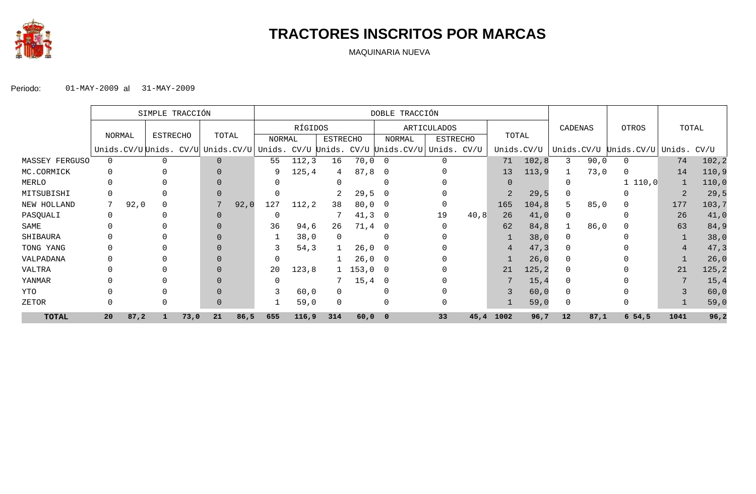# TRACTORES INSCRITOS POR MARCAS

MAQUINARIA NUEVA

Periodo: 01-MAY-2009 al 31-MAY-2009

| | SIMPLE TRACCIÓN | | | | | | DOBLE TRACCIÓN | | | | | | | | | | | | | | | |
|---|---|---|---|---|---|---|---|---|---|---|---|---|---|---|---|---|---|---|---|---|---|---|
| | NORMAL | | ESTRECHO | | TOTAL | | RÍGIDOS | | | | ARTICULADOS | | | | TOTAL | | CADENAS | | OTROS | | TOTAL | |
| | | | | | | | NORMAL | | ESTRECHO | | NORMAL | | ESTRECHO | | | | | | | | | |
| | Unids. | CV/U | Unids. | CV/U | Unids. | CV/U | Unids. | CV/U | Unids. | CV/U | Unids. | CV/U | Unids. | CV/U | Unids. | CV/U | Unids. | CV/U | Unids. | CV/U | Unids. | CV/U |
| MASSEY FERGUSO | 0 | | 0 | | 0 | | 55 | 112,3 | 16 | 70,0 | 0 | | 0 | | 71 | 102,8 | 3 | 90,0 | 0 | | 74 | 102,2 |
| MC.CORMICK | 0 | | 0 | | 0 | | 9 | 125,4 | 4 | 87,8 | 0 | | 0 | | 13 | 113,9 | 1 | 73,0 | 0 | | 14 | 110,9 |
| MERLO | 0 | | 0 | | 0 | | 0 | | 0 | | 0 | | 0 | | 0 | | 0 | | 1 | 110,0 | 1 | 110,0 |
| MITSUBISHI | 0 | | 0 | | 0 | | 0 | | 2 | 29,5 | 0 | | 0 | | 2 | 29,5 | 0 | | 0 | | 2 | 29,5 |
| NEW HOLLAND | 7 | 92,0 | 0 | | 7 | 92,0 | 127 | 112,2 | 38 | 80,0 | 0 | | 0 | | 165 | 104,8 | 5 | 85,0 | 0 | | 177 | 103,7 |
| PASQUALI | 0 | | 0 | | 0 | | 0 | | 7 | 41,3 | 0 | | 19 | 40,8 | 26 | 41,0 | 0 | | 0 | | 26 | 41,0 |
| SAME | 0 | | 0 | | 0 | | 36 | 94,6 | 26 | 71,4 | 0 | | 0 | | 62 | 84,8 | 1 | 86,0 | 0 | | 63 | 84,9 |
| SHIBAURA | 0 | | 0 | | 0 | | 1 | 38,0 | 0 | | 0 | | 0 | | 1 | 38,0 | 0 | | 0 | | 1 | 38,0 |
| TONG YANG | 0 | | 0 | | 0 | | 3 | 54,3 | 1 | 26,0 | 0 | | 0 | | 4 | 47,3 | 0 | | 0 | | 4 | 47,3 |
| VALPADANA | 0 | | 0 | | 0 | | 0 | | 1 | 26,0 | 0 | | 0 | | 1 | 26,0 | 0 | | 0 | | 1 | 26,0 |
| VALTRA | 0 | | 0 | | 0 | | 20 | 123,8 | 1 | 153,0 | 0 | | 0 | | 21 | 125,2 | 0 | | 0 | | 21 | 125,2 |
| YANMAR | 0 | | 0 | | 0 | | 0 | | 7 | 15,4 | 0 | | 0 | | 7 | 15,4 | 0 | | 0 | | 7 | 15,4 |
| YTO | 0 | | 0 | | 0 | | 3 | 60,0 | 0 | | 0 | | 0 | | 3 | 60,0 | 0 | | 0 | | 3 | 60,0 |
| ZETOR | 0 | | 0 | | 0 | | 1 | 59,0 | 0 | | 0 | | 0 | | 1 | 59,0 | 0 | | 0 | | 1 | 59,0 |
| **TOTAL** | **20** | **87,2** | **1** | **73,0** | **21** | **86,5** | **655** | **116,9** | **314** | **60,0** | **0** | | **33** | **45,4** | **1002** | **96,7** | **12** | **87,1** | **6** | **54,5** | **1041** | **96,2** |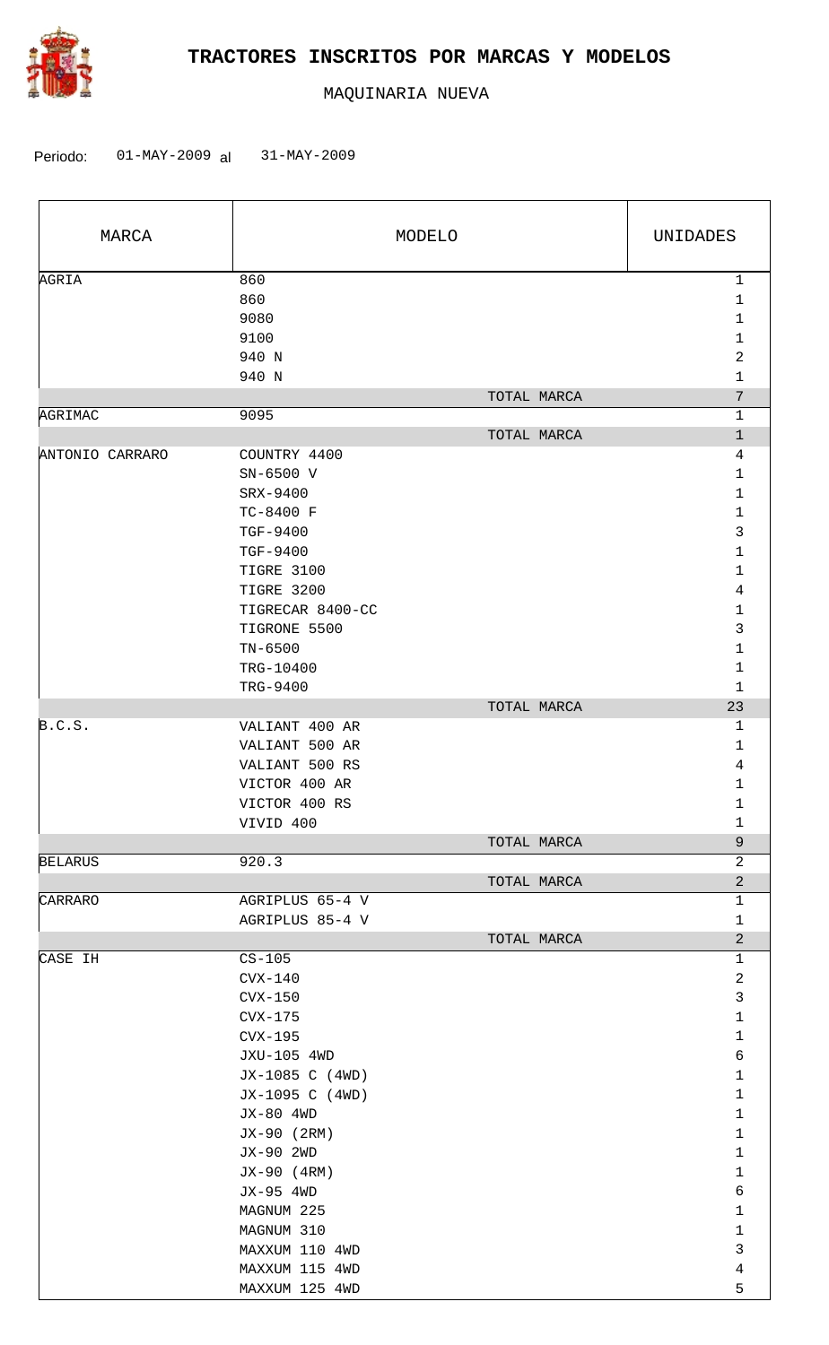# TRACTORES INSCRITOS POR MARCAS Y MODELOS

MAQUINARIA NUEVA

Periodo: 01-MAY-2009 al 31-MAY-2009

| MARCA | MODELO | UNIDADES |
|---|---|---|
| AGRIA | 860 | 1 |
| | 860 | 1 |
| | 9080 | 1 |
| | 9100 | 1 |
| | 940 N | 2 |
| | 940 N | 1 |
| | TOTAL MARCA | 7 |
| AGRIMAC | 9095 | 1 |
| | TOTAL MARCA | 1 |
| ANTONIO CARRARO | COUNTRY 4400 | 4 |
| | SN-6500 V | 1 |
| | SRX-9400 | 1 |
| | TC-8400 F | 1 |
| | TGF-9400 | 3 |
| | TGF-9400 | 1 |
| | TIGRE 3100 | 1 |
| | TIGRE 3200 | 4 |
| | TIGRECAR 8400-CC | 1 |
| | TIGRONE 5500 | 3 |
| | TN-6500 | 1 |
| | TRG-10400 | 1 |
| | TRG-9400 | 1 |
| | TOTAL MARCA | 23 |
| B.C.S. | VALIANT 400 AR | 1 |
| | VALIANT 500 AR | 1 |
| | VALIANT 500 RS | 4 |
| | VICTOR 400 AR | 1 |
| | VICTOR 400 RS | 1 |
| | VIVID 400 | 1 |
| | TOTAL MARCA | 9 |
| BELARUS | 920.3 | 2 |
| | TOTAL MARCA | 2 |
| CARRARO | AGRIPLUS 65-4 V | 1 |
| | AGRIPLUS 85-4 V | 1 |
| | TOTAL MARCA | 2 |
| CASE IH | CS-105 | 1 |
| | CVX-140 | 2 |
| | CVX-150 | 3 |
| | CVX-175 | 1 |
| | CVX-195 | 1 |
| | JXU-105 4WD | 6 |
| | JX-1085 C (4WD) | 1 |
| | JX-1095 C (4WD) | 1 |
| | JX-80 4WD | 1 |
| | JX-90 (2RM) | 1 |
| | JX-90 2WD | 1 |
| | JX-90 (4RM) | 1 |
| | JX-95 4WD | 6 |
| | MAGNUM 225 | 1 |
| | MAGNUM 310 | 1 |
| | MAXXUM 110 4WD | 3 |
| | MAXXUM 115 4WD | 4 |
| | MAXXUM 125 4WD | 5 |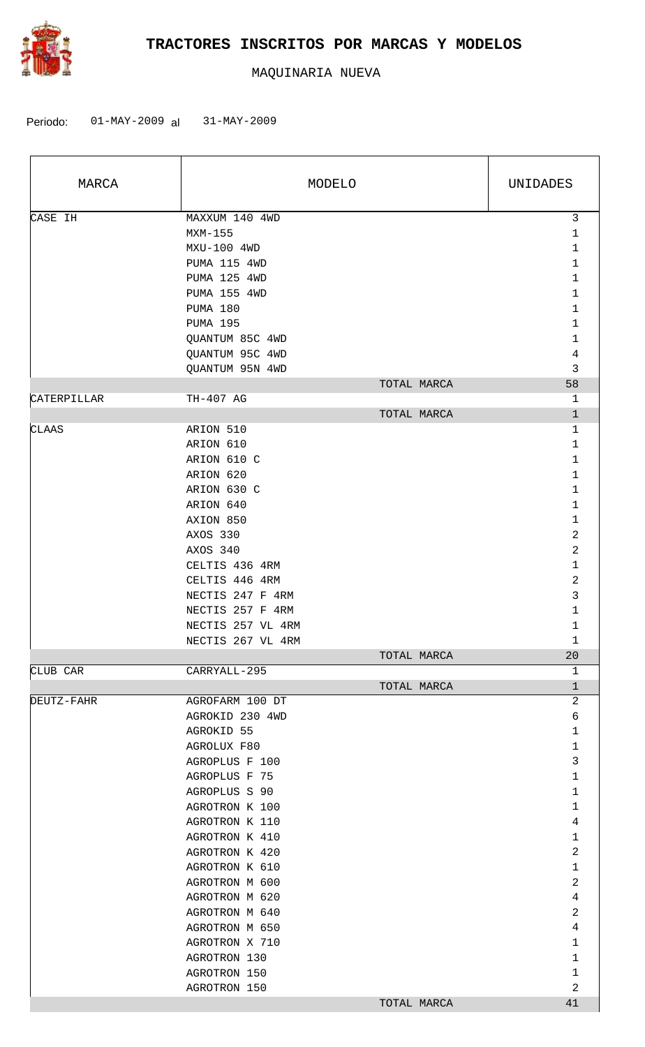# TRACTORES INSCRITOS POR MARCAS Y MODELOS

MAQUINARIA NUEVA

Periodo: 01-MAY-2009 al 31-MAY-2009

| MARCA | MODELO | UNIDADES |
|---|---|---|
| CASE IH | MAXXUM 140 4WD | 3 |
| | MXM-155 | 1 |
| | MXU-100 4WD | 1 |
| | PUMA 115 4WD | 1 |
| | PUMA 125 4WD | 1 |
| | PUMA 155 4WD | 1 |
| | PUMA 180 | 1 |
| | PUMA 195 | 1 |
| | QUANTUM 85C 4WD | 1 |
| | QUANTUM 95C 4WD | 4 |
| | QUANTUM 95N 4WD | 3 |
| | TOTAL MARCA | 58 |
| CATERPILLAR | TH-407 AG | 1 |
| | TOTAL MARCA | 1 |
| CLAAS | ARION 510 | 1 |
| | ARION 610 | 1 |
| | ARION 610 C | 1 |
| | ARION 620 | 1 |
| | ARION 630 C | 1 |
| | ARION 640 | 1 |
| | AXION 850 | 1 |
| | AXOS 330 | 2 |
| | AXOS 340 | 2 |
| | CELTIS 436 4RM | 1 |
| | CELTIS 446 4RM | 2 |
| | NECTIS 247 F 4RM | 3 |
| | NECTIS 257 F 4RM | 1 |
| | NECTIS 257 VL 4RM | 1 |
| | NECTIS 267 VL 4RM | 1 |
| | TOTAL MARCA | 20 |
| CLUB CAR | CARRYALL-295 | 1 |
| | TOTAL MARCA | 1 |
| DEUTZ-FAHR | AGROFARM 100 DT | 2 |
| | AGROKID 230 4WD | 6 |
| | AGROKID 55 | 1 |
| | AGROLUX F80 | 1 |
| | AGROPLUS F 100 | 3 |
| | AGROPLUS F 75 | 1 |
| | AGROPLUS S 90 | 1 |
| | AGROTRON K 100 | 1 |
| | AGROTRON K 110 | 4 |
| | AGROTRON K 410 | 1 |
| | AGROTRON K 420 | 2 |
| | AGROTRON K 610 | 1 |
| | AGROTRON M 600 | 2 |
| | AGROTRON M 620 | 4 |
| | AGROTRON M 640 | 2 |
| | AGROTRON M 650 | 4 |
| | AGROTRON X 710 | 1 |
| | AGROTRON 130 | 1 |
| | AGROTRON 150 | 1 |
| | AGROTRON 150 | 2 |
| | TOTAL MARCA | 41 |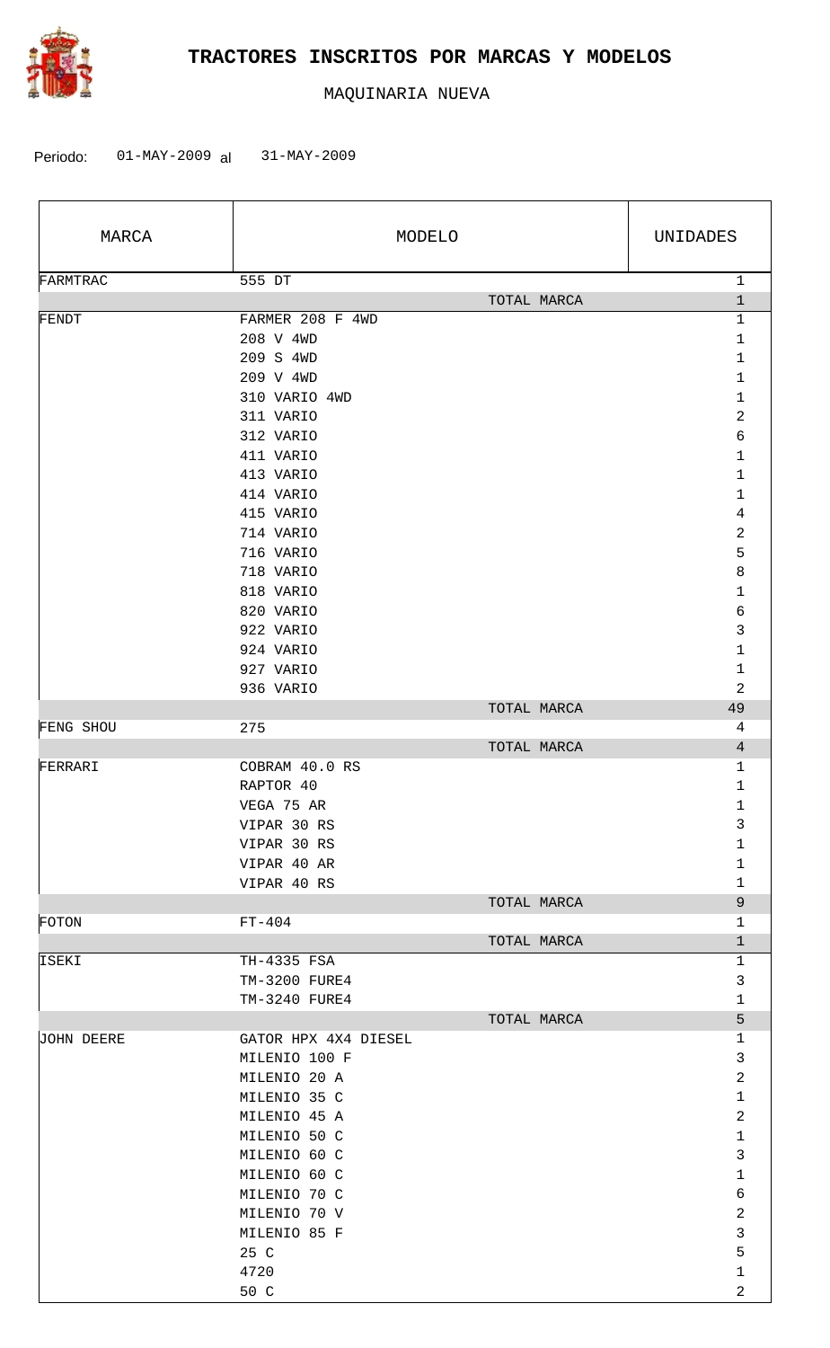# TRACTORES INSCRITOS POR MARCAS Y MODELOS

MAQUINARIA NUEVA

Periodo: 01-MAY-2009 al 31-MAY-2009

| MARCA | MODELO | UNIDADES |
|---|---|---|
| FARMTRAC | 555 DT | 1 |
| | TOTAL MARCA | 1 |
| FENDT | FARMER 208 F 4WD | 1 |
| | 208 V 4WD | 1 |
| | 209 S 4WD | 1 |
| | 209 V 4WD | 1 |
| | 310 VARIO 4WD | 1 |
| | 311 VARIO | 2 |
| | 312 VARIO | 6 |
| | 411 VARIO | 1 |
| | 413 VARIO | 1 |
| | 414 VARIO | 1 |
| | 415 VARIO | 4 |
| | 714 VARIO | 2 |
| | 716 VARIO | 5 |
| | 718 VARIO | 8 |
| | 818 VARIO | 1 |
| | 820 VARIO | 6 |
| | 922 VARIO | 3 |
| | 924 VARIO | 1 |
| | 927 VARIO | 1 |
| | 936 VARIO | 2 |
| | TOTAL MARCA | 49 |
| FENG SHOU | 275 | 4 |
| | TOTAL MARCA | 4 |
| FERRARI | COBRAM 40.0 RS | 1 |
| | RAPTOR 40 | 1 |
| | VEGA 75 AR | 1 |
| | VIPAR 30 RS | 3 |
| | VIPAR 30 RS | 1 |
| | VIPAR 40 AR | 1 |
| | VIPAR 40 RS | 1 |
| | TOTAL MARCA | 9 |
| FOTON | FT-404 | 1 |
| | TOTAL MARCA | 1 |
| ISEKI | TH-4335 FSA | 1 |
| | TM-3200 FURE4 | 3 |
| | TM-3240 FURE4 | 1 |
| | TOTAL MARCA | 5 |
| JOHN DEERE | GATOR HPX 4X4 DIESEL | 1 |
| | MILENIO 100 F | 3 |
| | MILENIO 20 A | 2 |
| | MILENIO 35 C | 1 |
| | MILENIO 45 A | 2 |
| | MILENIO 50 C | 1 |
| | MILENIO 60 C | 3 |
| | MILENIO 60 C | 1 |
| | MILENIO 70 C | 6 |
| | MILENIO 70 V | 2 |
| | MILENIO 85 F | 3 |
| | 25 C | 5 |
| | 4720 | 1 |
| | 50 C | 2 |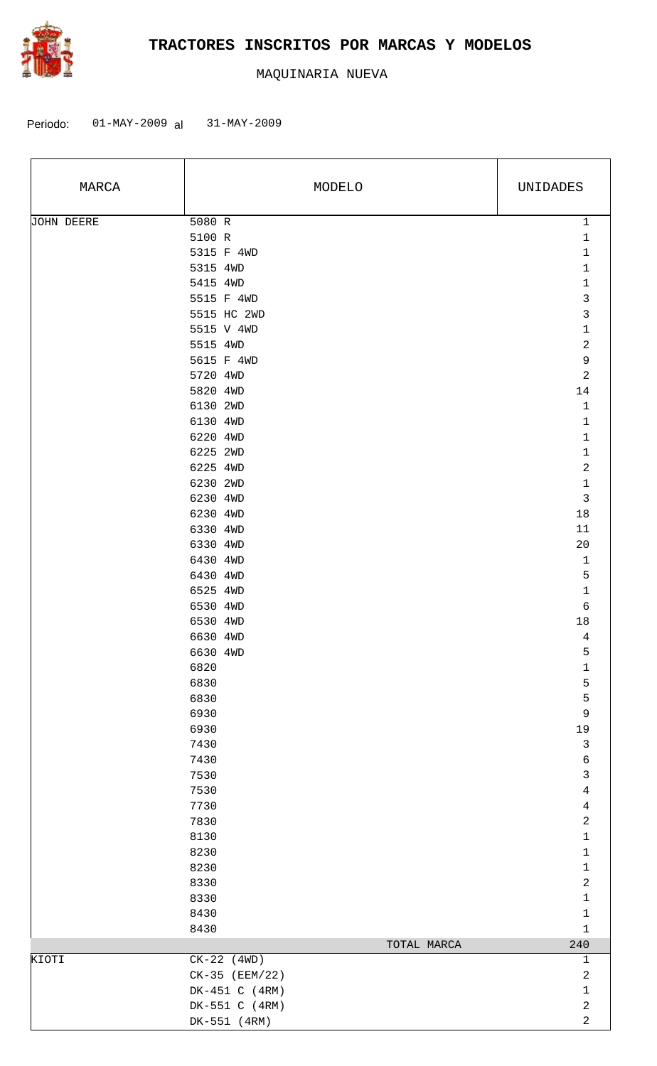# TRACTORES INSCRITOS POR MARCAS Y MODELOS

MAQUINARIA NUEVA

Periodo: 01-MAY-2009 al 31-MAY-2009

| MARCA | MODELO | UNIDADES |
| --- | --- | --- |
| JOHN DEERE | 5080 R | 1 |
| | 5100 R | 1 |
| | 5315 F 4WD | 1 |
| | 5315 4WD | 1 |
| | 5415 4WD | 1 |
| | 5515 F 4WD | 3 |
| | 5515 HC 2WD | 3 |
| | 5515 V 4WD | 1 |
| | 5515 4WD | 2 |
| | 5615 F 4WD | 9 |
| | 5720 4WD | 2 |
| | 5820 4WD | 14 |
| | 6130 2WD | 1 |
| | 6130 4WD | 1 |
| | 6220 4WD | 1 |
| | 6225 2WD | 1 |
| | 6225 4WD | 2 |
| | 6230 2WD | 1 |
| | 6230 4WD | 3 |
| | 6230 4WD | 18 |
| | 6330 4WD | 11 |
| | 6330 4WD | 20 |
| | 6430 4WD | 1 |
| | 6430 4WD | 5 |
| | 6525 4WD | 1 |
| | 6530 4WD | 6 |
| | 6530 4WD | 18 |
| | 6630 4WD | 4 |
| | 6630 4WD | 5 |
| | 6820 | 1 |
| | 6830 | 5 |
| | 6830 | 5 |
| | 6930 | 9 |
| | 6930 | 19 |
| | 7430 | 3 |
| | 7430 | 6 |
| | 7530 | 3 |
| | 7530 | 4 |
| | 7730 | 4 |
| | 7830 | 2 |
| | 8130 | 1 |
| | 8230 | 1 |
| | 8230 | 1 |
| | 8330 | 2 |
| | 8330 | 1 |
| | 8430 | 1 |
| | 8430 | 1 |
| | TOTAL MARCA | 240 |
| KIOTI | CK-22 (4WD) | 1 |
| | CK-35 (EEM/22) | 2 |
| | DK-451 C (4RM) | 1 |
| | DK-551 C (4RM) | 2 |
| | DK-551 (4RM) | 2 |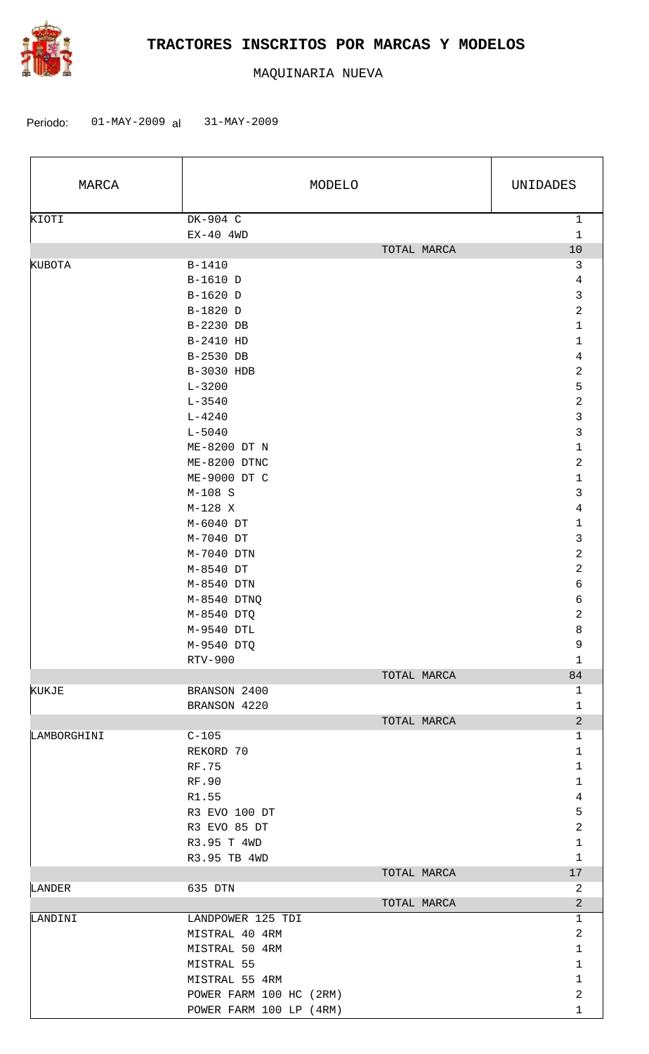# TRACTORES INSCRITOS POR MARCAS Y MODELOS

MAQUINARIA NUEVA

Periodo: 01-MAY-2009 al 31-MAY-2009

| MARCA | MODELO | UNIDADES |
|---|---|---|
| KIOTI | DK-904 C | 1 |
| | EX-40 4WD | 1 |
| | TOTAL MARCA | 10 |
| KUBOTA | B-1410 | 3 |
| | B-1610 D | 4 |
| | B-1620 D | 3 |
| | B-1820 D | 2 |
| | B-2230 DB | 1 |
| | B-2410 HD | 1 |
| | B-2530 DB | 4 |
| | B-3030 HDB | 2 |
| | L-3200 | 5 |
| | L-3540 | 2 |
| | L-4240 | 3 |
| | L-5040 | 3 |
| | ME-8200 DT N | 1 |
| | ME-8200 DTNC | 2 |
| | ME-9000 DT C | 1 |
| | M-108 S | 3 |
| | M-128 X | 4 |
| | M-6040 DT | 1 |
| | M-7040 DT | 3 |
| | M-7040 DTN | 2 |
| | M-8540 DT | 2 |
| | M-8540 DTN | 6 |
| | M-8540 DTNQ | 6 |
| | M-8540 DTQ | 2 |
| | M-9540 DTL | 8 |
| | M-9540 DTQ | 9 |
| | RTV-900 | 1 |
| | TOTAL MARCA | 84 |
| KUKJE | BRANSON 2400 | 1 |
| | BRANSON 4220 | 1 |
| | TOTAL MARCA | 2 |
| LAMBORGHINI | C-105 | 1 |
| | REKORD 70 | 1 |
| | RF.75 | 1 |
| | RF.90 | 1 |
| | R1.55 | 4 |
| | R3 EVO 100 DT | 5 |
| | R3 EVO 85 DT | 2 |
| | R3.95 T 4WD | 1 |
| | R3.95 TB 4WD | 1 |
| | TOTAL MARCA | 17 |
| LANDER | 635 DTN | 2 |
| | TOTAL MARCA | 2 |
| LANDINI | LANDPOWER 125 TDI | 1 |
| | MISTRAL 40 4RM | 2 |
| | MISTRAL 50 4RM | 1 |
| | MISTRAL 55 | 1 |
| | MISTRAL 55 4RM | 1 |
| | POWER FARM 100 HC (2RM) | 2 |
| | POWER FARM 100 LP (4RM) | 1 |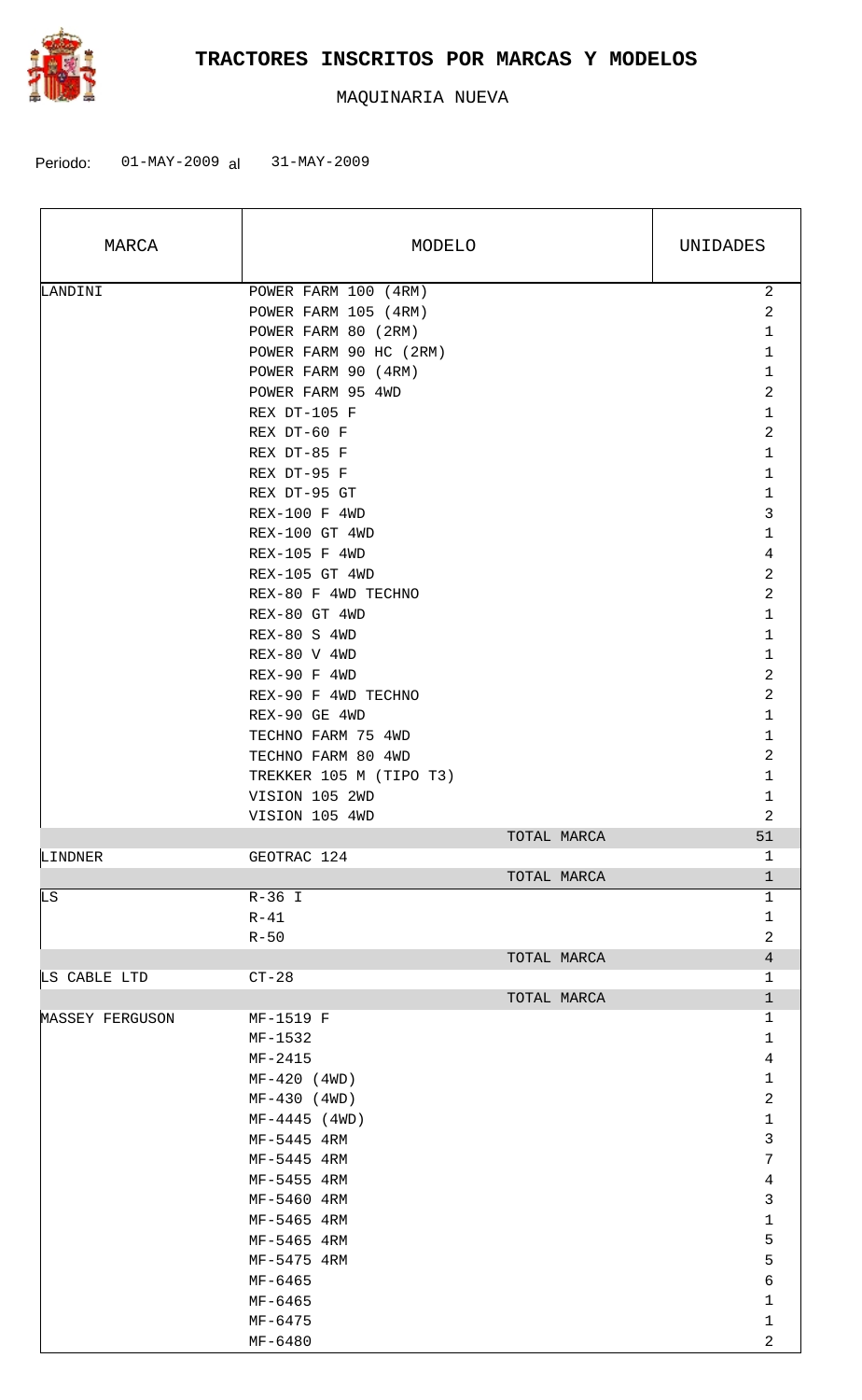# TRACTORES INSCRITOS POR MARCAS Y MODELOS

MAQUINARIA NUEVA

Periodo: 01-MAY-2009 al 31-MAY-2009

| MARCA | MODELO | UNIDADES |
|---|---|---|
| LANDINI | POWER FARM 100 (4RM) | 2 |
| | POWER FARM 105 (4RM) | 2 |
| | POWER FARM 80 (2RM) | 1 |
| | POWER FARM 90 HC (2RM) | 1 |
| | POWER FARM 90 (4RM) | 1 |
| | POWER FARM 95 4WD | 2 |
| | REX DT-105 F | 1 |
| | REX DT-60 F | 2 |
| | REX DT-85 F | 1 |
| | REX DT-95 F | 1 |
| | REX DT-95 GT | 1 |
| | REX-100 F 4WD | 3 |
| | REX-100 GT 4WD | 1 |
| | REX-105 F 4WD | 4 |
| | REX-105 GT 4WD | 2 |
| | REX-80 F 4WD TECHNO | 2 |
| | REX-80 GT 4WD | 1 |
| | REX-80 S 4WD | 1 |
| | REX-80 V 4WD | 1 |
| | REX-90 F 4WD | 2 |
| | REX-90 F 4WD TECHNO | 2 |
| | REX-90 GE 4WD | 1 |
| | TECHNO FARM 75 4WD | 1 |
| | TECHNO FARM 80 4WD | 2 |
| | TREKKER 105 M (TIPO T3) | 1 |
| | VISION 105 2WD | 1 |
| | VISION 105 4WD | 2 |
| | TOTAL MARCA | 51 |
| LINDNER | GEOTRAC 124 | 1 |
| | TOTAL MARCA | 1 |
| LS | R-36 I | 1 |
| | R-41 | 1 |
| | R-50 | 2 |
| | TOTAL MARCA | 4 |
| LS CABLE LTD | CT-28 | 1 |
| | TOTAL MARCA | 1 |
| MASSEY FERGUSON | MF-1519 F | 1 |
| | MF-1532 | 1 |
| | MF-2415 | 4 |
| | MF-420 (4WD) | 1 |
| | MF-430 (4WD) | 2 |
| | MF-4445 (4WD) | 1 |
| | MF-5445 4RM | 3 |
| | MF-5445 4RM | 7 |
| | MF-5455 4RM | 4 |
| | MF-5460 4RM | 3 |
| | MF-5465 4RM | 1 |
| | MF-5465 4RM | 5 |
| | MF-5475 4RM | 5 |
| | MF-6465 | 6 |
| | MF-6465 | 1 |
| | MF-6475 | 1 |
| | MF-6480 | 2 |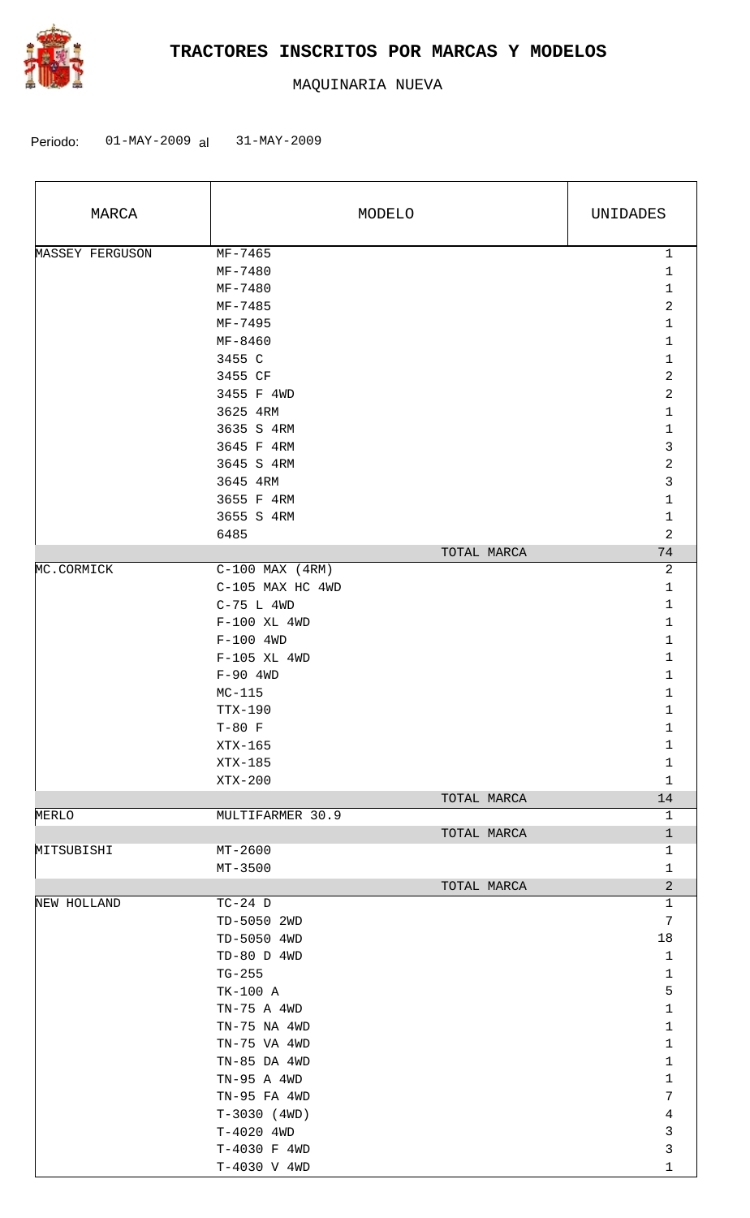# TRACTORES INSCRITOS POR MARCAS Y MODELOS

MAQUINARIA NUEVA

Periodo: 01-MAY-2009 al 31-MAY-2009

| MARCA | MODELO | UNIDADES |
|---|---|---|
| MASSEY FERGUSON | MF-7465 | 1 |
| | MF-7480 | 1 |
| | MF-7480 | 1 |
| | MF-7485 | 2 |
| | MF-7495 | 1 |
| | MF-8460 | 1 |
| | 3455 C | 1 |
| | 3455 CF | 2 |
| | 3455 F 4WD | 2 |
| | 3625 4RM | 1 |
| | 3635 S 4RM | 1 |
| | 3645 F 4RM | 3 |
| | 3645 S 4RM | 2 |
| | 3645 4RM | 3 |
| | 3655 F 4RM | 1 |
| | 3655 S 4RM | 1 |
| | 6485 | 2 |
| | TOTAL MARCA | 74 |
| MC.CORMICK | C-100 MAX (4RM) | 2 |
| | C-105 MAX HC 4WD | 1 |
| | C-75 L 4WD | 1 |
| | F-100 XL 4WD | 1 |
| | F-100 4WD | 1 |
| | F-105 XL 4WD | 1 |
| | F-90 4WD | 1 |
| | MC-115 | 1 |
| | TTX-190 | 1 |
| | T-80 F | 1 |
| | XTX-165 | 1 |
| | XTX-185 | 1 |
| | XTX-200 | 1 |
| | TOTAL MARCA | 14 |
| MERLO | MULTIFARMER 30.9 | 1 |
| | TOTAL MARCA | 1 |
| MITSUBISHI | MT-2600 | 1 |
| | MT-3500 | 1 |
| | TOTAL MARCA | 2 |
| NEW HOLLAND | TC-24 D | 1 |
| | TD-5050 2WD | 7 |
| | TD-5050 4WD | 18 |
| | TD-80 D 4WD | 1 |
| | TG-255 | 1 |
| | TK-100 A | 5 |
| | TN-75 A 4WD | 1 |
| | TN-75 NA 4WD | 1 |
| | TN-75 VA 4WD | 1 |
| | TN-85 DA 4WD | 1 |
| | TN-95 A 4WD | 1 |
| | TN-95 FA 4WD | 7 |
| | T-3030 (4WD) | 4 |
| | T-4020 4WD | 3 |
| | T-4030 F 4WD | 3 |
| | T-4030 V 4WD | 1 |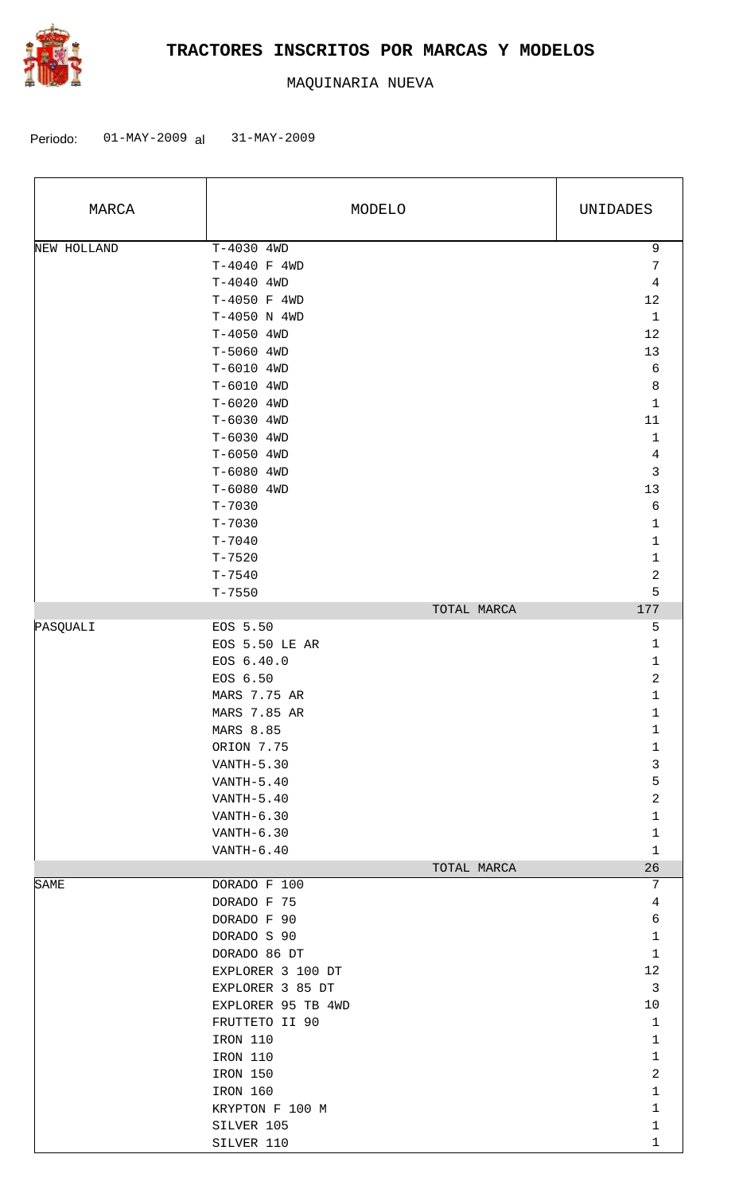# TRACTORES INSCRITOS POR MARCAS Y MODELOS

MAQUINARIA NUEVA

Periodo: 01-MAY-2009 al 31-MAY-2009

| MARCA | MODELO | UNIDADES |
|---|---|---|
| NEW HOLLAND | T-4030 4WD | 9 |
| | T-4040 F 4WD | 7 |
| | T-4040 4WD | 4 |
| | T-4050 F 4WD | 12 |
| | T-4050 N 4WD | 1 |
| | T-4050 4WD | 12 |
| | T-5060 4WD | 13 |
| | T-6010 4WD | 6 |
| | T-6010 4WD | 8 |
| | T-6020 4WD | 1 |
| | T-6030 4WD | 11 |
| | T-6030 4WD | 1 |
| | T-6050 4WD | 4 |
| | T-6080 4WD | 3 |
| | T-6080 4WD | 13 |
| | T-7030 | 6 |
| | T-7030 | 1 |
| | T-7040 | 1 |
| | T-7520 | 1 |
| | T-7540 | 2 |
| | T-7550 | 5 |
| | TOTAL MARCA | 177 |
| PASQUALI | EOS 5.50 | 5 |
| | EOS 5.50 LE AR | 1 |
| | EOS 6.40.0 | 1 |
| | EOS 6.50 | 2 |
| | MARS 7.75 AR | 1 |
| | MARS 7.85 AR | 1 |
| | MARS 8.85 | 1 |
| | ORION 7.75 | 1 |
| | VANTH-5.30 | 3 |
| | VANTH-5.40 | 5 |
| | VANTH-5.40 | 2 |
| | VANTH-6.30 | 1 |
| | VANTH-6.30 | 1 |
| | VANTH-6.40 | 1 |
| | TOTAL MARCA | 26 |
| SAME | DORADO F 100 | 7 |
| | DORADO F 75 | 4 |
| | DORADO F 90 | 6 |
| | DORADO S 90 | 1 |
| | DORADO 86 DT | 1 |
| | EXPLORER 3 100 DT | 12 |
| | EXPLORER 3 85 DT | 3 |
| | EXPLORER 95 TB 4WD | 10 |
| | FRUTTETO II 90 | 1 |
| | IRON 110 | 1 |
| | IRON 110 | 1 |
| | IRON 150 | 2 |
| | IRON 160 | 1 |
| | KRYPTON F 100 M | 1 |
| | SILVER 105 | 1 |
| | SILVER 110 | 1 |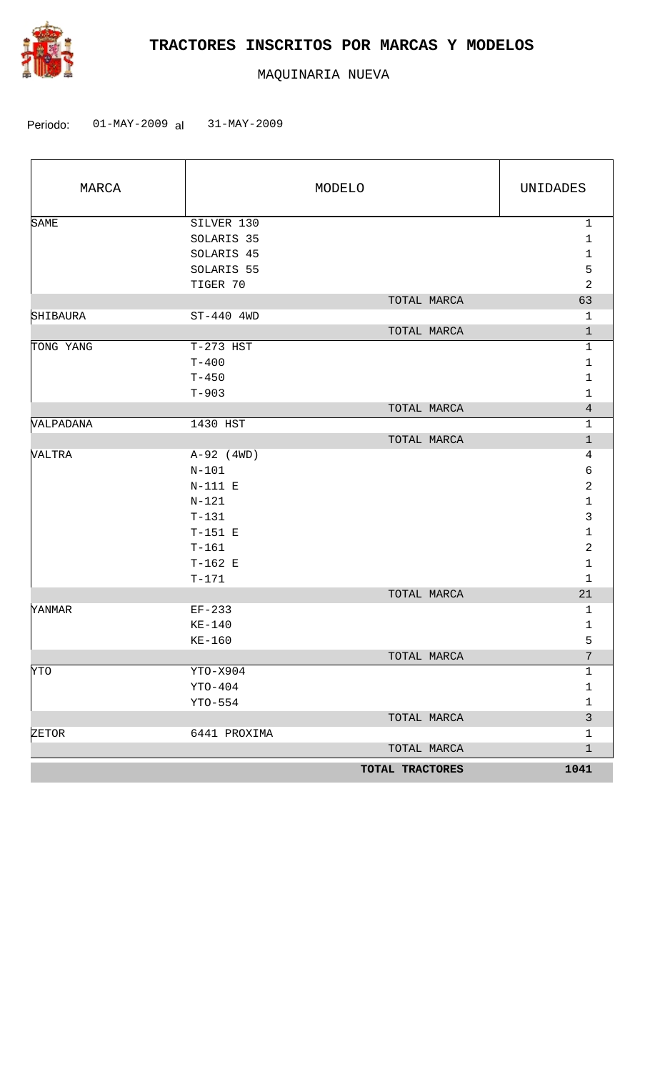# TRACTORES INSCRITOS POR MARCAS Y MODELOS

MAQUINARIA NUEVA

Periodo: 01-MAY-2009 al 31-MAY-2009

| MARCA | MODELO | UNIDADES |
|---|---|---|
| SAME | SILVER 130 | 1 |
| | SOLARIS 35 | 1 |
| | SOLARIS 45 | 1 |
| | SOLARIS 55 | 5 |
| | TIGER 70 | 2 |
| | TOTAL MARCA | 63 |
| SHIBAURA | ST-440 4WD | 1 |
| | TOTAL MARCA | 1 |
| TONG YANG | T-273 HST | 1 |
| | T-400 | 1 |
| | T-450 | 1 |
| | T-903 | 1 |
| | TOTAL MARCA | 4 |
| VALPADANA | 1430 HST | 1 |
| | TOTAL MARCA | 1 |
| VALTRA | A-92 (4WD) | 4 |
| | N-101 | 6 |
| | N-111 E | 2 |
| | N-121 | 1 |
| | T-131 | 3 |
| | T-151 E | 1 |
| | T-161 | 2 |
| | T-162 E | 1 |
| | T-171 | 1 |
| | TOTAL MARCA | 21 |
| YANMAR | EF-233 | 1 |
| | KE-140 | 1 |
| | KE-160 | 5 |
| | TOTAL MARCA | 7 |
| YTO | YTO-X904 | 1 |
| | YTO-404 | 1 |
| | YTO-554 | 1 |
| | TOTAL MARCA | 3 |
| ZETOR | 6441 PROXIMA | 1 |
| | TOTAL MARCA | 1 |
| | **TOTAL TRACTORES** | **1041** |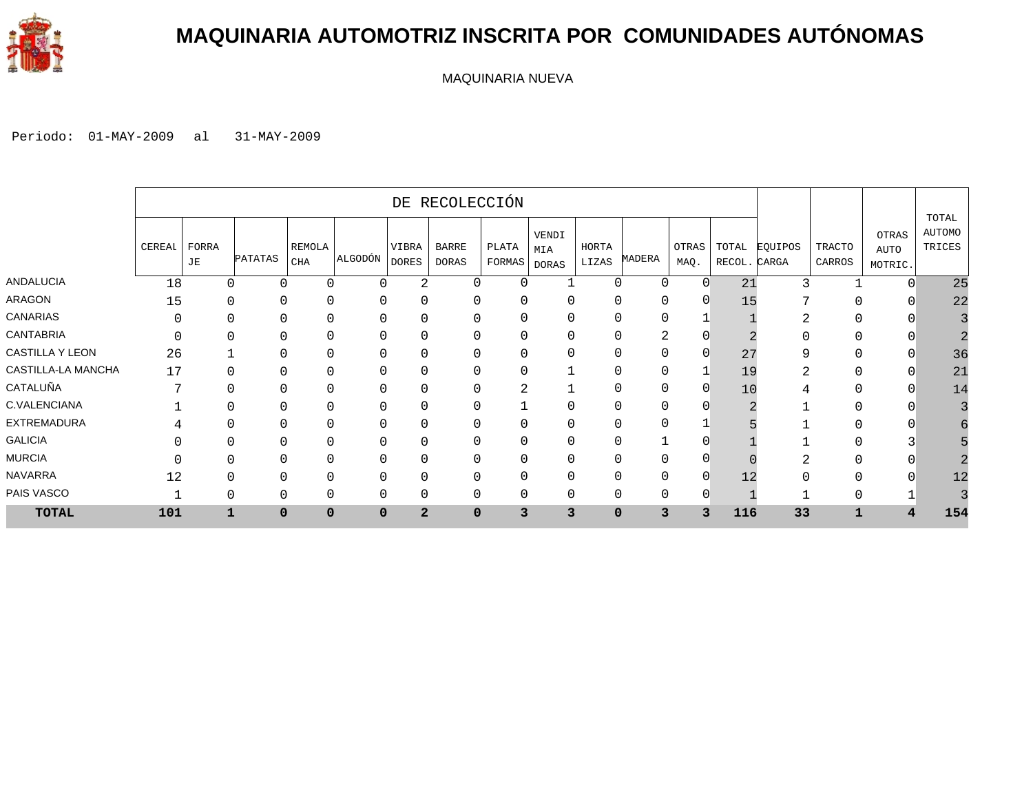# MAQUINARIA AUTOMOTRIZ INSCRITA POR COMUNIDADES AUTÓNOMAS

MAQUINARIA NUEVA

Periodo: 01-MAY-2009 al 31-MAY-2009

| | DE RECOLECCIÓN | | | | | | | | | | | | | | | | |
|---|---|---|---|---|---|---|---|---|---|---|---|---|---|---|---|---|---|
| | CEREAL | FORRAJE | PATATAS | REMOLACHA | ALGODÓN | VIBRADORES | BARREDORAS | PLATAFORMAS | VENDIMIADORAS | HORTALIZAS | MADERA | OTRAS MAQ. | TOTAL RECOL. | EQUIPOS CARGA | TRACTOCARROS | OTRAS AUTOMOTRIC. | TOTAL AUTOMOTRICES |
| ANDALUCIA | 18 | 0 | 0 | 0 | 0 | 2 | 0 | 0 | 1 | 0 | 0 | 0 | 21 | 3 | 1 | 0 | 25 |
| ARAGON | 15 | 0 | 0 | 0 | 0 | 0 | 0 | 0 | 0 | 0 | 0 | 0 | 15 | 7 | 0 | 0 | 22 |
| CANARIAS | 0 | 0 | 0 | 0 | 0 | 0 | 0 | 0 | 0 | 0 | 0 | 1 | 1 | 2 | 0 | 0 | 3 |
| CANTABRIA | 0 | 0 | 0 | 0 | 0 | 0 | 0 | 0 | 0 | 0 | 2 | 0 | 2 | 0 | 0 | 0 | 2 |
| CASTILLA Y LEON | 26 | 1 | 0 | 0 | 0 | 0 | 0 | 0 | 0 | 0 | 0 | 0 | 27 | 9 | 0 | 0 | 36 |
| CASTILLA-LA MANCHA | 17 | 0 | 0 | 0 | 0 | 0 | 0 | 0 | 1 | 0 | 0 | 1 | 19 | 2 | 0 | 0 | 21 |
| CATALUÑA | 7 | 0 | 0 | 0 | 0 | 0 | 0 | 2 | 1 | 0 | 0 | 0 | 10 | 4 | 0 | 0 | 14 |
| C.VALENCIANA | 1 | 0 | 0 | 0 | 0 | 0 | 0 | 1 | 0 | 0 | 0 | 0 | 2 | 1 | 0 | 0 | 3 |
| EXTREMADURA | 4 | 0 | 0 | 0 | 0 | 0 | 0 | 0 | 0 | 0 | 0 | 1 | 5 | 1 | 0 | 0 | 6 |
| GALICIA | 0 | 0 | 0 | 0 | 0 | 0 | 0 | 0 | 0 | 0 | 1 | 0 | 1 | 1 | 0 | 3 | 5 |
| MURCIA | 0 | 0 | 0 | 0 | 0 | 0 | 0 | 0 | 0 | 0 | 0 | 0 | 0 | 2 | 0 | 0 | 2 |
| NAVARRA | 12 | 0 | 0 | 0 | 0 | 0 | 0 | 0 | 0 | 0 | 0 | 0 | 12 | 0 | 0 | 0 | 12 |
| PAIS VASCO | 1 | 0 | 0 | 0 | 0 | 0 | 0 | 0 | 0 | 0 | 0 | 0 | 1 | 1 | 0 | 1 | 3 |
| **TOTAL** | **101** | **1** | **0** | **0** | **0** | **2** | **0** | **3** | **3** | **0** | **3** | **3** | **116** | **33** | **1** | **4** | **154** |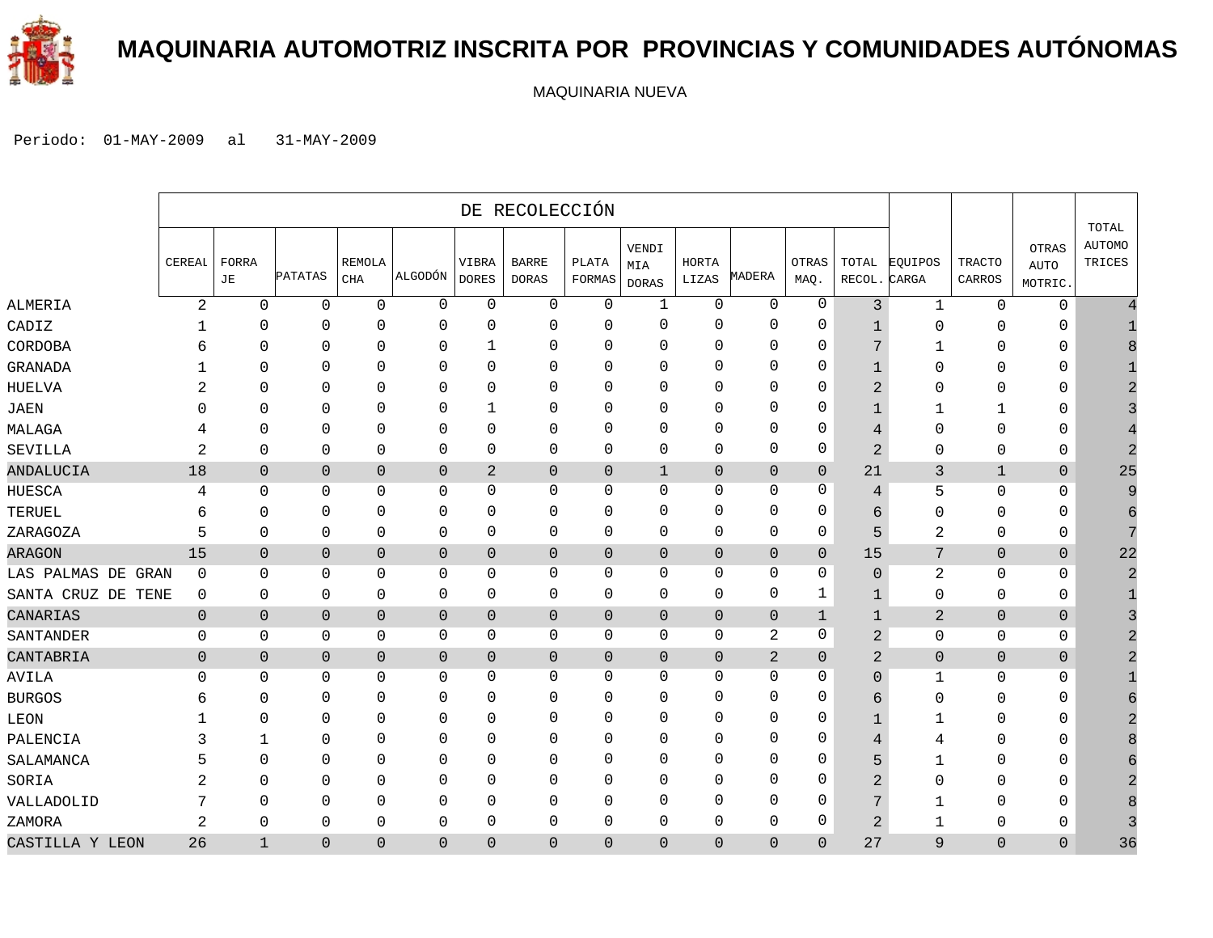# MAQUINARIA AUTOMOTRIZ INSCRITA POR PROVINCIAS Y COMUNIDADES AUTÓNOMAS

MAQUINARIA NUEVA

Periodo: 01-MAY-2009 al 31-MAY-2009

| | DE RECOLECCIÓN | | | | | | | | | | | | | | | | |
|---|---|---|---|---|---|---|---|---|---|---|---|---|---|---|---|---|---|
| | CEREAL | FORRAJE | PATATAS | REMOLACHA | ALGODÓN | VIBRADORES | BARREDORAS | PLATAFORMAS | VENDIMIADORAS | HORTALIZAS | MADERA | OTRAS MAQ. | TOTAL RECOL. | EQUIPOS CARGA | TRACTOCARROS | OTRAS AUTOMOTRIC. | TOTAL AUTOMOTRICES |
| ALMERIA | 2 | 0 | 0 | 0 | 0 | 0 | 0 | 0 | 1 | 0 | 0 | 0 | 3 | 1 | 0 | 0 | 4 |
| CADIZ | 1 | 0 | 0 | 0 | 0 | 0 | 0 | 0 | 0 | 0 | 0 | 0 | 1 | 0 | 0 | 0 | 1 |
| CORDOBA | 6 | 0 | 0 | 0 | 0 | 1 | 0 | 0 | 0 | 0 | 0 | 0 | 7 | 1 | 0 | 0 | 8 |
| GRANADA | 1 | 0 | 0 | 0 | 0 | 0 | 0 | 0 | 0 | 0 | 0 | 0 | 1 | 0 | 0 | 0 | 1 |
| HUELVA | 2 | 0 | 0 | 0 | 0 | 0 | 0 | 0 | 0 | 0 | 0 | 0 | 2 | 0 | 0 | 0 | 2 |
| JAEN | 0 | 0 | 0 | 0 | 0 | 1 | 0 | 0 | 0 | 0 | 0 | 0 | 1 | 1 | 1 | 0 | 3 |
| MALAGA | 4 | 0 | 0 | 0 | 0 | 0 | 0 | 0 | 0 | 0 | 0 | 0 | 4 | 0 | 0 | 0 | 4 |
| SEVILLA | 2 | 0 | 0 | 0 | 0 | 0 | 0 | 0 | 0 | 0 | 0 | 0 | 2 | 0 | 0 | 0 | 2 |
| ANDALUCIA | 18 | 0 | 0 | 0 | 0 | 2 | 0 | 0 | 1 | 0 | 0 | 0 | 21 | 3 | 1 | 0 | 25 |
| HUESCA | 4 | 0 | 0 | 0 | 0 | 0 | 0 | 0 | 0 | 0 | 0 | 0 | 4 | 5 | 0 | 0 | 9 |
| TERUEL | 6 | 0 | 0 | 0 | 0 | 0 | 0 | 0 | 0 | 0 | 0 | 0 | 6 | 0 | 0 | 0 | 6 |
| ZARAGOZA | 5 | 0 | 0 | 0 | 0 | 0 | 0 | 0 | 0 | 0 | 0 | 0 | 5 | 2 | 0 | 0 | 7 |
| ARAGON | 15 | 0 | 0 | 0 | 0 | 0 | 0 | 0 | 0 | 0 | 0 | 0 | 15 | 7 | 0 | 0 | 22 |
| LAS PALMAS DE GRAN | 0 | 0 | 0 | 0 | 0 | 0 | 0 | 0 | 0 | 0 | 0 | 0 | 0 | 2 | 0 | 0 | 2 |
| SANTA CRUZ DE TENE | 0 | 0 | 0 | 0 | 0 | 0 | 0 | 0 | 0 | 0 | 0 | 1 | 1 | 0 | 0 | 0 | 1 |
| CANARIAS | 0 | 0 | 0 | 0 | 0 | 0 | 0 | 0 | 0 | 0 | 0 | 1 | 1 | 2 | 0 | 0 | 3 |
| SANTANDER | 0 | 0 | 0 | 0 | 0 | 0 | 0 | 0 | 0 | 0 | 2 | 0 | 2 | 0 | 0 | 0 | 2 |
| CANTABRIA | 0 | 0 | 0 | 0 | 0 | 0 | 0 | 0 | 0 | 0 | 2 | 0 | 2 | 0 | 0 | 0 | 2 |
| AVILA | 0 | 0 | 0 | 0 | 0 | 0 | 0 | 0 | 0 | 0 | 0 | 0 | 0 | 1 | 0 | 0 | 1 |
| BURGOS | 6 | 0 | 0 | 0 | 0 | 0 | 0 | 0 | 0 | 0 | 0 | 0 | 6 | 0 | 0 | 0 | 6 |
| LEON | 1 | 0 | 0 | 0 | 0 | 0 | 0 | 0 | 0 | 0 | 0 | 0 | 1 | 1 | 0 | 0 | 2 |
| PALENCIA | 3 | 1 | 0 | 0 | 0 | 0 | 0 | 0 | 0 | 0 | 0 | 0 | 4 | 4 | 0 | 0 | 8 |
| SALAMANCA | 5 | 0 | 0 | 0 | 0 | 0 | 0 | 0 | 0 | 0 | 0 | 0 | 5 | 1 | 0 | 0 | 6 |
| SORIA | 2 | 0 | 0 | 0 | 0 | 0 | 0 | 0 | 0 | 0 | 0 | 0 | 2 | 0 | 0 | 0 | 2 |
| VALLADOLID | 7 | 0 | 0 | 0 | 0 | 0 | 0 | 0 | 0 | 0 | 0 | 0 | 7 | 1 | 0 | 0 | 8 |
| ZAMORA | 2 | 0 | 0 | 0 | 0 | 0 | 0 | 0 | 0 | 0 | 0 | 0 | 2 | 1 | 0 | 0 | 3 |
| CASTILLA Y LEON | 26 | 1 | 0 | 0 | 0 | 0 | 0 | 0 | 0 | 0 | 0 | 0 | 27 | 9 | 0 | 0 | 36 |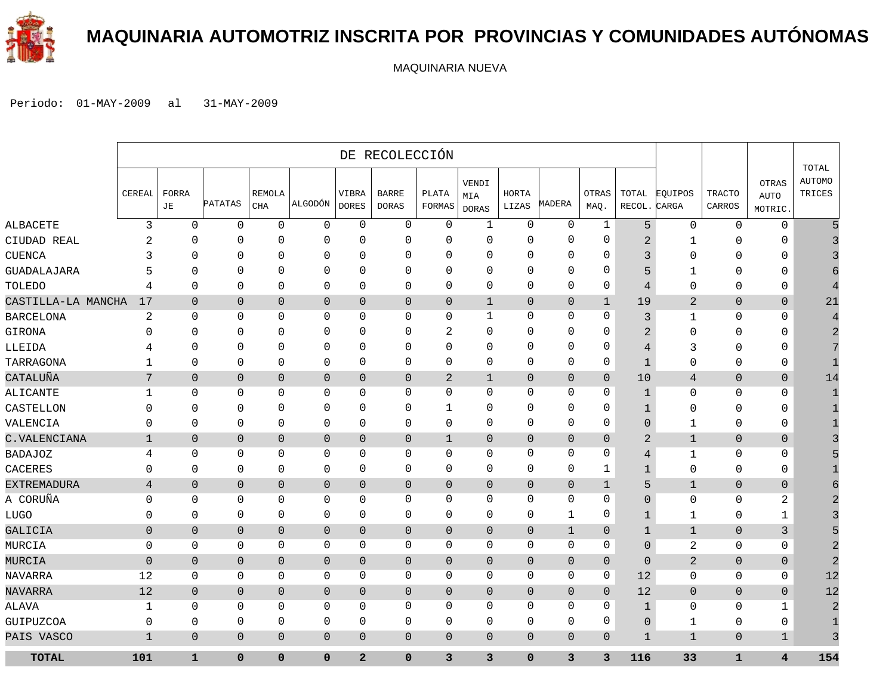# MAQUINARIA AUTOMOTRIZ INSCRITA POR PROVINCIAS Y COMUNIDADES AUTÓNOMAS

MAQUINARIA NUEVA

Periodo: 01-MAY-2009 al 31-MAY-2009

| | DE RECOLECCIÓN | | | | | | | | | | | | | | | | |
|---|---|---|---|---|---|---|---|---|---|---|---|---|---|---|---|---|---|
| | CEREAL | FORRAJE | PATATAS | REMOLACHA | ALGODÓN | VIBRADORES | BARREDORAS | PLATAFORMAS | VENDIMIADORAS | HORTALIZAS | MADERA | OTRAS MAQ. | TOTAL RECOL. | EQUIPOS CARGA | TRACTOCARROS | OTRAS AUTOMOTRIC. | TOTAL AUTOMOTRICES |
| ALBACETE | 3 | 0 | 0 | 0 | 0 | 0 | 0 | 0 | 1 | 0 | 0 | 1 | 5 | 0 | 0 | 0 | 5 |
| CIUDAD REAL | 2 | 0 | 0 | 0 | 0 | 0 | 0 | 0 | 0 | 0 | 0 | 0 | 2 | 1 | 0 | 0 | 3 |
| CUENCA | 3 | 0 | 0 | 0 | 0 | 0 | 0 | 0 | 0 | 0 | 0 | 0 | 3 | 0 | 0 | 0 | 3 |
| GUADALAJARA | 5 | 0 | 0 | 0 | 0 | 0 | 0 | 0 | 0 | 0 | 0 | 0 | 5 | 1 | 0 | 0 | 6 |
| TOLEDO | 4 | 0 | 0 | 0 | 0 | 0 | 0 | 0 | 0 | 0 | 0 | 0 | 4 | 0 | 0 | 0 | 4 |
| CASTILLA-LA MANCHA | 17 | 0 | 0 | 0 | 0 | 0 | 0 | 0 | 1 | 0 | 0 | 1 | 19 | 2 | 0 | 0 | 21 |
| BARCELONA | 2 | 0 | 0 | 0 | 0 | 0 | 0 | 0 | 1 | 0 | 0 | 0 | 3 | 1 | 0 | 0 | 4 |
| GIRONA | 0 | 0 | 0 | 0 | 0 | 0 | 0 | 2 | 0 | 0 | 0 | 0 | 2 | 0 | 0 | 0 | 2 |
| LLEIDA | 4 | 0 | 0 | 0 | 0 | 0 | 0 | 0 | 0 | 0 | 0 | 0 | 4 | 3 | 0 | 0 | 7 |
| TARRAGONA | 1 | 0 | 0 | 0 | 0 | 0 | 0 | 0 | 0 | 0 | 0 | 0 | 1 | 0 | 0 | 0 | 1 |
| CATALUÑA | 7 | 0 | 0 | 0 | 0 | 0 | 0 | 2 | 1 | 0 | 0 | 0 | 10 | 4 | 0 | 0 | 14 |
| ALICANTE | 1 | 0 | 0 | 0 | 0 | 0 | 0 | 0 | 0 | 0 | 0 | 0 | 1 | 0 | 0 | 0 | 1 |
| CASTELLON | 0 | 0 | 0 | 0 | 0 | 0 | 0 | 1 | 0 | 0 | 0 | 0 | 1 | 0 | 0 | 0 | 1 |
| VALENCIA | 0 | 0 | 0 | 0 | 0 | 0 | 0 | 0 | 0 | 0 | 0 | 0 | 0 | 1 | 0 | 0 | 1 |
| C.VALENCIANA | 1 | 0 | 0 | 0 | 0 | 0 | 0 | 1 | 0 | 0 | 0 | 0 | 2 | 1 | 0 | 0 | 3 |
| BADAJOZ | 4 | 0 | 0 | 0 | 0 | 0 | 0 | 0 | 0 | 0 | 0 | 0 | 4 | 1 | 0 | 0 | 5 |
| CACERES | 0 | 0 | 0 | 0 | 0 | 0 | 0 | 0 | 0 | 0 | 0 | 1 | 1 | 0 | 0 | 0 | 1 |
| EXTREMADURA | 4 | 0 | 0 | 0 | 0 | 0 | 0 | 0 | 0 | 0 | 0 | 1 | 5 | 1 | 0 | 0 | 6 |
| A CORUÑA | 0 | 0 | 0 | 0 | 0 | 0 | 0 | 0 | 0 | 0 | 0 | 0 | 0 | 0 | 0 | 2 | 2 |
| LUGO | 0 | 0 | 0 | 0 | 0 | 0 | 0 | 0 | 0 | 0 | 1 | 0 | 1 | 1 | 0 | 1 | 3 |
| GALICIA | 0 | 0 | 0 | 0 | 0 | 0 | 0 | 0 | 0 | 0 | 1 | 0 | 1 | 1 | 0 | 3 | 5 |
| MURCIA | 0 | 0 | 0 | 0 | 0 | 0 | 0 | 0 | 0 | 0 | 0 | 0 | 0 | 2 | 0 | 0 | 2 |
| MURCIA | 0 | 0 | 0 | 0 | 0 | 0 | 0 | 0 | 0 | 0 | 0 | 0 | 0 | 2 | 0 | 0 | 2 |
| NAVARRA | 12 | 0 | 0 | 0 | 0 | 0 | 0 | 0 | 0 | 0 | 0 | 0 | 12 | 0 | 0 | 0 | 12 |
| NAVARRA | 12 | 0 | 0 | 0 | 0 | 0 | 0 | 0 | 0 | 0 | 0 | 0 | 12 | 0 | 0 | 0 | 12 |
| ALAVA | 1 | 0 | 0 | 0 | 0 | 0 | 0 | 0 | 0 | 0 | 0 | 0 | 1 | 0 | 0 | 1 | 2 |
| GUIPUZCOA | 0 | 0 | 0 | 0 | 0 | 0 | 0 | 0 | 0 | 0 | 0 | 0 | 0 | 1 | 0 | 0 | 1 |
| PAIS VASCO | 1 | 0 | 0 | 0 | 0 | 0 | 0 | 0 | 0 | 0 | 0 | 0 | 1 | 1 | 0 | 1 | 3 |
| **TOTAL** | **101** | **1** | **0** | **0** | **0** | **2** | **0** | **3** | **3** | **0** | **3** | **3** | **116** | **33** | **1** | **4** | **154** |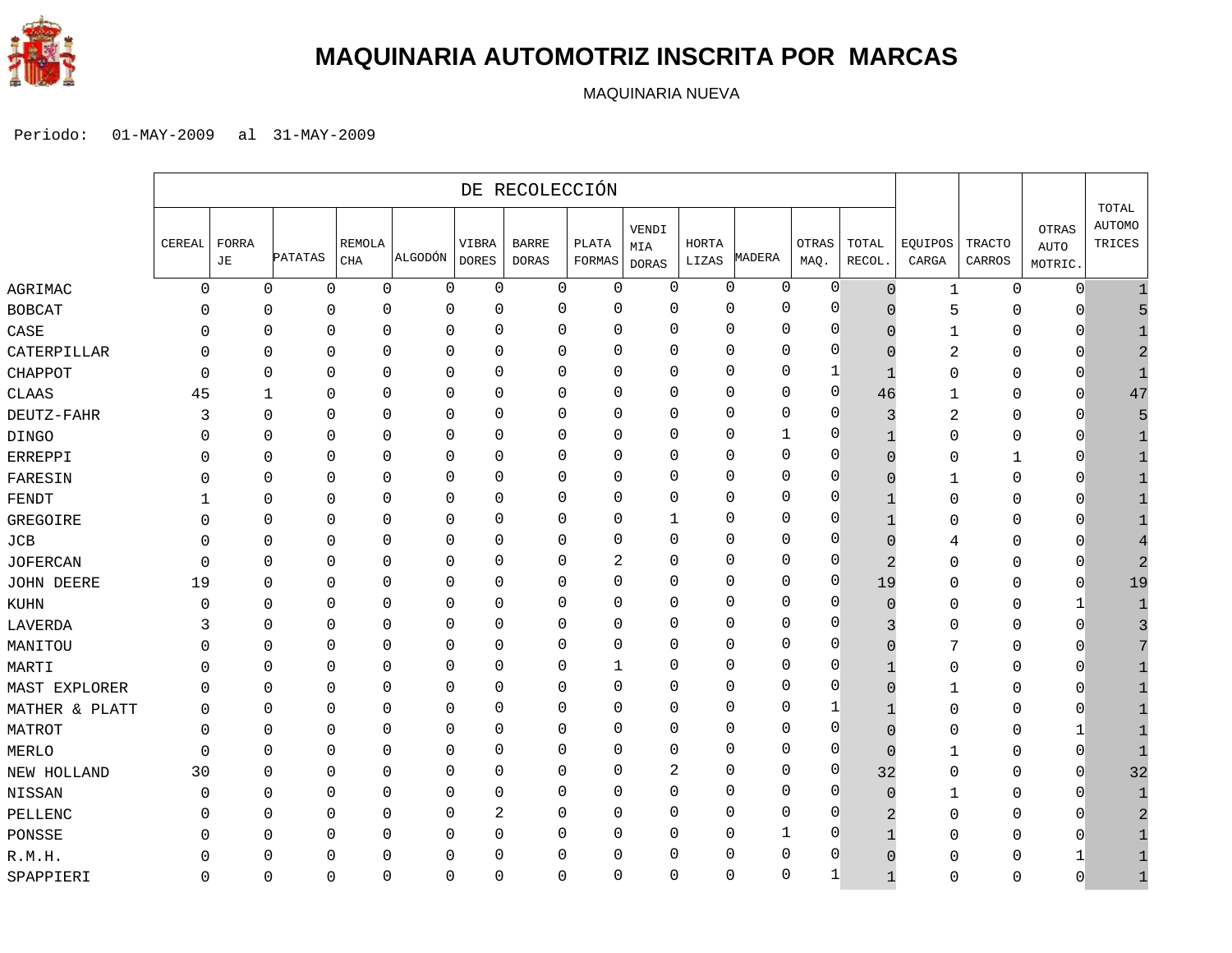# MAQUINARIA AUTOMOTRIZ INSCRITA POR MARCAS

MAQUINARIA NUEVA

Periodo: 01-MAY-2009 al 31-MAY-2009

| | DE RECOLECCIÓN | | | | | | | | | | | | | | | | |
|---|---|---|---|---|---|---|---|---|---|---|---|---|---|---|---|---|---|
| | CEREAL | FORRAJE | PATATAS | REMOLACHA | ALGODÓN | VIBRADORES | BARREDORAS | PLATAFORMAS | VENDIMIADORAS | HORTALIZAS | MADERA | OTRAS MAQ. | TOTAL RECOL. | EQUIPOS CARGA | TRACTOCARROS | OTRAS AUTOMOTRIC. | TOTAL AUTOMOTRICES |
| AGRIMAC | 0 | 0 | 0 | 0 | 0 | 0 | 0 | 0 | 0 | 0 | 0 | 0 | 0 | 1 | 0 | 0 | 1 |
| BOBCAT | 0 | 0 | 0 | 0 | 0 | 0 | 0 | 0 | 0 | 0 | 0 | 0 | 0 | 5 | 0 | 0 | 5 |
| CASE | 0 | 0 | 0 | 0 | 0 | 0 | 0 | 0 | 0 | 0 | 0 | 0 | 0 | 1 | 0 | 0 | 1 |
| CATERPILLAR | 0 | 0 | 0 | 0 | 0 | 0 | 0 | 0 | 0 | 0 | 0 | 0 | 0 | 2 | 0 | 0 | 2 |
| CHAPPOT | 0 | 0 | 0 | 0 | 0 | 0 | 0 | 0 | 0 | 0 | 0 | 1 | 1 | 0 | 0 | 0 | 1 |
| CLAAS | 45 | 1 | 0 | 0 | 0 | 0 | 0 | 0 | 0 | 0 | 0 | 0 | 46 | 1 | 0 | 0 | 47 |
| DEUTZ-FAHR | 3 | 0 | 0 | 0 | 0 | 0 | 0 | 0 | 0 | 0 | 0 | 0 | 3 | 2 | 0 | 0 | 5 |
| DINGO | 0 | 0 | 0 | 0 | 0 | 0 | 0 | 0 | 0 | 0 | 1 | 0 | 1 | 0 | 0 | 0 | 1 |
| ERREPPI | 0 | 0 | 0 | 0 | 0 | 0 | 0 | 0 | 0 | 0 | 0 | 0 | 0 | 0 | 1 | 0 | 1 |
| FARESIN | 0 | 0 | 0 | 0 | 0 | 0 | 0 | 0 | 0 | 0 | 0 | 0 | 0 | 1 | 0 | 0 | 1 |
| FENDT | 1 | 0 | 0 | 0 | 0 | 0 | 0 | 0 | 0 | 0 | 0 | 0 | 1 | 0 | 0 | 0 | 1 |
| GREGOIRE | 0 | 0 | 0 | 0 | 0 | 0 | 0 | 0 | 1 | 0 | 0 | 0 | 1 | 0 | 0 | 0 | 1 |
| JCB | 0 | 0 | 0 | 0 | 0 | 0 | 0 | 0 | 0 | 0 | 0 | 0 | 0 | 4 | 0 | 0 | 4 |
| JOFERCAN | 0 | 0 | 0 | 0 | 0 | 0 | 0 | 2 | 0 | 0 | 0 | 0 | 2 | 0 | 0 | 0 | 2 |
| JOHN DEERE | 19 | 0 | 0 | 0 | 0 | 0 | 0 | 0 | 0 | 0 | 0 | 0 | 19 | 0 | 0 | 0 | 19 |
| KUHN | 0 | 0 | 0 | 0 | 0 | 0 | 0 | 0 | 0 | 0 | 0 | 0 | 0 | 0 | 0 | 1 | 1 |
| LAVERDA | 3 | 0 | 0 | 0 | 0 | 0 | 0 | 0 | 0 | 0 | 0 | 0 | 3 | 0 | 0 | 0 | 3 |
| MANITOU | 0 | 0 | 0 | 0 | 0 | 0 | 0 | 0 | 0 | 0 | 0 | 0 | 0 | 7 | 0 | 0 | 7 |
| MARTI | 0 | 0 | 0 | 0 | 0 | 0 | 0 | 1 | 0 | 0 | 0 | 0 | 1 | 0 | 0 | 0 | 1 |
| MAST EXPLORER | 0 | 0 | 0 | 0 | 0 | 0 | 0 | 0 | 0 | 0 | 0 | 0 | 0 | 1 | 0 | 0 | 1 |
| MATHER & PLATT | 0 | 0 | 0 | 0 | 0 | 0 | 0 | 0 | 0 | 0 | 0 | 1 | 1 | 0 | 0 | 0 | 1 |
| MATROT | 0 | 0 | 0 | 0 | 0 | 0 | 0 | 0 | 0 | 0 | 0 | 0 | 0 | 0 | 0 | 1 | 1 |
| MERLO | 0 | 0 | 0 | 0 | 0 | 0 | 0 | 0 | 0 | 0 | 0 | 0 | 0 | 1 | 0 | 0 | 1 |
| NEW HOLLAND | 30 | 0 | 0 | 0 | 0 | 0 | 0 | 0 | 2 | 0 | 0 | 0 | 32 | 0 | 0 | 0 | 32 |
| NISSAN | 0 | 0 | 0 | 0 | 0 | 0 | 0 | 0 | 0 | 0 | 0 | 0 | 0 | 1 | 0 | 0 | 1 |
| PELLENC | 0 | 0 | 0 | 0 | 0 | 2 | 0 | 0 | 0 | 0 | 0 | 0 | 2 | 0 | 0 | 0 | 2 |
| PONSSE | 0 | 0 | 0 | 0 | 0 | 0 | 0 | 0 | 0 | 0 | 1 | 0 | 1 | 0 | 0 | 0 | 1 |
| R.M.H. | 0 | 0 | 0 | 0 | 0 | 0 | 0 | 0 | 0 | 0 | 0 | 0 | 0 | 0 | 0 | 1 | 1 |
| SPAPPIERI | 0 | 0 | 0 | 0 | 0 | 0 | 0 | 0 | 0 | 0 | 0 | 1 | 1 | 0 | 0 | 0 | 1 |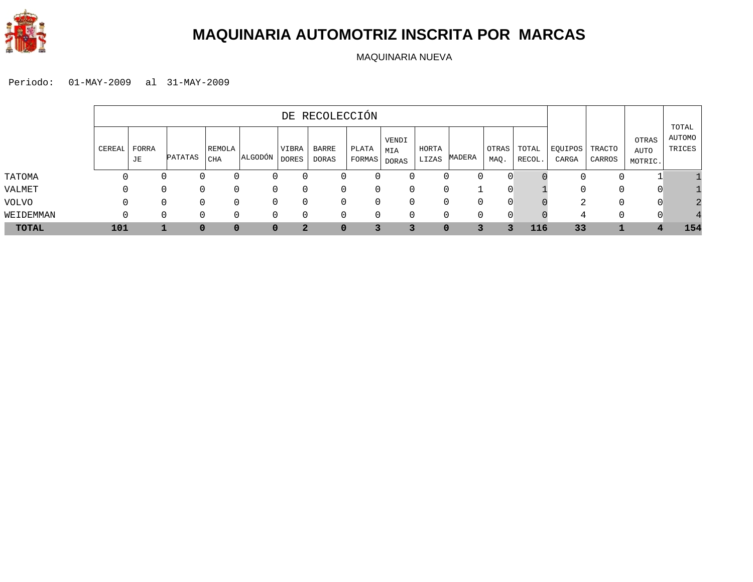# MAQUINARIA AUTOMOTRIZ INSCRITA POR MARCAS

MAQUINARIA NUEVA

Periodo: 01-MAY-2009 al 31-MAY-2009

| | DE RECOLECCIÓN | | | | | | | | | | | | | EQUIPOS CARGA | TRACTO CARROS | OTRAS AUTO MOTRIC. | TOTAL AUTOMO TRICES |
|---|---|---|---|---|---|---|---|---|---|---|---|---|---|---|---|---|---|
| | CEREAL | FORRA JE | PATATAS | REMOLA CHA | ALGODÓN | VIBRA DORES | BARRE DORAS | PLATA FORMAS | VENDI MIA DORAS | HORTA LIZAS | MADERA | OTRAS MAQ. | TOTAL RECOL. | | | | |
| TATOMA | 0 | 0 | 0 | 0 | 0 | 0 | 0 | 0 | 0 | 0 | 0 | 0 | 0 | 0 | 0 | 1 | 1 |
| VALMET | 0 | 0 | 0 | 0 | 0 | 0 | 0 | 0 | 0 | 0 | 1 | 0 | 1 | 0 | 0 | 0 | 1 |
| VOLVO | 0 | 0 | 0 | 0 | 0 | 0 | 0 | 0 | 0 | 0 | 0 | 0 | 0 | 2 | 0 | 0 | 2 |
| WEIDEMMAN | 0 | 0 | 0 | 0 | 0 | 0 | 0 | 0 | 0 | 0 | 0 | 0 | 0 | 4 | 0 | 0 | 4 |
| **TOTAL** | **101** | **1** | **0** | **0** | **0** | **2** | **0** | **3** | **3** | **0** | **3** | **3** | **116** | **33** | **1** | **4** | **154** |